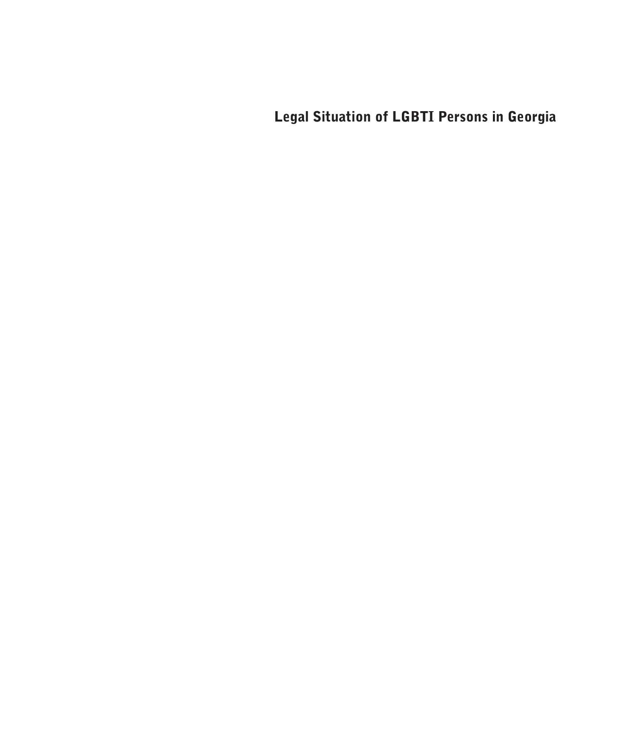# Legal Situation of LGBTI Persons in Georgia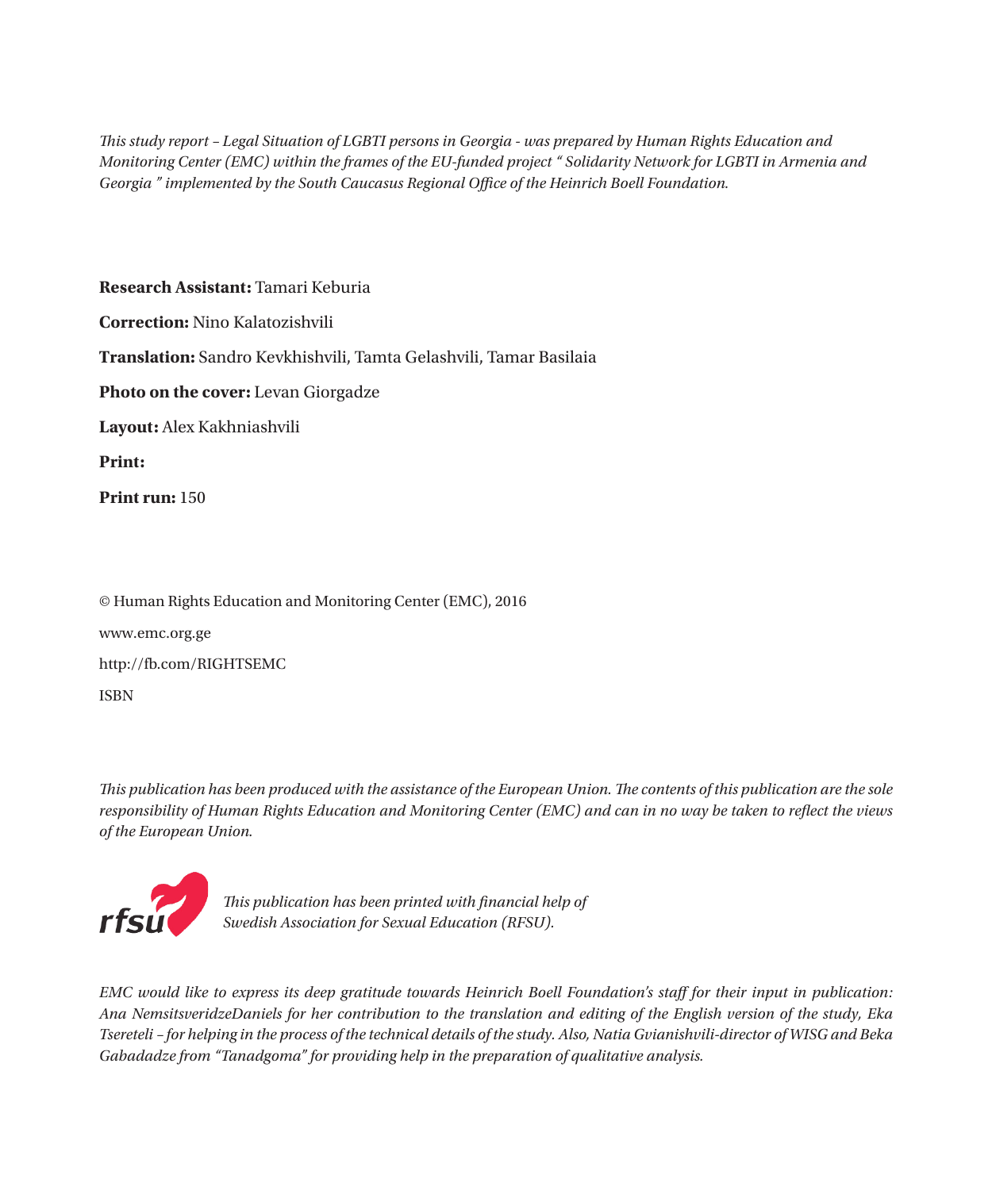*This study report – Legal Situation of LGBTI persons in Georgia - was prepared by Human Rights Education and Monitoring Center (EMC) within the frames of the EU-funded project " Solidarity Network for LGBTI in Armenia and Georgia " implemented by the South Caucasus Regional Office of the Heinrich Boell Foundation.*

**Research Assistant:** Tamari Keburia

**Correction:** Nino Kalatozishvili

**Translation:** Sandro Kevkhishvili, Tamta Gelashvili, Tamar Basilaia

**Photo on the cover:** Levan Giorgadze

**Layout:** Alex Kakhniashvili

**Print:**

**Print run:** 150

© Human Rights Education and Monitoring Center (EMC), 2016

www.emc.org.ge

http://fb.com/RIGHTSEMC

ISBN

*This publication has been produced with the assistance of the European Union. The contents of this publication are the sole responsibility of Human Rights Education and Monitoring Center (EMC) and can in no way be taken to reflect the views of the European Union.*

rfsu

*This publication has been printed with financial help of Swedish Association for Sexual Education (RFSU).*

*EMC would like to express its deep gratitude towards Heinrich Boell Foundation's staff for their input in publication: Ana NemsitsveridzeDaniels for her contribution to the translation and editing of the English version of the study, Eka Tsereteli – for helping in the process of the technical details of the study. Also, Natia Gvianishvili-director of WISG and Beka Gabadadze from "Tanadgoma" for providing help in the preparation of qualitative analysis.*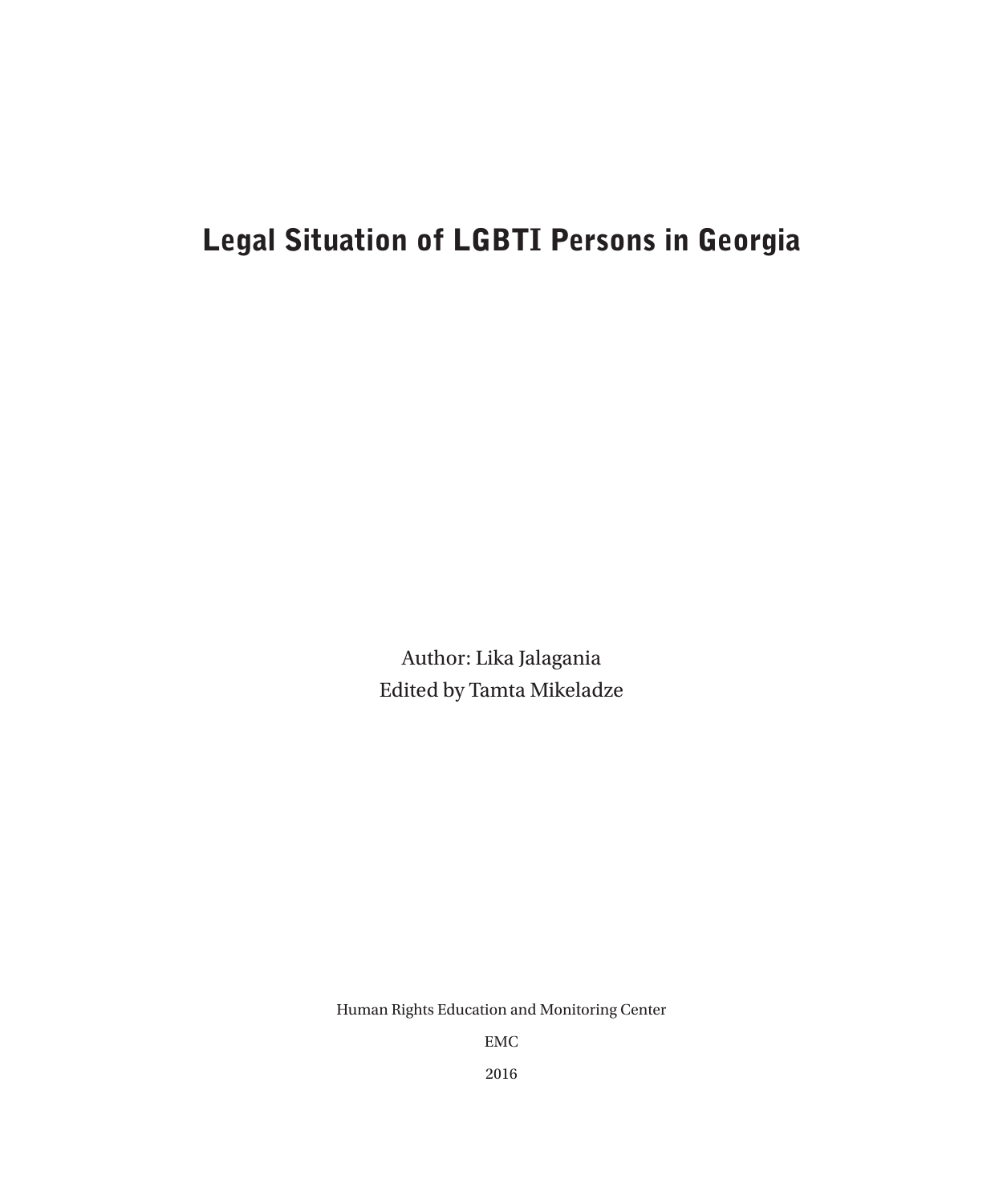# Legal Situation of LGBTI Persons in Georgia

Author: Lika Jalagania

Edited by Tamta Mikeladze

Human Rights Education and Monitoring Center

EMC

2016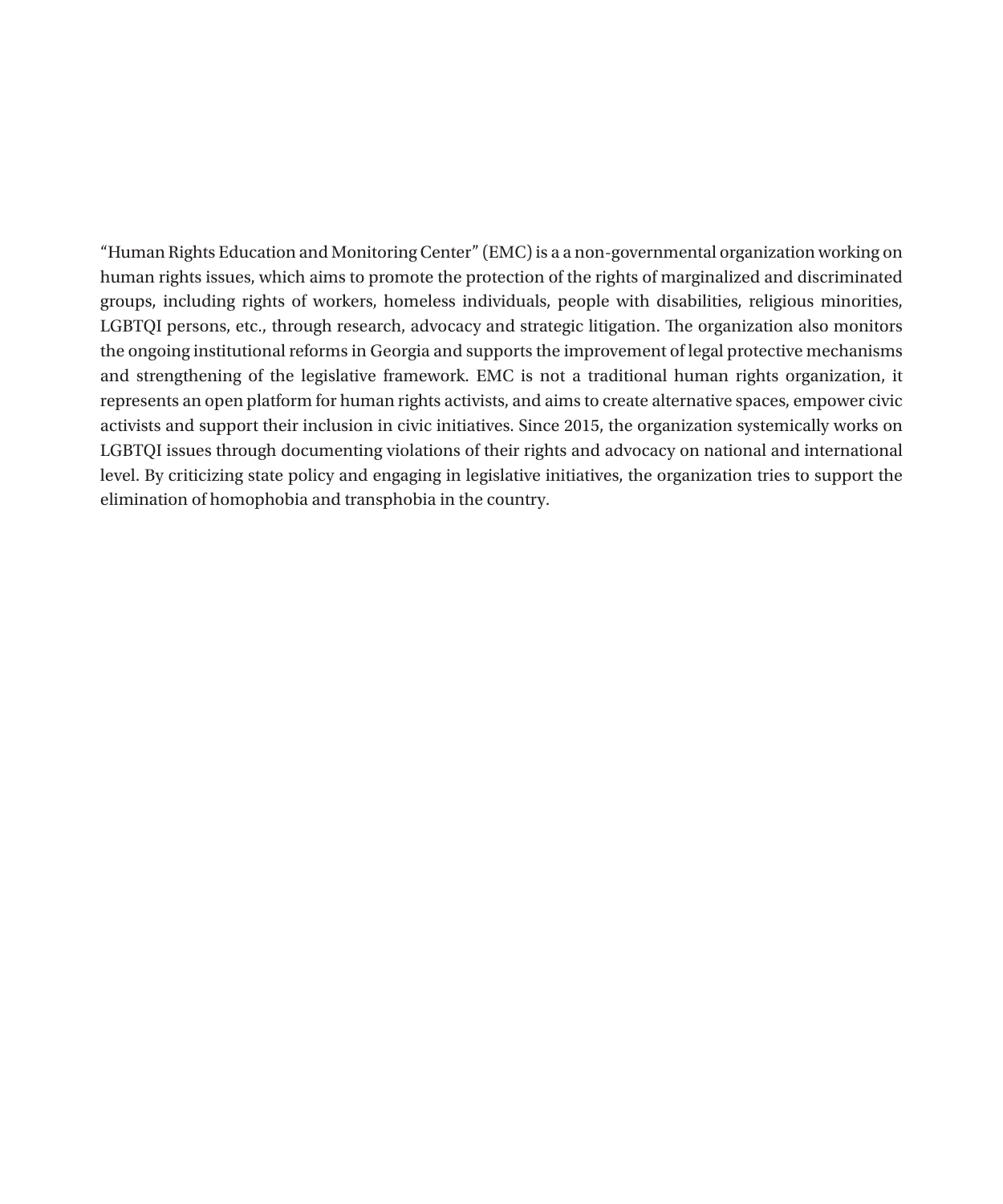"Human Rights Education and Monitoring Center" (EMC) is a a non-governmental organization working on human rights issues, which aims to promote the protection of the rights of marginalized and discriminated groups, including rights of workers, homeless individuals, people with disabilities, religious minorities, LGBTQI persons, etc., through research, advocacy and strategic litigation. The organization also monitors the ongoing institutional reforms in Georgia and supports the improvement of legal protective mechanisms and strengthening of the legislative framework. EMC is not a traditional human rights organization, it represents an open platform for human rights activists, and aims to create alternative spaces, empower civic activists and support their inclusion in civic initiatives. Since 2015, the organization systemically works on LGBTQI issues through documenting violations of their rights and advocacy on national and international level. By criticizing state policy and engaging in legislative initiatives, the organization tries to support the elimination of homophobia and transphobia in the country.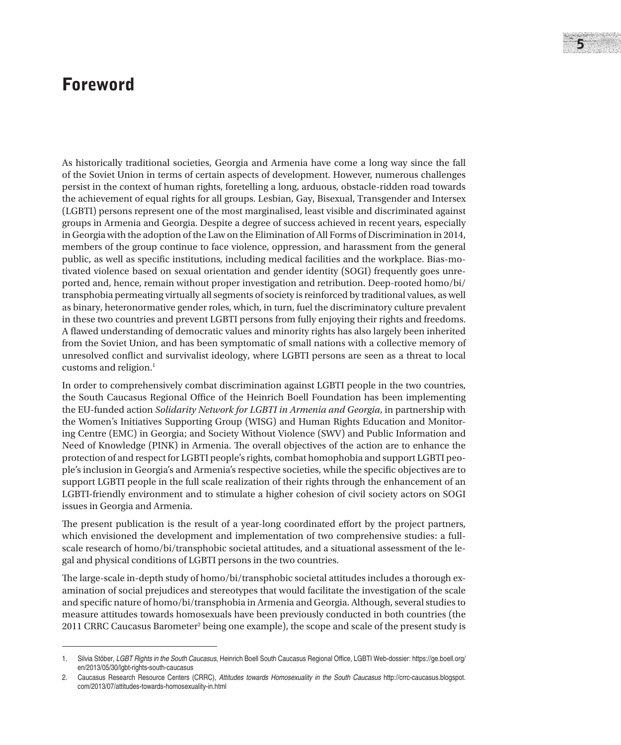# Foreword

As historically traditional societies, Georgia and Armenia have come a long way since the fall of the Soviet Union in terms of certain aspects of development. However, numerous challenges persist in the context of human rights, foretelling a long, arduous, obstacle-ridden road towards the achievement of equal rights for all groups. Lesbian, Gay, Bisexual, Transgender and Intersex (LGBTI) persons represent one of the most marginalised, least visible and discriminated against groups in Armenia and Georgia. Despite a degree of success achieved in recent years, especially in Georgia with the adoption of the Law on the Elimination of All Forms of Discrimination in 2014, members of the group continue to face violence, oppression, and harassment from the general public, as well as specific institutions, including medical facilities and the workplace. Bias-motivated violence based on sexual orientation and gender identity (SOGI) frequently goes unreported and, hence, remain without proper investigation and retribution. Deep-rooted homo/bi/transphobia permeating virtually all segments of society is reinforced by traditional values, as well as binary, heteronormative gender roles, which, in turn, fuel the discriminatory culture prevalent in these two countries and prevent LGBTI persons from fully enjoying their rights and freedoms. A flawed understanding of democratic values and minority rights has also largely been inherited from the Soviet Union, and has been symptomatic of small nations with a collective memory of unresolved conflict and survivalist ideology, where LGBTI persons are seen as a threat to local customs and religion.[1]

In order to comprehensively combat discrimination against LGBTI people in the two countries, the South Caucasus Regional Office of the Heinrich Boell Foundation has been implementing the EU-funded action *Solidarity Network for LGBTI in Armenia and Georgia*, in partnership with the Women's Initiatives Supporting Group (WISG) and Human Rights Education and Monitoring Centre (EMC) in Georgia; and Society Without Violence (SWV) and Public Information and Need of Knowledge (PINK) in Armenia. The overall objectives of the action are to enhance the protection of and respect for LGBTI people's rights, combat homophobia and support LGBTI people's inclusion in Georgia's and Armenia's respective societies, while the specific objectives are to support LGBTI people in the full scale realization of their rights through the enhancement of an LGBTI-friendly environment and to stimulate a higher cohesion of civil society actors on SOGI issues in Georgia and Armenia.

The present publication is the result of a year-long coordinated effort by the project partners, which envisioned the development and implementation of two comprehensive studies: a full-scale research of homo/bi/transphobic societal attitudes, and a situational assessment of the legal and physical conditions of LGBTI persons in the two countries.

The large-scale in-depth study of homo/bi/transphobic societal attitudes includes a thorough examination of social prejudices and stereotypes that would facilitate the investigation of the scale and specific nature of homo/bi/transphobia in Armenia and Georgia. Although, several studies to measure attitudes towards homosexuals have been previously conducted in both countries (the 2011 CRRC Caucasus Barometer[2] being one example), the scope and scale of the present study is

---

1. Silvia Stöber, *LGBT Rights in the South Caucasus*, Heinrich Boell South Caucasus Regional Office, LGBTI Web-dossier: https://ge.boell.org/en/2013/05/30/lgbt-rights-south-caucasus
2. Caucasus Research Resource Centers (CRRC), *Attitudes towards Homosexuality in the South Caucasus* http://crrc-caucasus.blogspot.com/2013/07/attitudes-towards-homosexuality-in.html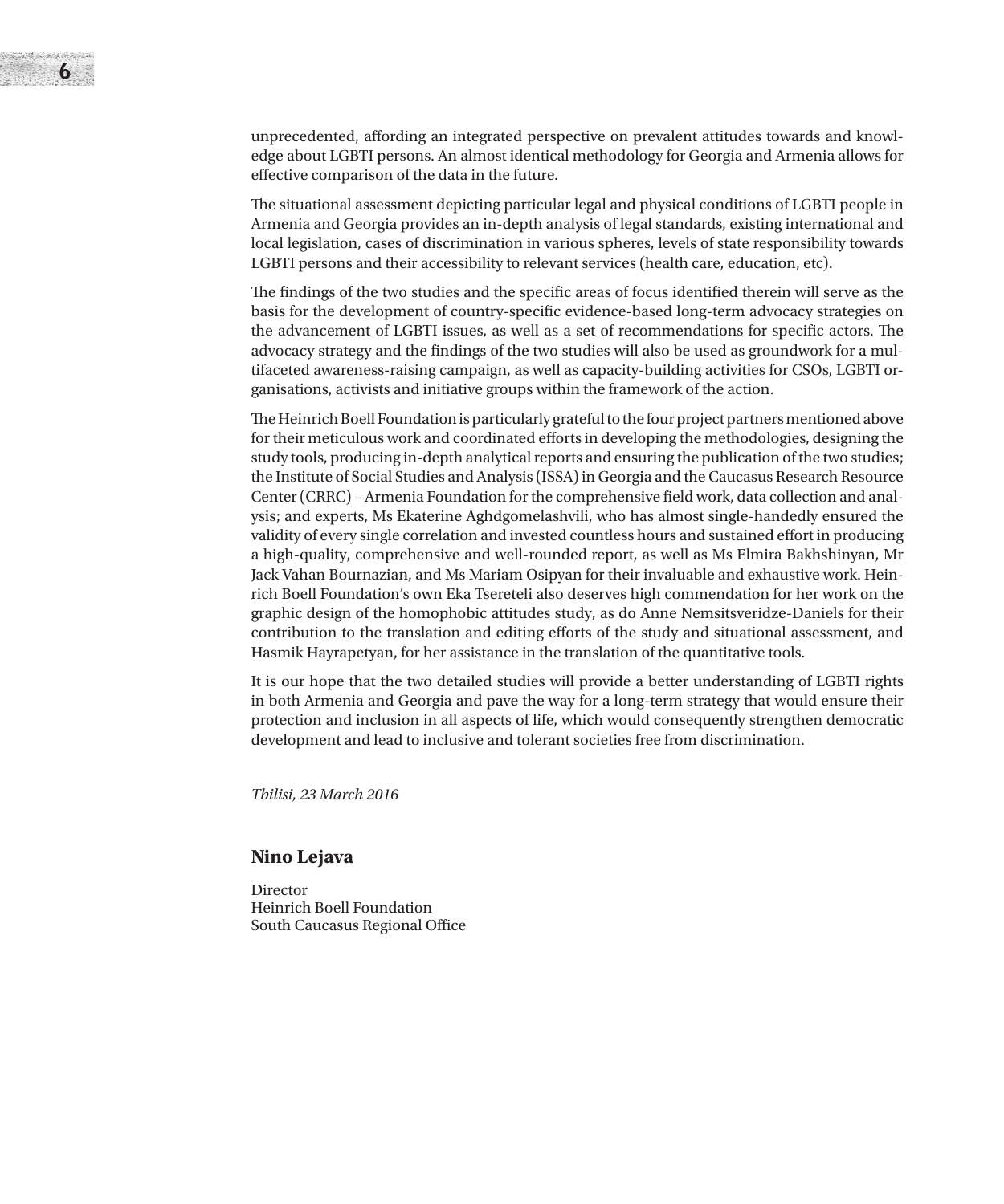unprecedented, affording an integrated perspective on prevalent attitudes towards and knowledge about LGBTI persons. An almost identical methodology for Georgia and Armenia allows for effective comparison of the data in the future.

The situational assessment depicting particular legal and physical conditions of LGBTI people in Armenia and Georgia provides an in-depth analysis of legal standards, existing international and local legislation, cases of discrimination in various spheres, levels of state responsibility towards LGBTI persons and their accessibility to relevant services (health care, education, etc).

The findings of the two studies and the specific areas of focus identified therein will serve as the basis for the development of country-specific evidence-based long-term advocacy strategies on the advancement of LGBTI issues, as well as a set of recommendations for specific actors. The advocacy strategy and the findings of the two studies will also be used as groundwork for a multifaceted awareness-raising campaign, as well as capacity-building activities for CSOs, LGBTI organisations, activists and initiative groups within the framework of the action.

The Heinrich Boell Foundation is particularly grateful to the four project partners mentioned above for their meticulous work and coordinated efforts in developing the methodologies, designing the study tools, producing in-depth analytical reports and ensuring the publication of the two studies; the Institute of Social Studies and Analysis (ISSA) in Georgia and the Caucasus Research Resource Center (CRRC) – Armenia Foundation for the comprehensive field work, data collection and analysis; and experts, Ms Ekaterine Aghdgomelashvili, who has almost single-handedly ensured the validity of every single correlation and invested countless hours and sustained effort in producing a high-quality, comprehensive and well-rounded report, as well as Ms Elmira Bakhshinyan, Mr Jack Vahan Bournazian, and Ms Mariam Osipyan for their invaluable and exhaustive work. Heinrich Boell Foundation's own Eka Tsereteli also deserves high commendation for her work on the graphic design of the homophobic attitudes study, as do Anne Nemsitsveridze-Daniels for their contribution to the translation and editing efforts of the study and situational assessment, and Hasmik Hayrapetyan, for her assistance in the translation of the quantitative tools.

It is our hope that the two detailed studies will provide a better understanding of LGBTI rights in both Armenia and Georgia and pave the way for a long-term strategy that would ensure their protection and inclusion in all aspects of life, which would consequently strengthen democratic development and lead to inclusive and tolerant societies free from discrimination.

*Tbilisi, 23 March 2016*

**Nino Lejava**

Director
Heinrich Boell Foundation
South Caucasus Regional Office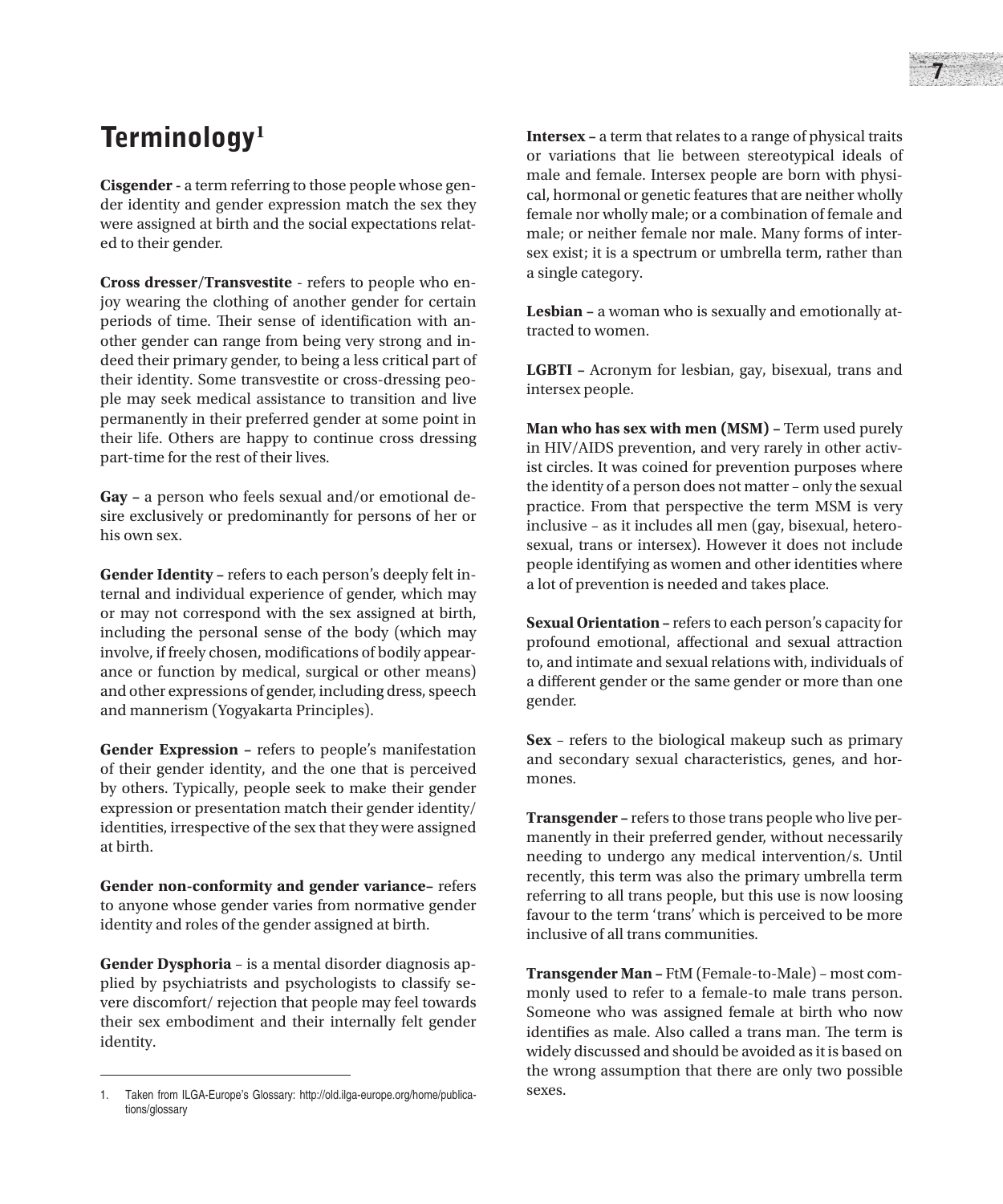# Terminology[1]

**Cisgender -** a term referring to those people whose gender identity and gender expression match the sex they were assigned at birth and the social expectations related to their gender.

**Cross dresser/Transvestite** - refers to people who enjoy wearing the clothing of another gender for certain periods of time. Their sense of identification with another gender can range from being very strong and indeed their primary gender, to being a less critical part of their identity. Some transvestite or cross-dressing people may seek medical assistance to transition and live permanently in their preferred gender at some point in their life. Others are happy to continue cross dressing part-time for the rest of their lives.

**Gay –** a person who feels sexual and/or emotional desire exclusively or predominantly for persons of her or his own sex.

**Gender Identity –** refers to each person's deeply felt internal and individual experience of gender, which may or may not correspond with the sex assigned at birth, including the personal sense of the body (which may involve, if freely chosen, modifications of bodily appearance or function by medical, surgical or other means) and other expressions of gender, including dress, speech and mannerism (Yogyakarta Principles).

**Gender Expression –** refers to people's manifestation of their gender identity, and the one that is perceived by others. Typically, people seek to make their gender expression or presentation match their gender identity/identities, irrespective of the sex that they were assigned at birth.

**Gender non-conformity and gender variance–** refers to anyone whose gender varies from normative gender identity and roles of the gender assigned at birth.

**Gender Dysphoria** – is a mental disorder diagnosis applied by psychiatrists and psychologists to classify severe discomfort/ rejection that people may feel towards their sex embodiment and their internally felt gender identity.

**Intersex –** a term that relates to a range of physical traits or variations that lie between stereotypical ideals of male and female. Intersex people are born with physical, hormonal or genetic features that are neither wholly female nor wholly male; or a combination of female and male; or neither female nor male. Many forms of intersex exist; it is a spectrum or umbrella term, rather than a single category.

**Lesbian –** a woman who is sexually and emotionally attracted to women.

**LGBTI –** Acronym for lesbian, gay, bisexual, trans and intersex people.

**Man who has sex with men (MSM) –** Term used purely in HIV/AIDS prevention, and very rarely in other activist circles. It was coined for prevention purposes where the identity of a person does not matter – only the sexual practice. From that perspective the term MSM is very inclusive – as it includes all men (gay, bisexual, heterosexual, trans or intersex). However it does not include people identifying as women and other identities where a lot of prevention is needed and takes place.

**Sexual Orientation –** refers to each person's capacity for profound emotional, affectional and sexual attraction to, and intimate and sexual relations with, individuals of a different gender or the same gender or more than one gender.

**Sex** – refers to the biological makeup such as primary and secondary sexual characteristics, genes, and hormones.

**Transgender –** refers to those trans people who live permanently in their preferred gender, without necessarily needing to undergo any medical intervention/s. Until recently, this term was also the primary umbrella term referring to all trans people, but this use is now loosing favour to the term 'trans' which is perceived to be more inclusive of all trans communities.

**Transgender Man –** FtM (Female-to-Male) – most commonly used to refer to a female-to male trans person. Someone who was assigned female at birth who now identifies as male. Also called a trans man. The term is widely discussed and should be avoided as it is based on the wrong assumption that there are only two possible sexes.

---

1. Taken from ILGA-Europe's Glossary: http://old.ilga-europe.org/home/publications/glossary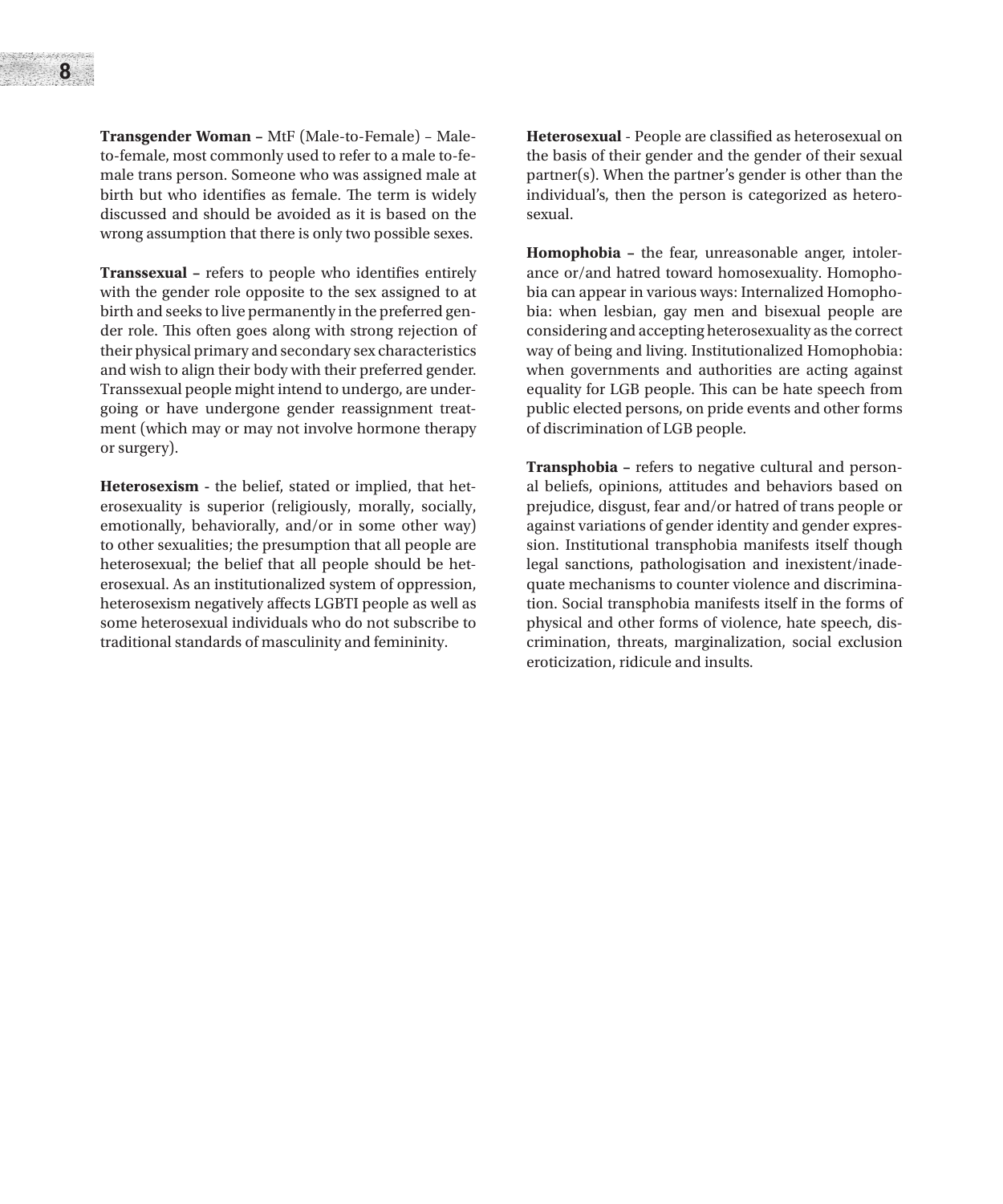**Transgender Woman –** MtF (Male-to-Female) – Male-to-female, most commonly used to refer to a male to-female trans person. Someone who was assigned male at birth but who identifies as female. The term is widely discussed and should be avoided as it is based on the wrong assumption that there is only two possible sexes.

**Transsexual –** refers to people who identifies entirely with the gender role opposite to the sex assigned to at birth and seeks to live permanently in the preferred gender role. This often goes along with strong rejection of their physical primary and secondary sex characteristics and wish to align their body with their preferred gender. Transsexual people might intend to undergo, are undergoing or have undergone gender reassignment treatment (which may or may not involve hormone therapy or surgery).

**Heterosexism** - the belief, stated or implied, that heterosexuality is superior (religiously, morally, socially, emotionally, behaviorally, and/or in some other way) to other sexualities; the presumption that all people are heterosexual; the belief that all people should be heterosexual. As an institutionalized system of oppression, heterosexism negatively affects LGBTI people as well as some heterosexual individuals who do not subscribe to traditional standards of masculinity and femininity.

**Heterosexual** - People are classified as heterosexual on the basis of their gender and the gender of their sexual partner(s). When the partner's gender is other than the individual's, then the person is categorized as heterosexual.

**Homophobia –** the fear, unreasonable anger, intolerance or/and hatred toward homosexuality. Homophobia can appear in various ways: Internalized Homophobia: when lesbian, gay men and bisexual people are considering and accepting heterosexuality as the correct way of being and living. Institutionalized Homophobia: when governments and authorities are acting against equality for LGB people. This can be hate speech from public elected persons, on pride events and other forms of discrimination of LGB people.

**Transphobia –** refers to negative cultural and personal beliefs, opinions, attitudes and behaviors based on prejudice, disgust, fear and/or hatred of trans people or against variations of gender identity and gender expression. Institutional transphobia manifests itself though legal sanctions, pathologisation and inexistent/inadequate mechanisms to counter violence and discrimination. Social transphobia manifests itself in the forms of physical and other forms of violence, hate speech, discrimination, threats, marginalization, social exclusion eroticization, ridicule and insults.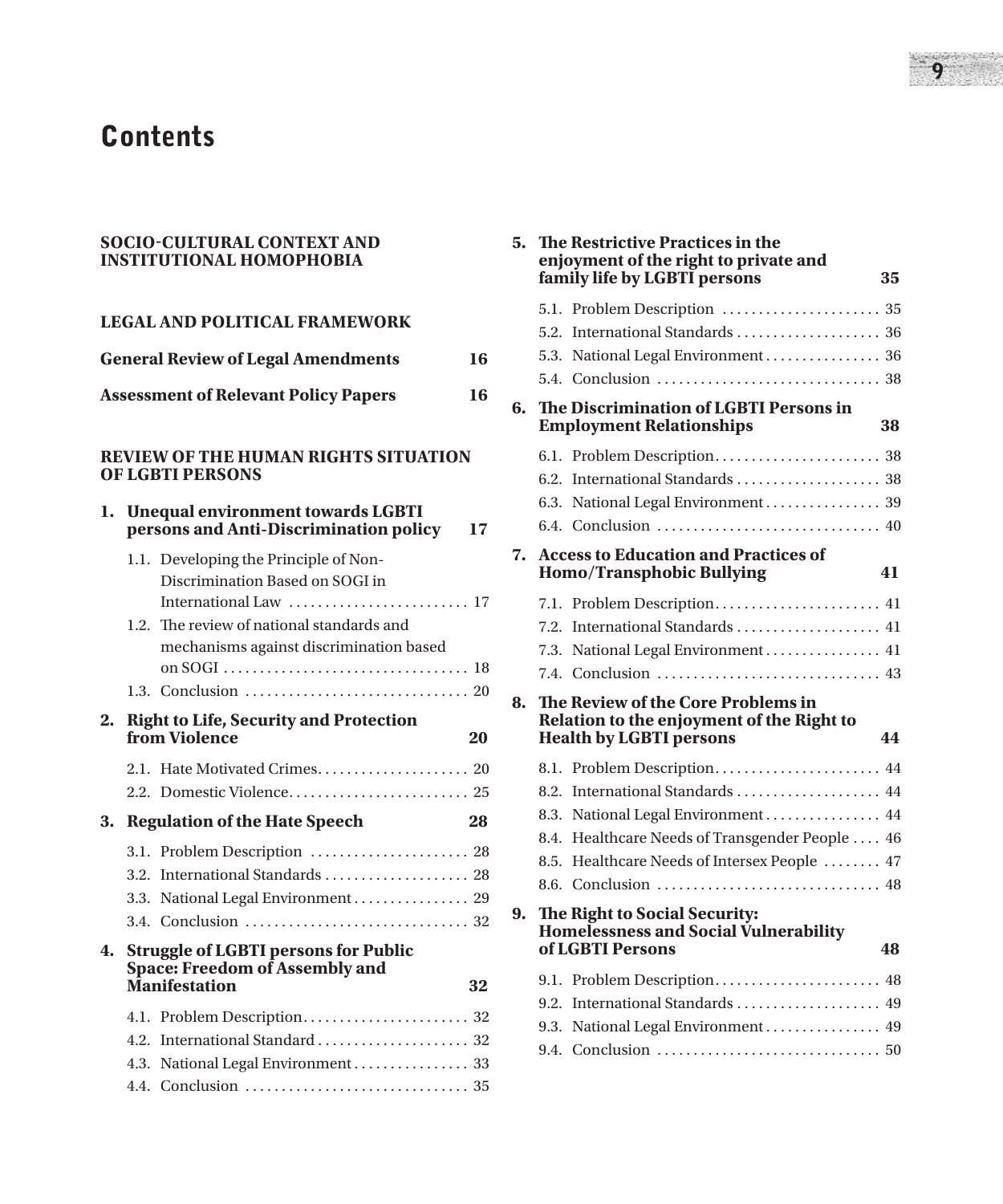# Contents

**SOCIO-CULTURAL CONTEXT AND INSTITUTIONAL HOMOPHOBIA**

**LEGAL AND POLITICAL FRAMEWORK**

**General Review of Legal Amendments** 16

**Assessment of Relevant Policy Papers** 16

**REVIEW OF THE HUMAN RIGHTS SITUATION OF LGBTI PERSONS**

**1. Unequal environment towards LGBTI persons and Anti-Discrimination policy** 17

- 1.1. Developing the Principle of Non-Discrimination Based on SOGI in International Law . . . 17
- 1.2. The review of national standards and mechanisms against discrimination based on SOGI . . . 18
- 1.3. Conclusion . . . 20

**2. Right to Life, Security and Protection from Violence** 20

- 2.1. Hate Motivated Crimes . . . 20
- 2.2. Domestic Violence . . . 25

**3. Regulation of the Hate Speech** 28

- 3.1. Problem Description . . . 28
- 3.2. International Standards . . . 28
- 3.3. National Legal Environment . . . 29
- 3.4. Conclusion . . . 32

**4. Struggle of LGBTI persons for Public Space: Freedom of Assembly and Manifestation** 32

- 4.1. Problem Description . . . 32
- 4.2. International Standard . . . 32
- 4.3. National Legal Environment . . . 33
- 4.4. Conclusion . . . 35

**5. The Restrictive Practices in the enjoyment of the right to private and family life by LGBTI persons** 35

- 5.1. Problem Description . . . 35
- 5.2. International Standards . . . 36
- 5.3. National Legal Environment . . . 36
- 5.4. Conclusion . . . 38

**6. The Discrimination of LGBTI Persons in Employment Relationships** 38

- 6.1. Problem Description . . . 38
- 6.2. International Standards . . . 38
- 6.3. National Legal Environment . . . 39
- 6.4. Conclusion . . . 40

**7. Access to Education and Practices of Homo/Transphobic Bullying** 41

- 7.1. Problem Description . . . 41
- 7.2. International Standards . . . 41
- 7.3. National Legal Environment . . . 41
- 7.4. Conclusion . . . 43

**8. The Review of the Core Problems in Relation to the enjoyment of the Right to Health by LGBTI persons** 44

- 8.1. Problem Description . . . 44
- 8.2. International Standards . . . 44
- 8.3. National Legal Environment . . . 44
- 8.4. Healthcare Needs of Transgender People . . . 46
- 8.5. Healthcare Needs of Intersex People . . . 47
- 8.6. Conclusion . . . 48

**9. The Right to Social Security: Homelessness and Social Vulnerability of LGBTI Persons** 48

- 9.1. Problem Description . . . 48
- 9.2. International Standards . . . 49
- 9.3. National Legal Environment . . . 49
- 9.4. Conclusion . . . 50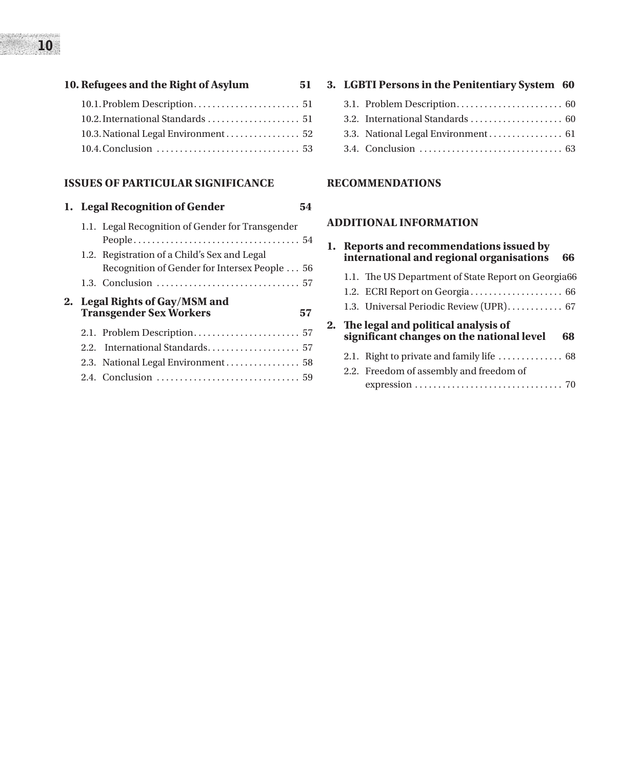**10. Refugees and the Right of Asylum** 51

- 10.1. Problem Description 51
- 10.2. International Standards 51
- 10.3. National Legal Environment 52
- 10.4. Conclusion 53

**ISSUES OF PARTICULAR SIGNIFICANCE**

**1. Legal Recognition of Gender** 54

- 1.1. Legal Recognition of Gender for Transgender People 54
- 1.2. Registration of a Child's Sex and Legal Recognition of Gender for Intersex People 56
- 1.3. Conclusion 57

**2. Legal Rights of Gay/MSM and Transgender Sex Workers** 57

- 2.1. Problem Description 57
- 2.2. International Standards 57
- 2.3. National Legal Environment 58
- 2.4. Conclusion 59

**3. LGBTI Persons in the Penitentiary System** 60

- 3.1. Problem Description 60
- 3.2. International Standards 60
- 3.3. National Legal Environment 61
- 3.4. Conclusion 63

**RECOMMENDATIONS**

**ADDITIONAL INFORMATION**

**1. Reports and recommendations issued by international and regional organisations** 66

- 1.1. The US Department of State Report on Georgia 66
- 1.2. ECRI Report on Georgia 66
- 1.3. Universal Periodic Review (UPR) 67

**2. The legal and political analysis of significant changes on the national level** 68

- 2.1. Right to private and family life 68
- 2.2. Freedom of assembly and freedom of expression 70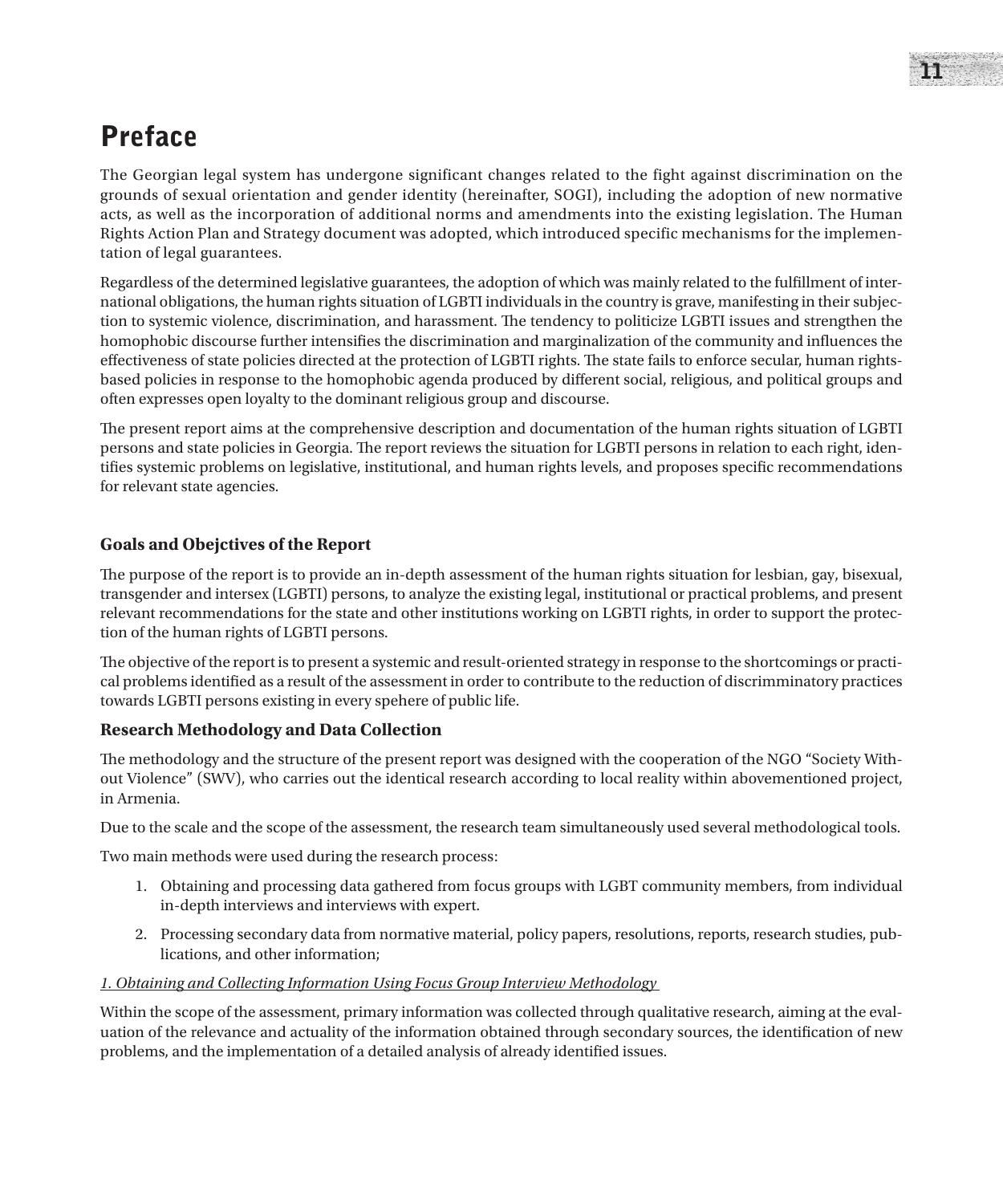# Preface

The Georgian legal system has undergone significant changes related to the fight against discrimination on the grounds of sexual orientation and gender identity (hereinafter, SOGI), including the adoption of new normative acts, as well as the incorporation of additional norms and amendments into the existing legislation. The Human Rights Action Plan and Strategy document was adopted, which introduced specific mechanisms for the implementation of legal guarantees.

Regardless of the determined legislative guarantees, the adoption of which was mainly related to the fulfillment of international obligations, the human rights situation of LGBTI individuals in the country is grave, manifesting in their subjection to systemic violence, discrimination, and harassment. The tendency to politicize LGBTI issues and strengthen the homophobic discourse further intensifies the discrimination and marginalization of the community and influences the effectiveness of state policies directed at the protection of LGBTI rights. The state fails to enforce secular, human rights-based policies in response to the homophobic agenda produced by different social, religious, and political groups and often expresses open loyalty to the dominant religious group and discourse.

The present report aims at the comprehensive description and documentation of the human rights situation of LGBTI persons and state policies in Georgia. The report reviews the situation for LGBTI persons in relation to each right, identifies systemic problems on legislative, institutional, and human rights levels, and proposes specific recommendations for relevant state agencies.

### Goals and Obejctives of the Report

The purpose of the report is to provide an in-depth assessment of the human rights situation for lesbian, gay, bisexual, transgender and intersex (LGBTI) persons, to analyze the existing legal, institutional or practical problems, and present relevant recommendations for the state and other institutions working on LGBTI rights, in order to support the protection of the human rights of LGBTI persons.

The objective of the report is to present a systemic and result-oriented strategy in response to the shortcomings or practical problems identified as a result of the assessment in order to contribute to the reduction of discrimminatory practices towards LGBTI persons existing in every spehere of public life.

### Research Methodology and Data Collection

The methodology and the structure of the present report was designed with the cooperation of the NGO "Society Without Violence" (SWV), who carries out the identical research according to local reality within abovementioned project, in Armenia.

Due to the scale and the scope of the assessment, the research team simultaneously used several methodological tools.

Two main methods were used during the research process:

1. Obtaining and processing data gathered from focus groups with LGBT community members, from individual in-depth interviews and interviews with expert.
2. Processing secondary data from normative material, policy papers, resolutions, reports, research studies, publications, and other information;

*1. Obtaining and Collecting Information Using Focus Group Interview Methodology*

Within the scope of the assessment, primary information was collected through qualitative research, aiming at the evaluation of the relevance and actuality of the information obtained through secondary sources, the identification of new problems, and the implementation of a detailed analysis of already identified issues.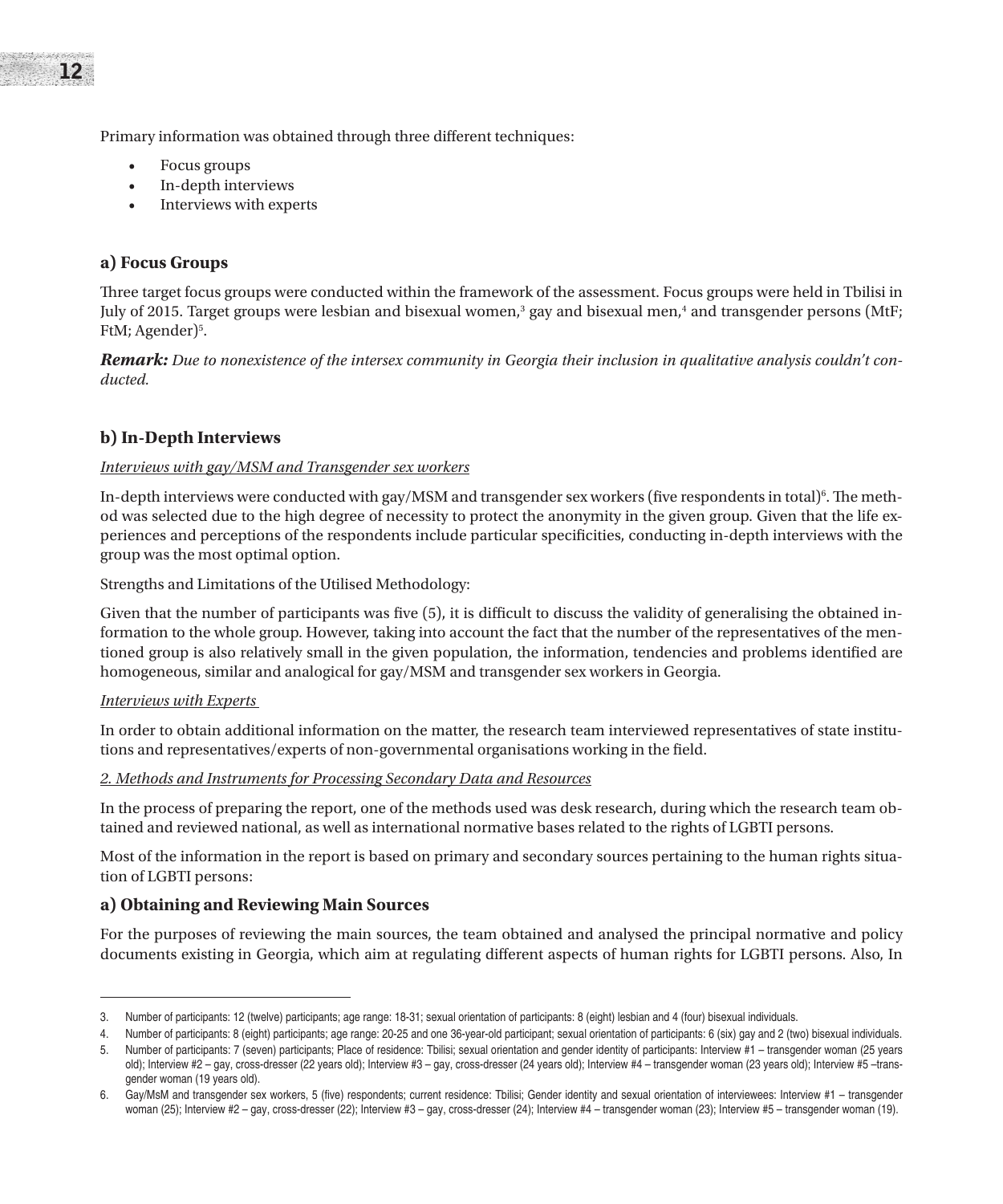Primary information was obtained through three different techniques:

- Focus groups
- In-depth interviews
- Interviews with experts

### a) Focus Groups

Three target focus groups were conducted within the framework of the assessment. Focus groups were held in Tbilisi in July of 2015. Target groups were lesbian and bisexual women,[3] gay and bisexual men,[4] and transgender persons (MtF; FtM; Agender)[5].

***Remark:*** *Due to nonexistence of the intersex community in Georgia their inclusion in qualitative analysis couldn't conducted.*

### b) In-Depth Interviews

*Interviews with gay/MSM and Transgender sex workers*

In-depth interviews were conducted with gay/MSM and transgender sex workers (five respondents in total)[6]. The method was selected due to the high degree of necessity to protect the anonymity in the given group. Given that the life experiences and perceptions of the respondents include particular specificities, conducting in-depth interviews with the group was the most optimal option.

Strengths and Limitations of the Utilised Methodology:

Given that the number of participants was five (5), it is difficult to discuss the validity of generalising the obtained information to the whole group. However, taking into account the fact that the number of the representatives of the mentioned group is also relatively small in the given population, the information, tendencies and problems identified are homogeneous, similar and analogical for gay/MSM and transgender sex workers in Georgia.

*Interviews with Experts*

In order to obtain additional information on the matter, the research team interviewed representatives of state institutions and representatives/experts of non-governmental organisations working in the field.

*2. Methods and Instruments for Processing Secondary Data and Resources*

In the process of preparing the report, one of the methods used was desk research, during which the research team obtained and reviewed national, as well as international normative bases related to the rights of LGBTI persons.

Most of the information in the report is based on primary and secondary sources pertaining to the human rights situation of LGBTI persons:

### a) Obtaining and Reviewing Main Sources

For the purposes of reviewing the main sources, the team obtained and analysed the principal normative and policy documents existing in Georgia, which aim at regulating different aspects of human rights for LGBTI persons. Also, In

---

3. Number of participants: 12 (twelve) participants; age range: 18-31; sexual orientation of participants: 8 (eight) lesbian and 4 (four) bisexual individuals.
4. Number of participants: 8 (eight) participants; age range: 20-25 and one 36-year-old participant; sexual orientation of participants: 6 (six) gay and 2 (two) bisexual individuals.
5. Number of participants: 7 (seven) participants; Place of residence: Tbilisi; sexual orientation and gender identity of participants: Interview #1 – transgender woman (25 years old); Interview #2 – gay, cross-dresser (22 years old); Interview #3 – gay, cross-dresser (24 years old); Interview #4 – transgender woman (23 years old); Interview #5 –transgender woman (19 years old).
6. Gay/MsM and transgender sex workers, 5 (five) respondents; current residence: Tbilisi; Gender identity and sexual orientation of interviewees: Interview #1 – transgender woman (25); Interview #2 – gay, cross-dresser (22); Interview #3 – gay, cross-dresser (24); Interview #4 – transgender woman (23); Interview #5 – transgender woman (19).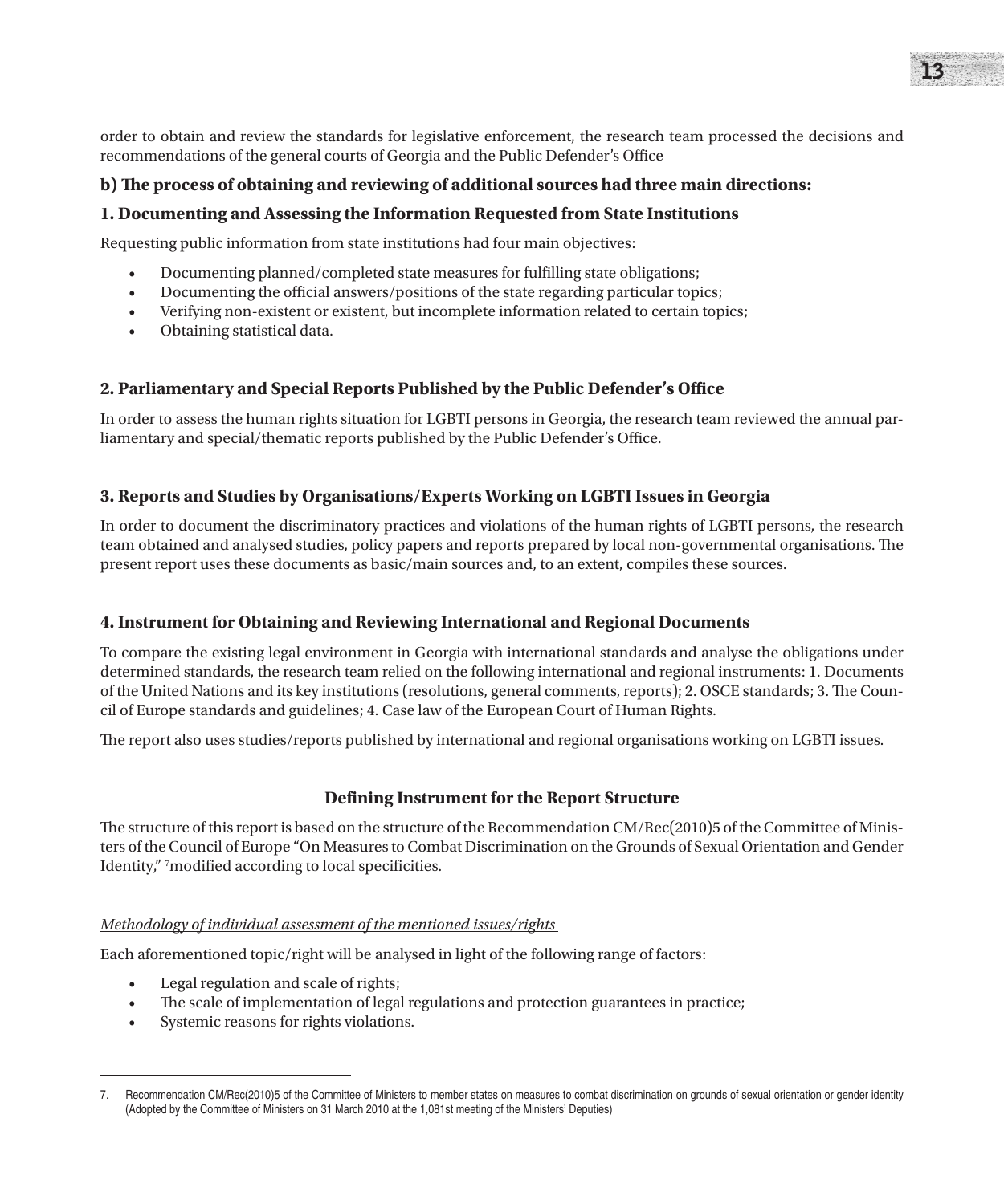order to obtain and review the standards for legislative enforcement, the research team processed the decisions and recommendations of the general courts of Georgia and the Public Defender's Office

**b) The process of obtaining and reviewing of additional sources had three main directions:**

**1. Documenting and Assessing the Information Requested from State Institutions**

Requesting public information from state institutions had four main objectives:

- Documenting planned/completed state measures for fulfilling state obligations;
- Documenting the official answers/positions of the state regarding particular topics;
- Verifying non-existent or existent, but incomplete information related to certain topics;
- Obtaining statistical data.

**2. Parliamentary and Special Reports Published by the Public Defender's Office**

In order to assess the human rights situation for LGBTI persons in Georgia, the research team reviewed the annual parliamentary and special/thematic reports published by the Public Defender's Office.

**3. Reports and Studies by Organisations/Experts Working on LGBTI Issues in Georgia**

In order to document the discriminatory practices and violations of the human rights of LGBTI persons, the research team obtained and analysed studies, policy papers and reports prepared by local non-governmental organisations. The present report uses these documents as basic/main sources and, to an extent, compiles these sources.

**4. Instrument for Obtaining and Reviewing International and Regional Documents**

To compare the existing legal environment in Georgia with international standards and analyse the obligations under determined standards, the research team relied on the following international and regional instruments: 1. Documents of the United Nations and its key institutions (resolutions, general comments, reports); 2. OSCE standards; 3. The Council of Europe standards and guidelines; 4. Case law of the European Court of Human Rights.

The report also uses studies/reports published by international and regional organisations working on LGBTI issues.

## Defining Instrument for the Report Structure

The structure of this report is based on the structure of the Recommendation CM/Rec(2010)5 of the Committee of Ministers of the Council of Europe "On Measures to Combat Discrimination on the Grounds of Sexual Orientation and Gender Identity," [7]modified according to local specificities.

*Methodology of individual assessment of the mentioned issues/rights*

Each aforementioned topic/right will be analysed in light of the following range of factors:

- Legal regulation and scale of rights;
- The scale of implementation of legal regulations and protection guarantees in practice;
- Systemic reasons for rights violations.

---

7. Recommendation CM/Rec(2010)5 of the Committee of Ministers to member states on measures to combat discrimination on grounds of sexual orientation or gender identity (Adopted by the Committee of Ministers on 31 March 2010 at the 1,081st meeting of the Ministers' Deputies)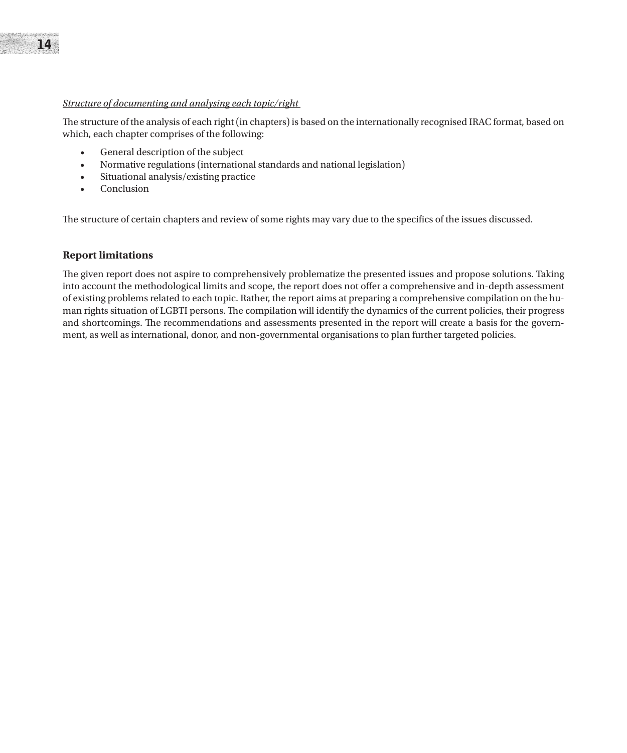*Structure of documenting and analysing each topic/right*

The structure of the analysis of each right (in chapters) is based on the internationally recognised IRAC format, based on which, each chapter comprises of the following:

- General description of the subject
- Normative regulations (international standards and national legislation)
- Situational analysis/existing practice
- Conclusion

The structure of certain chapters and review of some rights may vary due to the specifics of the issues discussed.

## Report limitations

The given report does not aspire to comprehensively problematize the presented issues and propose solutions. Taking into account the methodological limits and scope, the report does not offer a comprehensive and in-depth assessment of existing problems related to each topic. Rather, the report aims at preparing a comprehensive compilation on the human rights situation of LGBTI persons. The compilation will identify the dynamics of the current policies, their progress and shortcomings. The recommendations and assessments presented in the report will create a basis for the government, as well as international, donor, and non-governmental organisations to plan further targeted policies.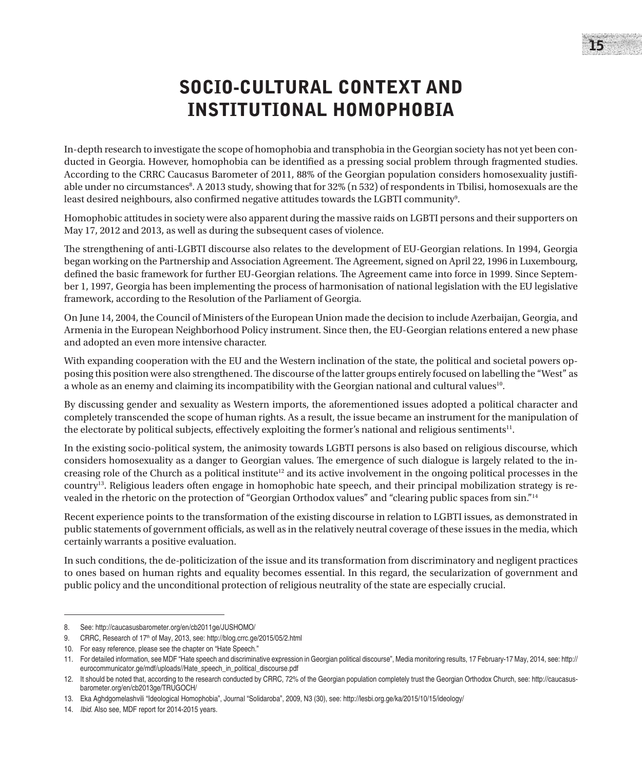# SOCIO-CULTURAL CONTEXT AND INSTITUTIONAL HOMOPHOBIA

In-depth research to investigate the scope of homophobia and transphobia in the Georgian society has not yet been conducted in Georgia. However, homophobia can be identified as a pressing social problem through fragmented studies. According to the CRRC Caucasus Barometer of 2011, 88% of the Georgian population considers homosexuality justifiable under no circumstances[8]. A 2013 study, showing that for 32% (n 532) of respondents in Tbilisi, homosexuals are the least desired neighbours, also confirmed negative attitudes towards the LGBTI community[9].

Homophobic attitudes in society were also apparent during the massive raids on LGBTI persons and their supporters on May 17, 2012 and 2013, as well as during the subsequent cases of violence.

The strengthening of anti-LGBTI discourse also relates to the development of EU-Georgian relations. In 1994, Georgia began working on the Partnership and Association Agreement. The Agreement, signed on April 22, 1996 in Luxembourg, defined the basic framework for further EU-Georgian relations. The Agreement came into force in 1999. Since September 1, 1997, Georgia has been implementing the process of harmonisation of national legislation with the EU legislative framework, according to the Resolution of the Parliament of Georgia.

On June 14, 2004, the Council of Ministers of the European Union made the decision to include Azerbaijan, Georgia, and Armenia in the European Neighborhood Policy instrument. Since then, the EU-Georgian relations entered a new phase and adopted an even more intensive character.

With expanding cooperation with the EU and the Western inclination of the state, the political and societal powers opposing this position were also strengthened. The discourse of the latter groups entirely focused on labelling the "West" as a whole as an enemy and claiming its incompatibility with the Georgian national and cultural values[10].

By discussing gender and sexuality as Western imports, the aforementioned issues adopted a political character and completely transcended the scope of human rights. As a result, the issue became an instrument for the manipulation of the electorate by political subjects, effectively exploiting the former's national and religious sentiments[11].

In the existing socio-political system, the animosity towards LGBTI persons is also based on religious discourse, which considers homosexuality as a danger to Georgian values. The emergence of such dialogue is largely related to the increasing role of the Church as a political institute[12] and its active involvement in the ongoing political processes in the country[13]. Religious leaders often engage in homophobic hate speech, and their principal mobilization strategy is revealed in the rhetoric on the protection of "Georgian Orthodox values" and "clearing public spaces from sin."[14]

Recent experience points to the transformation of the existing discourse in relation to LGBTI issues, as demonstrated in public statements of government officials, as well as in the relatively neutral coverage of these issues in the media, which certainly warrants a positive evaluation.

In such conditions, the de-politicization of the issue and its transformation from discriminatory and negligent practices to ones based on human rights and equality becomes essential. In this regard, the secularization of government and public policy and the unconditional protection of religious neutrality of the state are especially crucial.

---

8. See: http://caucasusbarometer.org/en/cb2011ge/JUSHOMO/
9. CRRC, Research of 17th of May, 2013, see: http://blog.crrc.ge/2015/05/2.html
10. For easy reference, please see the chapter on "Hate Speech."
11. For detailed information, see MDF "Hate speech and discriminative expression in Georgian political discourse", Media monitoring results, 17 February-17 May, 2014, see: http://eurocommunicator.ge/mdf/uploads//Hate_speech_in_political_discourse.pdf
12. It should be noted that, according to the research conducted by CRRC, 72% of the Georgian population completely trust the Georgian Orthodox Church, see: http://caucasusbarometer.org/en/cb2013ge/TRUGOCH/
13. Eka Aghdgomelashvili "Ideological Homophobia", Journal "Solidaroba", 2009, N3 (30), see: http://lesbi.org.ge/ka/2015/10/15/ideology/
14. *Ibid.* Also see, MDF report for 2014-2015 years.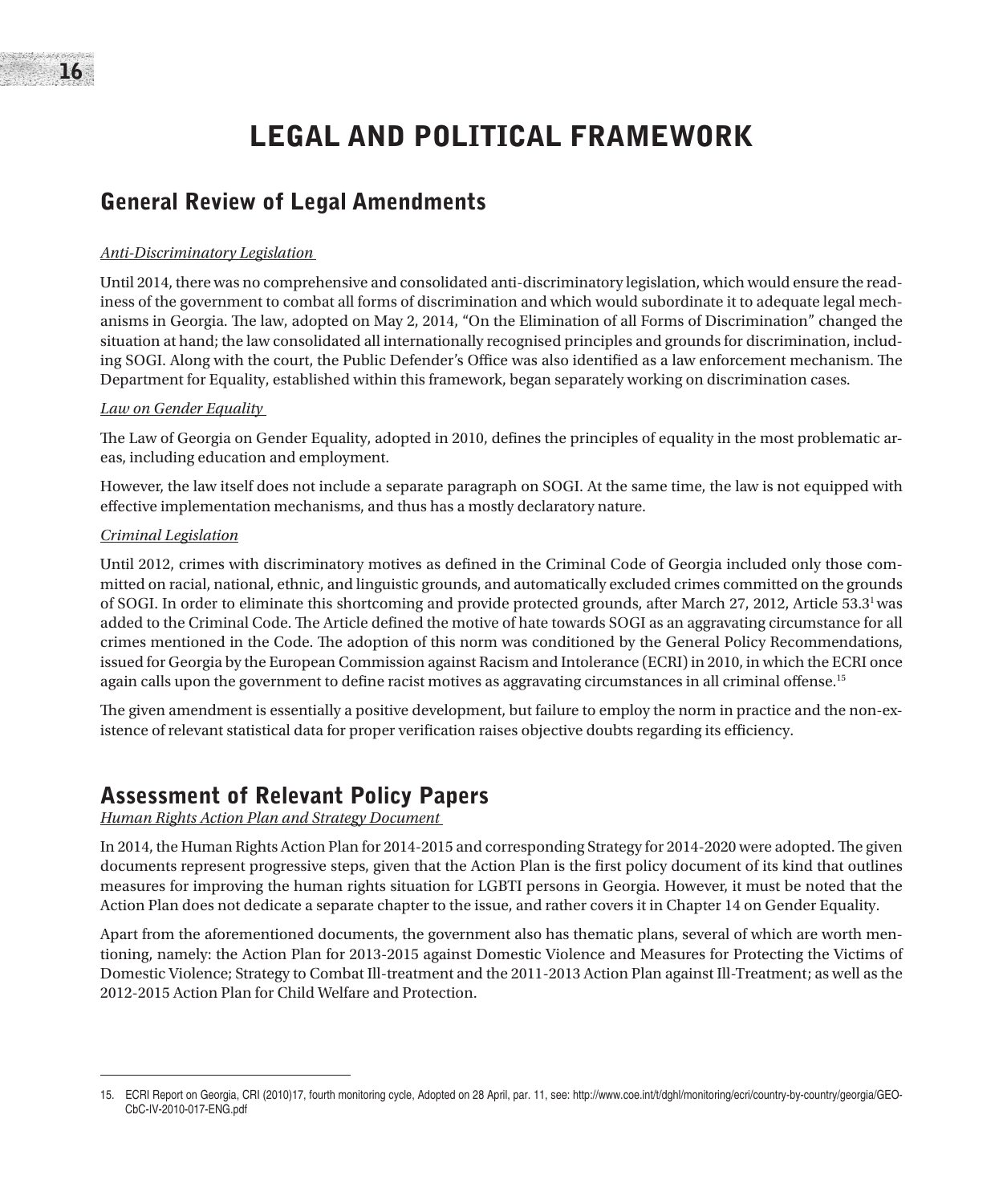# LEGAL AND POLITICAL FRAMEWORK

## General Review of Legal Amendments

*Anti-Discriminatory Legislation*

Until 2014, there was no comprehensive and consolidated anti-discriminatory legislation, which would ensure the readiness of the government to combat all forms of discrimination and which would subordinate it to adequate legal mechanisms in Georgia. The law, adopted on May 2, 2014, "On the Elimination of all Forms of Discrimination" changed the situation at hand; the law consolidated all internationally recognised principles and grounds for discrimination, including SOGI. Along with the court, the Public Defender's Office was also identified as a law enforcement mechanism. The Department for Equality, established within this framework, began separately working on discrimination cases.

*Law on Gender Equality*

The Law of Georgia on Gender Equality, adopted in 2010, defines the principles of equality in the most problematic areas, including education and employment.

However, the law itself does not include a separate paragraph on SOGI. At the same time, the law is not equipped with effective implementation mechanisms, and thus has a mostly declaratory nature.

*Criminal Legislation*

Until 2012, crimes with discriminatory motives as defined in the Criminal Code of Georgia included only those committed on racial, national, ethnic, and linguistic grounds, and automatically excluded crimes committed on the grounds of SOGI. In order to eliminate this shortcoming and provide protected grounds, after March 27, 2012, Article 53.3[1] was added to the Criminal Code. The Article defined the motive of hate towards SOGI as an aggravating circumstance for all crimes mentioned in the Code. The adoption of this norm was conditioned by the General Policy Recommendations, issued for Georgia by the European Commission against Racism and Intolerance (ECRI) in 2010, in which the ECRI once again calls upon the government to define racist motives as aggravating circumstances in all criminal offense.[15]

The given amendment is essentially a positive development, but failure to employ the norm in practice and the non-existence of relevant statistical data for proper verification raises objective doubts regarding its efficiency.

## Assessment of Relevant Policy Papers

*Human Rights Action Plan and Strategy Document*

In 2014, the Human Rights Action Plan for 2014-2015 and corresponding Strategy for 2014-2020 were adopted. The given documents represent progressive steps, given that the Action Plan is the first policy document of its kind that outlines measures for improving the human rights situation for LGBTI persons in Georgia. However, it must be noted that the Action Plan does not dedicate a separate chapter to the issue, and rather covers it in Chapter 14 on Gender Equality.

Apart from the aforementioned documents, the government also has thematic plans, several of which are worth mentioning, namely: the Action Plan for 2013-2015 against Domestic Violence and Measures for Protecting the Victims of Domestic Violence; Strategy to Combat Ill-treatment and the 2011-2013 Action Plan against Ill-Treatment; as well as the 2012-2015 Action Plan for Child Welfare and Protection.

---

15. ECRI Report on Georgia, CRI (2010)17, fourth monitoring cycle, Adopted on 28 April, par. 11, see: http://www.coe.int/t/dghl/monitoring/ecri/country-by-country/georgia/GEO-CbC-IV-2010-017-ENG.pdf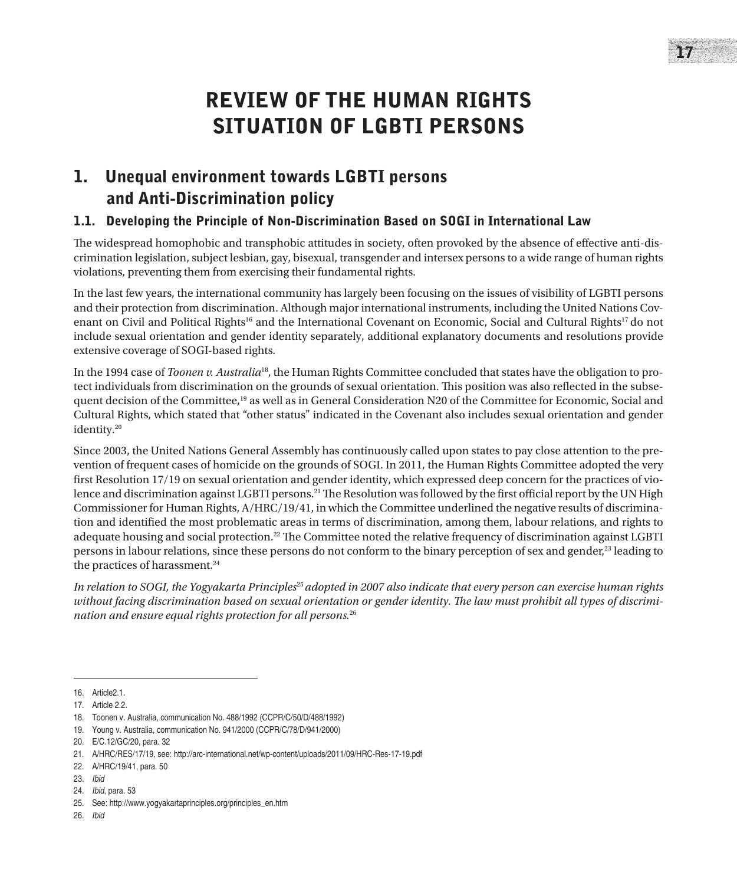# REVIEW OF THE HUMAN RIGHTS SITUATION OF LGBTI PERSONS

## 1. Unequal environment towards LGBTI persons and Anti-Discrimination policy

### 1.1. Developing the Principle of Non-Discrimination Based on SOGI in International Law

The widespread homophobic and transphobic attitudes in society, often provoked by the absence of effective anti-discrimination legislation, subject lesbian, gay, bisexual, transgender and intersex persons to a wide range of human rights violations, preventing them from exercising their fundamental rights.

In the last few years, the international community has largely been focusing on the issues of visibility of LGBTI persons and their protection from discrimination. Although major international instruments, including the United Nations Covenant on Civil and Political Rights[16] and the International Covenant on Economic, Social and Cultural Rights[17] do not include sexual orientation and gender identity separately, additional explanatory documents and resolutions provide extensive coverage of SOGI-based rights.

In the 1994 case of *Toonen v. Australia*[18], the Human Rights Committee concluded that states have the obligation to protect individuals from discrimination on the grounds of sexual orientation. This position was also reflected in the subsequent decision of the Committee,[19] as well as in General Consideration N20 of the Committee for Economic, Social and Cultural Rights, which stated that "other status" indicated in the Covenant also includes sexual orientation and gender identity.[20]

Since 2003, the United Nations General Assembly has continuously called upon states to pay close attention to the prevention of frequent cases of homicide on the grounds of SOGI. In 2011, the Human Rights Committee adopted the very first Resolution 17/19 on sexual orientation and gender identity, which expressed deep concern for the practices of violence and discrimination against LGBTI persons.[21] The Resolution was followed by the first official report by the UN High Commissioner for Human Rights, A/HRC/19/41, in which the Committee underlined the negative results of discrimination and identified the most problematic areas in terms of discrimination, among them, labour relations, and rights to adequate housing and social protection.[22] The Committee noted the relative frequency of discrimination against LGBTI persons in labour relations, since these persons do not conform to the binary perception of sex and gender,[23] leading to the practices of harassment.[24]

*In relation to SOGI, the Yogyakarta Principles*[25] *adopted in 2007 also indicate that every person can exercise human rights without facing discrimination based on sexual orientation or gender identity. The law must prohibit all types of discrimination and ensure equal rights protection for all persons.*[26]

---

16. Article2.1.
17. Article 2.2.
18. Toonen v. Australia, communication No. 488/1992 (CCPR/C/50/D/488/1992)
19. Young v. Australia, communication No. 941/2000 (CCPR/C/78/D/941/2000)
20. E/C.12/GC/20, para. 32
21. A/HRC/RES/17/19, see: http://arc-international.net/wp-content/uploads/2011/09/HRC-Res-17-19.pdf
22. A/HRC/19/41, para. 50
23. *Ibid*
24. *Ibid*, para. 53
25. See: http://www.yogyakartaprinciples.org/principles_en.htm
26. *Ibid*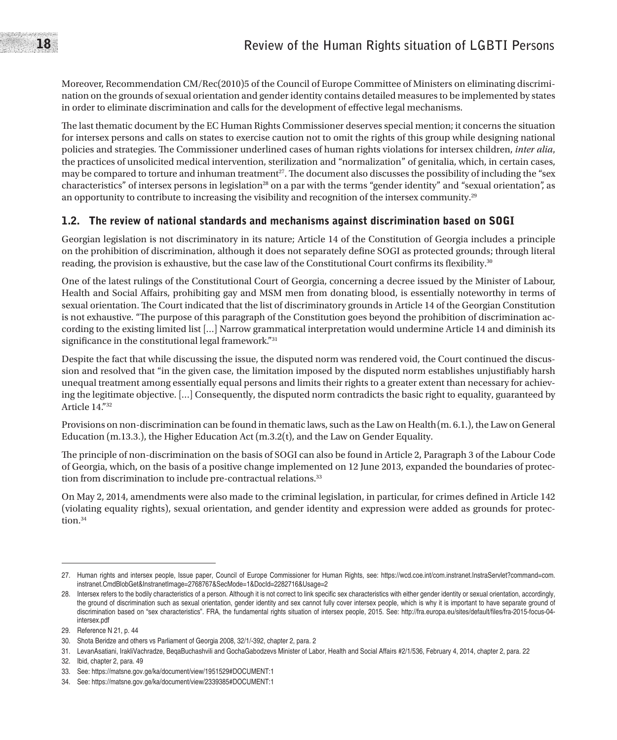Moreover, Recommendation CM/Rec(2010)5 of the Council of Europe Committee of Ministers on eliminating discrimination on the grounds of sexual orientation and gender identity contains detailed measures to be implemented by states in order to eliminate discrimination and calls for the development of effective legal mechanisms.

The last thematic document by the EC Human Rights Commissioner deserves special mention; it concerns the situation for intersex persons and calls on states to exercise caution not to omit the rights of this group while designing national policies and strategies. The Commissioner underlined cases of human rights violations for intersex children, *inter alia*, the practices of unsolicited medical intervention, sterilization and "normalization" of genitalia, which, in certain cases, may be compared to torture and inhuman treatment[27]. The document also discusses the possibility of including the "sex characteristics" of intersex persons in legislation[28] on a par with the terms "gender identity" and "sexual orientation", as an opportunity to contribute to increasing the visibility and recognition of the intersex community.[29]

## 1.2. The review of national standards and mechanisms against discrimination based on SOGI

Georgian legislation is not discriminatory in its nature; Article 14 of the Constitution of Georgia includes a principle on the prohibition of discrimination, although it does not separately define SOGI as protected grounds; through literal reading, the provision is exhaustive, but the case law of the Constitutional Court confirms its flexibility.[30]

One of the latest rulings of the Constitutional Court of Georgia, concerning a decree issued by the Minister of Labour, Health and Social Affairs, prohibiting gay and MSM men from donating blood, is essentially noteworthy in terms of sexual orientation. The Court indicated that the list of discriminatory grounds in Article 14 of the Georgian Constitution is not exhaustive. "The purpose of this paragraph of the Constitution goes beyond the prohibition of discrimination according to the existing limited list [...] Narrow grammatical interpretation would undermine Article 14 and diminish its significance in the constitutional legal framework."[31]

Despite the fact that while discussing the issue, the disputed norm was rendered void, the Court continued the discussion and resolved that "in the given case, the limitation imposed by the disputed norm establishes unjustifiably harsh unequal treatment among essentially equal persons and limits their rights to a greater extent than necessary for achieving the legitimate objective. [...] Consequently, the disputed norm contradicts the basic right to equality, guaranteed by Article 14."[32]

Provisions on non-discrimination can be found in thematic laws, such as the Law on Health (m. 6.1.), the Law on General Education (m.13.3.), the Higher Education Act (m.3.2(t), and the Law on Gender Equality.

The principle of non-discrimination on the basis of SOGI can also be found in Article 2, Paragraph 3 of the Labour Code of Georgia, which, on the basis of a positive change implemented on 12 June 2013, expanded the boundaries of protection from discrimination to include pre-contractual relations.[33]

On May 2, 2014, amendments were also made to the criminal legislation, in particular, for crimes defined in Article 142 (violating equality rights), sexual orientation, and gender identity and expression were added as grounds for protection.[34]

---

27. Human rights and intersex people, Issue paper, Council of Europe Commissioner for Human Rights, see: https://wcd.coe.int/com.instranet.InstraServlet?command=com.instranet.CmdBlobGet&InstranetImage=2768767&SecMode=1&DocId=2282716&Usage=2
28. Intersex refers to the bodily characteristics of a person. Although it is not correct to link specific sex characteristics with either gender identity or sexual orientation, accordingly, the ground of discrimination such as sexual orientation, gender identity and sex cannot fully cover intersex people, which is why it is important to have separate ground of discrimination based on "sex characteristics". FRA, the fundamental rights situation of intersex people, 2015. See: http://fra.europa.eu/sites/default/files/fra-2015-focus-04-intersex.pdf
29. Reference N 21, p. 44
30. Shota Beridze and others vs Parliament of Georgia 2008, 32/1/-392, chapter 2, para. 2
31. LevanAsatiani, IrakliVachradze, BeqaBuchashvili and GochaGabodzevs Minister of Labor, Health and Social Affairs #2/1/536, February 4, 2014, chapter 2, para. 22
32. Ibid, chapter 2, para. 49
33. See: https://matsne.gov.ge/ka/document/view/1951529#DOCUMENT:1
34. See: https://matsne.gov.ge/ka/document/view/2339385#DOCUMENT:1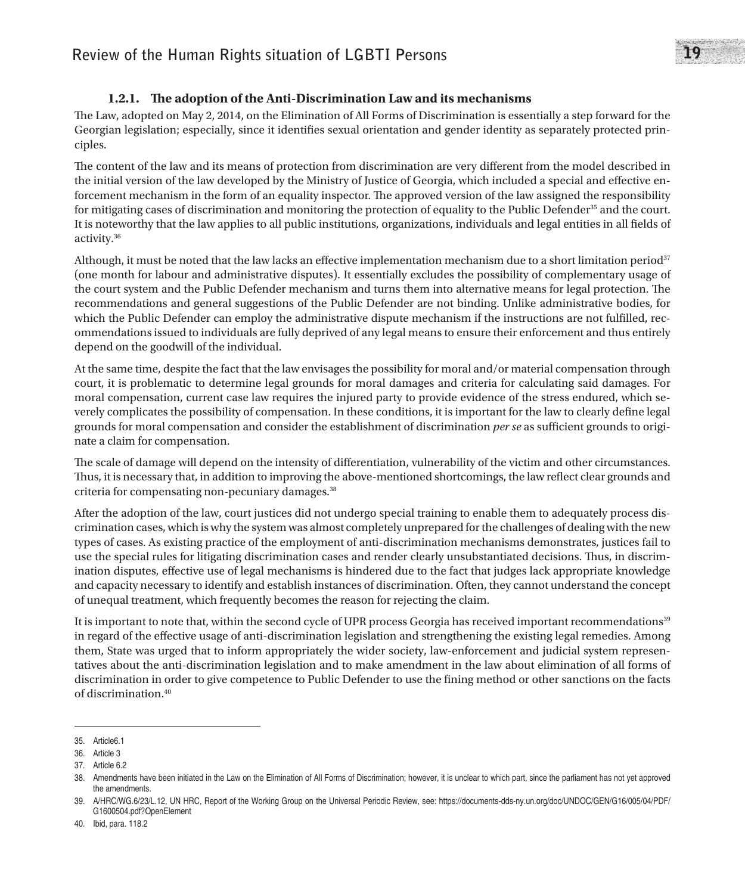### 1.2.1. The adoption of the Anti-Discrimination Law and its mechanisms

The Law, adopted on May 2, 2014, on the Elimination of All Forms of Discrimination is essentially a step forward for the Georgian legislation; especially, since it identifies sexual orientation and gender identity as separately protected principles.

The content of the law and its means of protection from discrimination are very different from the model described in the initial version of the law developed by the Ministry of Justice of Georgia, which included a special and effective enforcement mechanism in the form of an equality inspector. The approved version of the law assigned the responsibility for mitigating cases of discrimination and monitoring the protection of equality to the Public Defender[35] and the court. It is noteworthy that the law applies to all public institutions, organizations, individuals and legal entities in all fields of activity.[36]

Although, it must be noted that the law lacks an effective implementation mechanism due to a short limitation period[37] (one month for labour and administrative disputes). It essentially excludes the possibility of complementary usage of the court system and the Public Defender mechanism and turns them into alternative means for legal protection. The recommendations and general suggestions of the Public Defender are not binding. Unlike administrative bodies, for which the Public Defender can employ the administrative dispute mechanism if the instructions are not fulfilled, recommendations issued to individuals are fully deprived of any legal means to ensure their enforcement and thus entirely depend on the goodwill of the individual.

At the same time, despite the fact that the law envisages the possibility for moral and/or material compensation through court, it is problematic to determine legal grounds for moral damages and criteria for calculating said damages. For moral compensation, current case law requires the injured party to provide evidence of the stress endured, which severely complicates the possibility of compensation. In these conditions, it is important for the law to clearly define legal grounds for moral compensation and consider the establishment of discrimination *per se* as sufficient grounds to originate a claim for compensation.

The scale of damage will depend on the intensity of differentiation, vulnerability of the victim and other circumstances. Thus, it is necessary that, in addition to improving the above-mentioned shortcomings, the law reflect clear grounds and criteria for compensating non-pecuniary damages.[38]

After the adoption of the law, court justices did not undergo special training to enable them to adequately process discrimination cases, which is why the system was almost completely unprepared for the challenges of dealing with the new types of cases. As existing practice of the employment of anti-discrimination mechanisms demonstrates, justices fail to use the special rules for litigating discrimination cases and render clearly unsubstantiated decisions. Thus, in discrimination disputes, effective use of legal mechanisms is hindered due to the fact that judges lack appropriate knowledge and capacity necessary to identify and establish instances of discrimination. Often, they cannot understand the concept of unequal treatment, which frequently becomes the reason for rejecting the claim.

It is important to note that, within the second cycle of UPR process Georgia has received important recommendations[39] in regard of the effective usage of anti-discrimination legislation and strengthening the existing legal remedies. Among them, State was urged that to inform appropriately the wider society, law-enforcement and judicial system representatives about the anti-discrimination legislation and to make amendment in the law about elimination of all forms of discrimination in order to give competence to Public Defender to use the fining method or other sanctions on the facts of discrimination.[40]

---

35. Article6.1
36. Article 3
37. Article 6.2
38. Amendments have been initiated in the Law on the Elimination of All Forms of Discrimination; however, it is unclear to which part, since the parliament has not yet approved the amendments.
39. A/HRC/WG.6/23/L.12, UN HRC, Report of the Working Group on the Universal Periodic Review, see: https://documents-dds-ny.un.org/doc/UNDOC/GEN/G16/005/04/PDF/G1600504.pdf?OpenElement
40. Ibid, para. 118.2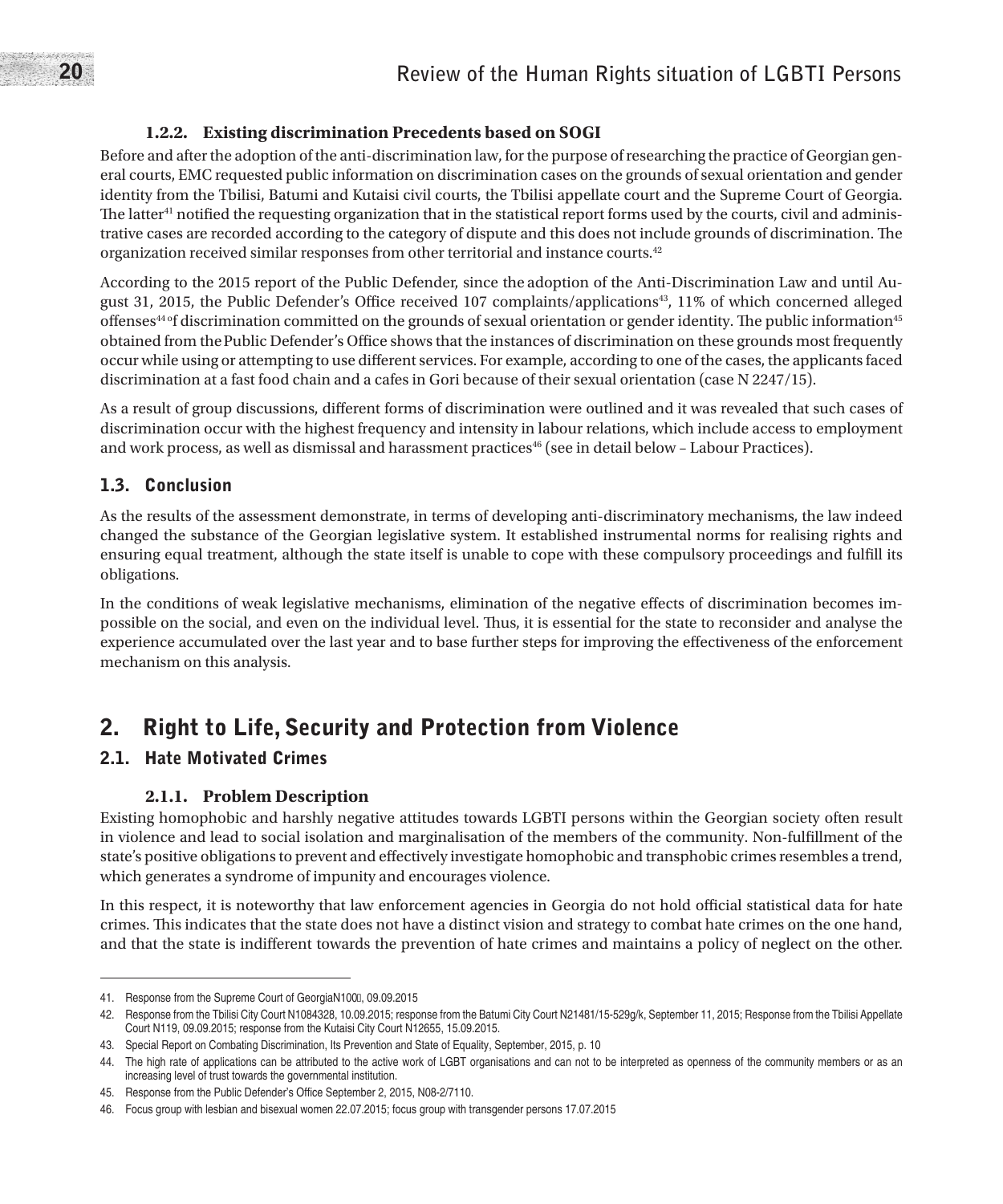#### 1.2.2. Existing discrimination Precedents based on SOGI

Before and after the adoption of the anti-discrimination law, for the purpose of researching the practice of Georgian general courts, EMC requested public information on discrimination cases on the grounds of sexual orientation and gender identity from the Tbilisi, Batumi and Kutaisi civil courts, the Tbilisi appellate court and the Supreme Court of Georgia. The latter[41] notified the requesting organization that in the statistical report forms used by the courts, civil and administrative cases are recorded according to the category of dispute and this does not include grounds of discrimination. The organization received similar responses from other territorial and instance courts.[42]

According to the 2015 report of the Public Defender, since the adoption of the Anti-Discrimination Law and until August 31, 2015, the Public Defender's Office received 107 complaints/applications[43], 11% of which concerned alleged offenses[44] of discrimination committed on the grounds of sexual orientation or gender identity. The public information[45] obtained from the Public Defender's Office shows that the instances of discrimination on these grounds most frequently occur while using or attempting to use different services. For example, according to one of the cases, the applicants faced discrimination at a fast food chain and a cafes in Gori because of their sexual orientation (case N 2247/15).

As a result of group discussions, different forms of discrimination were outlined and it was revealed that such cases of discrimination occur with the highest frequency and intensity in labour relations, which include access to employment and work process, as well as dismissal and harassment practices[46] (see in detail below – Labour Practices).

### 1.3. Conclusion

As the results of the assessment demonstrate, in terms of developing anti-discriminatory mechanisms, the law indeed changed the substance of the Georgian legislative system. It established instrumental norms for realising rights and ensuring equal treatment, although the state itself is unable to cope with these compulsory proceedings and fulfill its obligations.

In the conditions of weak legislative mechanisms, elimination of the negative effects of discrimination becomes impossible on the social, and even on the individual level. Thus, it is essential for the state to reconsider and analyse the experience accumulated over the last year and to base further steps for improving the effectiveness of the enforcement mechanism on this analysis.

## 2. Right to Life, Security and Protection from Violence

### 2.1. Hate Motivated Crimes

#### 2.1.1. Problem Description

Existing homophobic and harshly negative attitudes towards LGBTI persons within the Georgian society often result in violence and lead to social isolation and marginalisation of the members of the community. Non-fulfillment of the state's positive obligations to prevent and effectively investigate homophobic and transphobic crimes resembles a trend, which generates a syndrome of impunity and encourages violence.

In this respect, it is noteworthy that law enforcement agencies in Georgia do not hold official statistical data for hate crimes. This indicates that the state does not have a distinct vision and strategy to combat hate crimes on the one hand, and that the state is indifferent towards the prevention of hate crimes and maintains a policy of neglect on the other.

---

41. Response from the Supreme Court of GeorgiaN100, 09.09.2015

42. Response from the Tbilisi City Court N1084328, 10.09.2015; response from the Batumi City Court N21481/15-529g/k, September 11, 2015; Response from the Tbilisi Appellate Court N119, 09.09.2015; response from the Kutaisi City Court N12655, 15.09.2015.

43. Special Report on Combating Discrimination, Its Prevention and State of Equality, September, 2015, p. 10

44. The high rate of applications can be attributed to the active work of LGBT organisations and can not to be interpreted as openness of the community members or as an increasing level of trust towards the governmental institution.

45. Response from the Public Defender's Office September 2, 2015, N08-2/7110.

46. Focus group with lesbian and bisexual women 22.07.2015; focus group with transgender persons 17.07.2015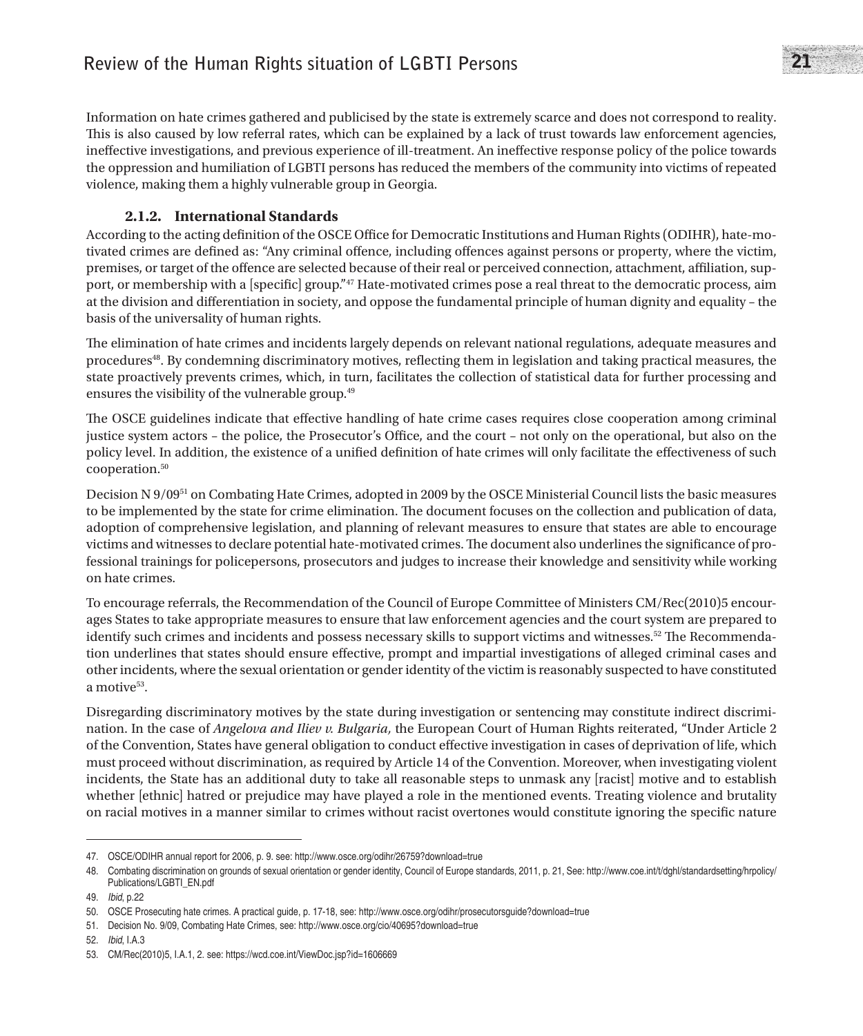Information on hate crimes gathered and publicised by the state is extremely scarce and does not correspond to reality. This is also caused by low referral rates, which can be explained by a lack of trust towards law enforcement agencies, ineffective investigations, and previous experience of ill-treatment. An ineffective response policy of the police towards the oppression and humiliation of LGBTI persons has reduced the members of the community into victims of repeated violence, making them a highly vulnerable group in Georgia.

### 2.1.2. International Standards

According to the acting definition of the OSCE Office for Democratic Institutions and Human Rights (ODIHR), hate-motivated crimes are defined as: "Any criminal offence, including offences against persons or property, where the victim, premises, or target of the offence are selected because of their real or perceived connection, attachment, affiliation, support, or membership with a [specific] group."[47] Hate-motivated crimes pose a real threat to the democratic process, aim at the division and differentiation in society, and oppose the fundamental principle of human dignity and equality – the basis of the universality of human rights.

The elimination of hate crimes and incidents largely depends on relevant national regulations, adequate measures and procedures[48]. By condemning discriminatory motives, reflecting them in legislation and taking practical measures, the state proactively prevents crimes, which, in turn, facilitates the collection of statistical data for further processing and ensures the visibility of the vulnerable group.[49]

The OSCE guidelines indicate that effective handling of hate crime cases requires close cooperation among criminal justice system actors – the police, the Prosecutor's Office, and the court – not only on the operational, but also on the policy level. In addition, the existence of a unified definition of hate crimes will only facilitate the effectiveness of such cooperation.[50]

Decision N 9/09[51] on Combating Hate Crimes, adopted in 2009 by the OSCE Ministerial Council lists the basic measures to be implemented by the state for crime elimination. The document focuses on the collection and publication of data, adoption of comprehensive legislation, and planning of relevant measures to ensure that states are able to encourage victims and witnesses to declare potential hate-motivated crimes. The document also underlines the significance of professional trainings for policepersons, prosecutors and judges to increase their knowledge and sensitivity while working on hate crimes.

To encourage referrals, the Recommendation of the Council of Europe Committee of Ministers CM/Rec(2010)5 encourages States to take appropriate measures to ensure that law enforcement agencies and the court system are prepared to identify such crimes and incidents and possess necessary skills to support victims and witnesses.[52] The Recommendation underlines that states should ensure effective, prompt and impartial investigations of alleged criminal cases and other incidents, where the sexual orientation or gender identity of the victim is reasonably suspected to have constituted a motive[53].

Disregarding discriminatory motives by the state during investigation or sentencing may constitute indirect discrimination. In the case of *Angelova and Iliev v. Bulgaria,* the European Court of Human Rights reiterated, "Under Article 2 of the Convention, States have general obligation to conduct effective investigation in cases of deprivation of life, which must proceed without discrimination, as required by Article 14 of the Convention. Moreover, when investigating violent incidents, the State has an additional duty to take all reasonable steps to unmask any [racist] motive and to establish whether [ethnic] hatred or prejudice may have played a role in the mentioned events. Treating violence and brutality on racial motives in a manner similar to crimes without racist overtones would constitute ignoring the specific nature

---

47. OSCE/ODIHR annual report for 2006, p. 9. see: http://www.osce.org/odihr/26759?download=true
48. Combating discrimination on grounds of sexual orientation or gender identity, Council of Europe standards, 2011, p. 21, See: http://www.coe.int/t/dghl/standardsetting/hrpolicy/Publications/LGBTI_EN.pdf
49. *Ibid*, p.22
50. OSCE Prosecuting hate crimes. A practical guide, p. 17-18, see: http://www.osce.org/odihr/prosecutorsguide?download=true
51. Decision No. 9/09, Combating Hate Crimes, see: http://www.osce.org/cio/40695?download=true
52. *Ibid*, I.A.3
53. CM/Rec(2010)5, I.A.1, 2. see: https://wcd.coe.int/ViewDoc.jsp?id=1606669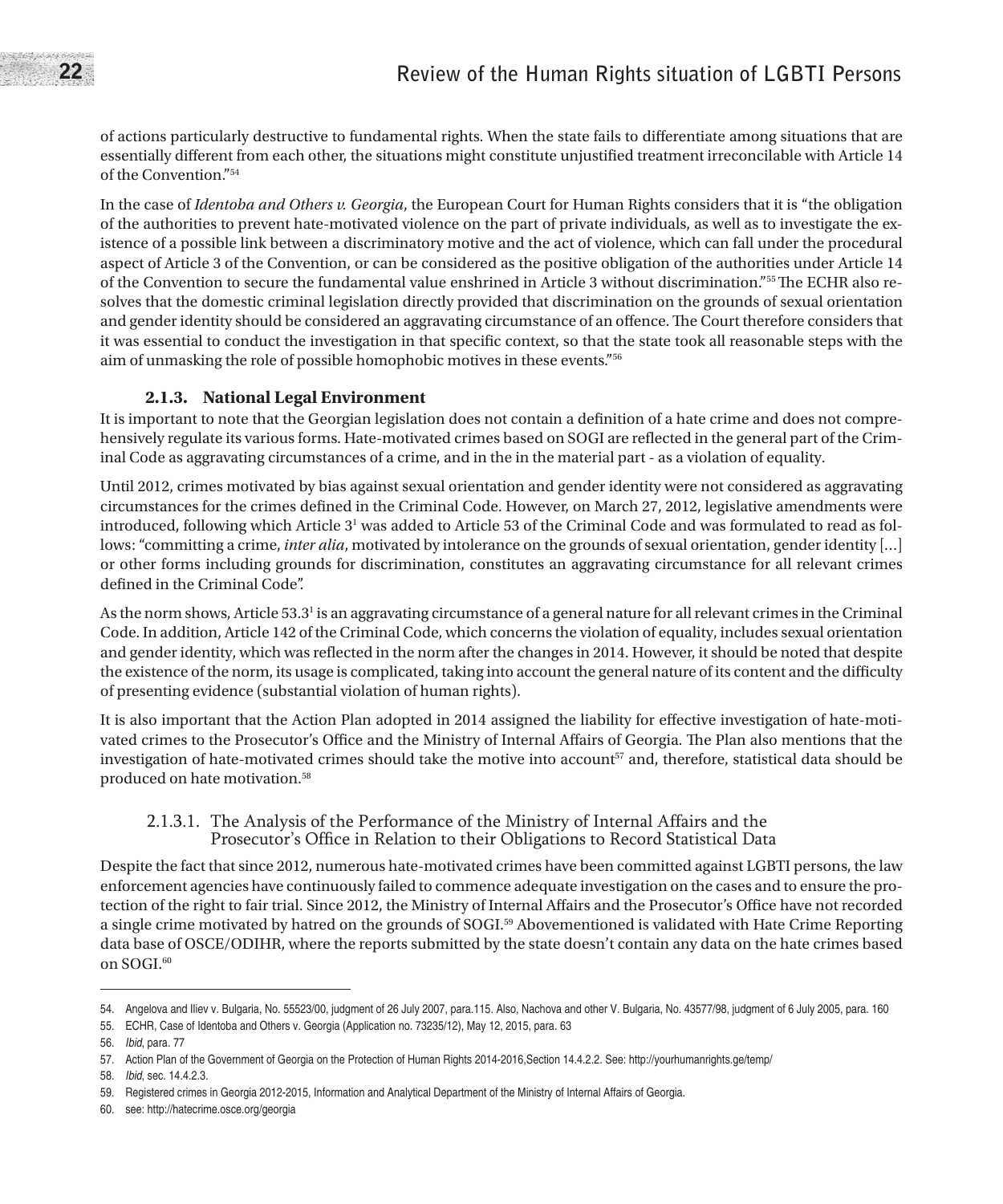of actions particularly destructive to fundamental rights. When the state fails to differentiate among situations that are essentially different from each other, the situations might constitute unjustified treatment irreconcilable with Article 14 of the Convention."[54]

In the case of *Identoba and Others v. Georgia*, the European Court for Human Rights considers that it is "the obligation of the authorities to prevent hate-motivated violence on the part of private individuals, as well as to investigate the existence of a possible link between a discriminatory motive and the act of violence, which can fall under the procedural aspect of Article 3 of the Convention, or can be considered as the positive obligation of the authorities under Article 14 of the Convention to secure the fundamental value enshrined in Article 3 without discrimination."[55] The ECHR also resolves that the domestic criminal legislation directly provided that discrimination on the grounds of sexual orientation and gender identity should be considered an aggravating circumstance of an offence. The Court therefore considers that it was essential to conduct the investigation in that specific context, so that the state took all reasonable steps with the aim of unmasking the role of possible homophobic motives in these events."[56]

### 2.1.3. National Legal Environment

It is important to note that the Georgian legislation does not contain a definition of a hate crime and does not comprehensively regulate its various forms. Hate-motivated crimes based on SOGI are reflected in the general part of the Criminal Code as aggravating circumstances of a crime, and in the in the material part - as a violation of equality.

Until 2012, crimes motivated by bias against sexual orientation and gender identity were not considered as aggravating circumstances for the crimes defined in the Criminal Code. However, on March 27, 2012, legislative amendments were introduced, following which Article 3[1] was added to Article 53 of the Criminal Code and was formulated to read as follows: "committing a crime, *inter alia*, motivated by intolerance on the grounds of sexual orientation, gender identity [...] or other forms including grounds for discrimination, constitutes an aggravating circumstance for all relevant crimes defined in the Criminal Code".

As the norm shows, Article 53.3[1] is an aggravating circumstance of a general nature for all relevant crimes in the Criminal Code. In addition, Article 142 of the Criminal Code, which concerns the violation of equality, includes sexual orientation and gender identity, which was reflected in the norm after the changes in 2014. However, it should be noted that despite the existence of the norm, its usage is complicated, taking into account the general nature of its content and the difficulty of presenting evidence (substantial violation of human rights).

It is also important that the Action Plan adopted in 2014 assigned the liability for effective investigation of hate-motivated crimes to the Prosecutor's Office and the Ministry of Internal Affairs of Georgia. The Plan also mentions that the investigation of hate-motivated crimes should take the motive into account[57] and, therefore, statistical data should be produced on hate motivation.[58]

#### 2.1.3.1. The Analysis of the Performance of the Ministry of Internal Affairs and the Prosecutor's Office in Relation to their Obligations to Record Statistical Data

Despite the fact that since 2012, numerous hate-motivated crimes have been committed against LGBTI persons, the law enforcement agencies have continuously failed to commence adequate investigation on the cases and to ensure the protection of the right to fair trial. Since 2012, the Ministry of Internal Affairs and the Prosecutor's Office have not recorded a single crime motivated by hatred on the grounds of SOGI.[59] Abovementioned is validated with Hate Crime Reporting data base of OSCE/ODIHR, where the reports submitted by the state doesn't contain any data on the hate crimes based on SOGI.[60]

---

54. Angelova and Iliev v. Bulgaria, No. 55523/00, judgment of 26 July 2007, para.115. Also, Nachova and other V. Bulgaria, No. 43577/98, judgment of 6 July 2005, para. 160
55. ECHR, Case of Identoba and Others v. Georgia (Application no. 73235/12), May 12, 2015, para. 63
56. *Ibid*, para. 77
57. Action Plan of the Government of Georgia on the Protection of Human Rights 2014-2016,Section 14.4.2.2. See: http://yourhumanrights.ge/temp/
58. *Ibid*, sec. 14.4.2.3.
59. Registered crimes in Georgia 2012-2015, Information and Analytical Department of the Ministry of Internal Affairs of Georgia.
60. see: http://hatecrime.osce.org/georgia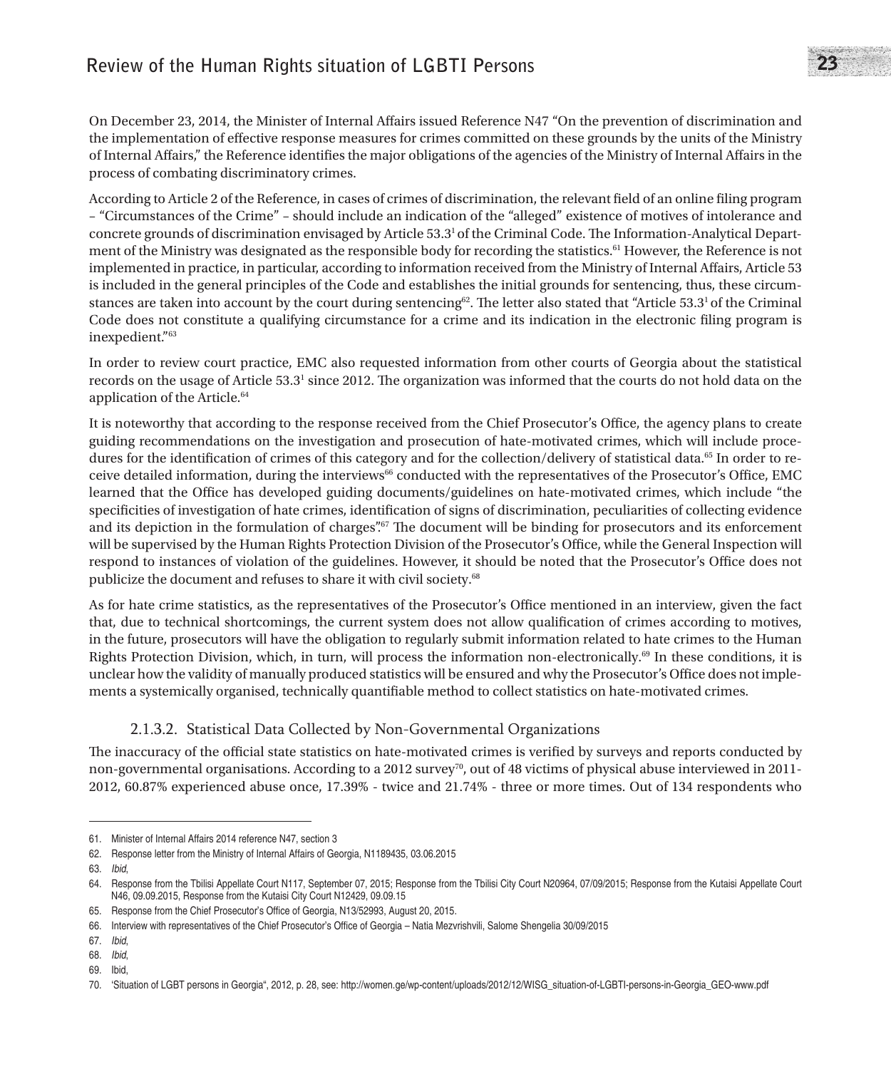On December 23, 2014, the Minister of Internal Affairs issued Reference N47 "On the prevention of discrimination and the implementation of effective response measures for crimes committed on these grounds by the units of the Ministry of Internal Affairs," the Reference identifies the major obligations of the agencies of the Ministry of Internal Affairs in the process of combating discriminatory crimes.

According to Article 2 of the Reference, in cases of crimes of discrimination, the relevant field of an online filing program – "Circumstances of the Crime" – should include an indication of the "alleged" existence of motives of intolerance and concrete grounds of discrimination envisaged by Article 53.3[1] of the Criminal Code. The Information-Analytical Department of the Ministry was designated as the responsible body for recording the statistics.[61] However, the Reference is not implemented in practice, in particular, according to information received from the Ministry of Internal Affairs, Article 53 is included in the general principles of the Code and establishes the initial grounds for sentencing, thus, these circumstances are taken into account by the court during sentencing[62]. The letter also stated that "Article 53.3[1] of the Criminal Code does not constitute a qualifying circumstance for a crime and its indication in the electronic filing program is inexpedient."[63]

In order to review court practice, EMC also requested information from other courts of Georgia about the statistical records on the usage of Article 53.3[1] since 2012. The organization was informed that the courts do not hold data on the application of the Article.[64]

It is noteworthy that according to the response received from the Chief Prosecutor's Office, the agency plans to create guiding recommendations on the investigation and prosecution of hate-motivated crimes, which will include procedures for the identification of crimes of this category and for the collection/delivery of statistical data.[65] In order to receive detailed information, during the interviews[66] conducted with the representatives of the Prosecutor's Office, EMC learned that the Office has developed guiding documents/guidelines on hate-motivated crimes, which include "the specificities of investigation of hate crimes, identification of signs of discrimination, peculiarities of collecting evidence and its depiction in the formulation of charges".[67] The document will be binding for prosecutors and its enforcement will be supervised by the Human Rights Protection Division of the Prosecutor's Office, while the General Inspection will respond to instances of violation of the guidelines. However, it should be noted that the Prosecutor's Office does not publicize the document and refuses to share it with civil society.[68]

As for hate crime statistics, as the representatives of the Prosecutor's Office mentioned in an interview, given the fact that, due to technical shortcomings, the current system does not allow qualification of crimes according to motives, in the future, prosecutors will have the obligation to regularly submit information related to hate crimes to the Human Rights Protection Division, which, in turn, will process the information non-electronically.[69] In these conditions, it is unclear how the validity of manually produced statistics will be ensured and why the Prosecutor's Office does not implements a systemically organised, technically quantifiable method to collect statistics on hate-motivated crimes.

#### 2.1.3.2. Statistical Data Collected by Non-Governmental Organizations

The inaccuracy of the official state statistics on hate-motivated crimes is verified by surveys and reports conducted by non-governmental organisations. According to a 2012 survey[70], out of 48 victims of physical abuse interviewed in 2011-2012, 60.87% experienced abuse once, 17.39% - twice and 21.74% - three or more times. Out of 134 respondents who

---

61. Minister of Internal Affairs 2014 reference N47, section 3
62. Response letter from the Ministry of Internal Affairs of Georgia, N1189435, 03.06.2015
63. *Ibid*,
64. Response from the Tbilisi Appellate Court N117, September 07, 2015; Response from the Tbilisi City Court N20964, 07/09/2015; Response from the Kutaisi Appellate Court N46, 09.09.2015, Response from the Kutaisi City Court N12429, 09.09.15
65. Response from the Chief Prosecutor's Office of Georgia, N13/52993, August 20, 2015.
66. Interview with representatives of the Chief Prosecutor's Office of Georgia – Natia Mezvrishvili, Salome Shengelia 30/09/2015
67. *Ibid*,
68. *Ibid*,
69. Ibid,
70. 'Situation of LGBT persons in Georgia", 2012, p. 28, see: http://women.ge/wp-content/uploads/2012/12/WISG_situation-of-LGBTI-persons-in-Georgia_GEO-www.pdf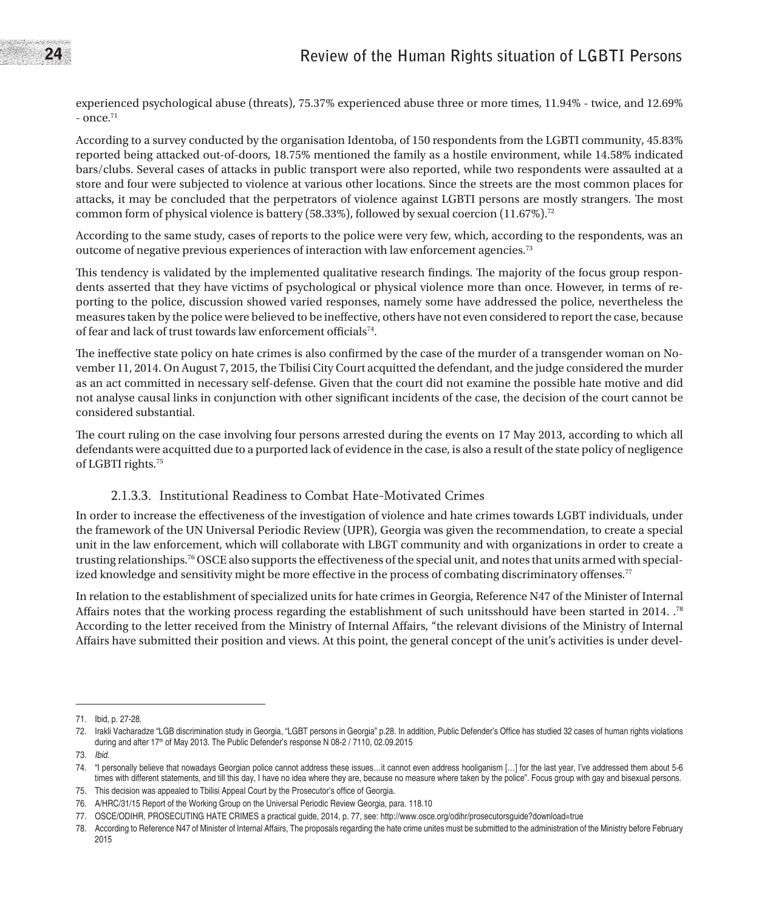experienced psychological abuse (threats), 75.37% experienced abuse three or more times, 11.94% - twice, and 12.69% - once.[71]

According to a survey conducted by the organisation Identoba, of 150 respondents from the LGBTI community, 45.83% reported being attacked out-of-doors, 18.75% mentioned the family as a hostile environment, while 14.58% indicated bars/clubs. Several cases of attacks in public transport were also reported, while two respondents were assaulted at a store and four were subjected to violence at various other locations. Since the streets are the most common places for attacks, it may be concluded that the perpetrators of violence against LGBTI persons are mostly strangers. The most common form of physical violence is battery (58.33%), followed by sexual coercion (11.67%).[72]

According to the same study, cases of reports to the police were very few, which, according to the respondents, was an outcome of negative previous experiences of interaction with law enforcement agencies.[73]

This tendency is validated by the implemented qualitative research findings. The majority of the focus group respondents asserted that they have victims of psychological or physical violence more than once. However, in terms of reporting to the police, discussion showed varied responses, namely some have addressed the police, nevertheless the measures taken by the police were believed to be ineffective, others have not even considered to report the case, because of fear and lack of trust towards law enforcement officials[74].

The ineffective state policy on hate crimes is also confirmed by the case of the murder of a transgender woman on November 11, 2014. On August 7, 2015, the Tbilisi City Court acquitted the defendant, and the judge considered the murder as an act committed in necessary self-defense. Given that the court did not examine the possible hate motive and did not analyse causal links in conjunction with other significant incidents of the case, the decision of the court cannot be considered substantial.

The court ruling on the case involving four persons arrested during the events on 17 May 2013, according to which all defendants were acquitted due to a purported lack of evidence in the case, is also a result of the state policy of negligence of LGBTI rights.[75]

### 2.1.3.3. Institutional Readiness to Combat Hate-Motivated Crimes

In order to increase the effectiveness of the investigation of violence and hate crimes towards LGBT individuals, under the framework of the UN Universal Periodic Review (UPR), Georgia was given the recommendation, to create a special unit in the law enforcement, which will collaborate with LBGT community and with organizations in order to create a trusting relationships.[76] OSCE also supports the effectiveness of the special unit, and notes that units armed with specialized knowledge and sensitivity might be more effective in the process of combating discriminatory offenses.[77]

In relation to the establishment of specialized units for hate crimes in Georgia, Reference N47 of the Minister of Internal Affairs notes that the working process regarding the establishment of such unitsshould have been started in 2014. .[78] According to the letter received from the Ministry of Internal Affairs, "the relevant divisions of the Ministry of Internal Affairs have submitted their position and views. At this point, the general concept of the unit's activities is under devel-

---

71. Ibid, p. 27-28.
72. Irakli Vacharadze "LGB discrimination study in Georgia, "LGBT persons in Georgia" p.28. In addition, Public Defender's Office has studied 32 cases of human rights violations during and after 17th of May 2013. The Public Defender's response N 08-2 / 7110, 02.09.2015
73. *Ibid.*
74. "I personally believe that nowadays Georgian police cannot address these issues…it cannot even address hooliganism […] for the last year, I've addressed them about 5-6 times with different statements, and till this day, I have no idea where they are, because no measure where taken by the police". Focus group with gay and bisexual persons.
75. This decision was appealed to Tbilisi Appeal Court by the Prosecutor's office of Georgia.
76. A/HRC/31/15 Report of the Working Group on the Universal Periodic Review Georgia, para. 118.10
77. OSCE/ODIHR, PROSECUTING HATE CRIMES a practical guide, 2014, p. 77, see: http://www.osce.org/odihr/prosecutorsguide?download=true
78. According to Reference N47 of Minister of Internal Affairs, The proposals regarding the hate crime unites must be submitted to the administration of the Ministry before February 2015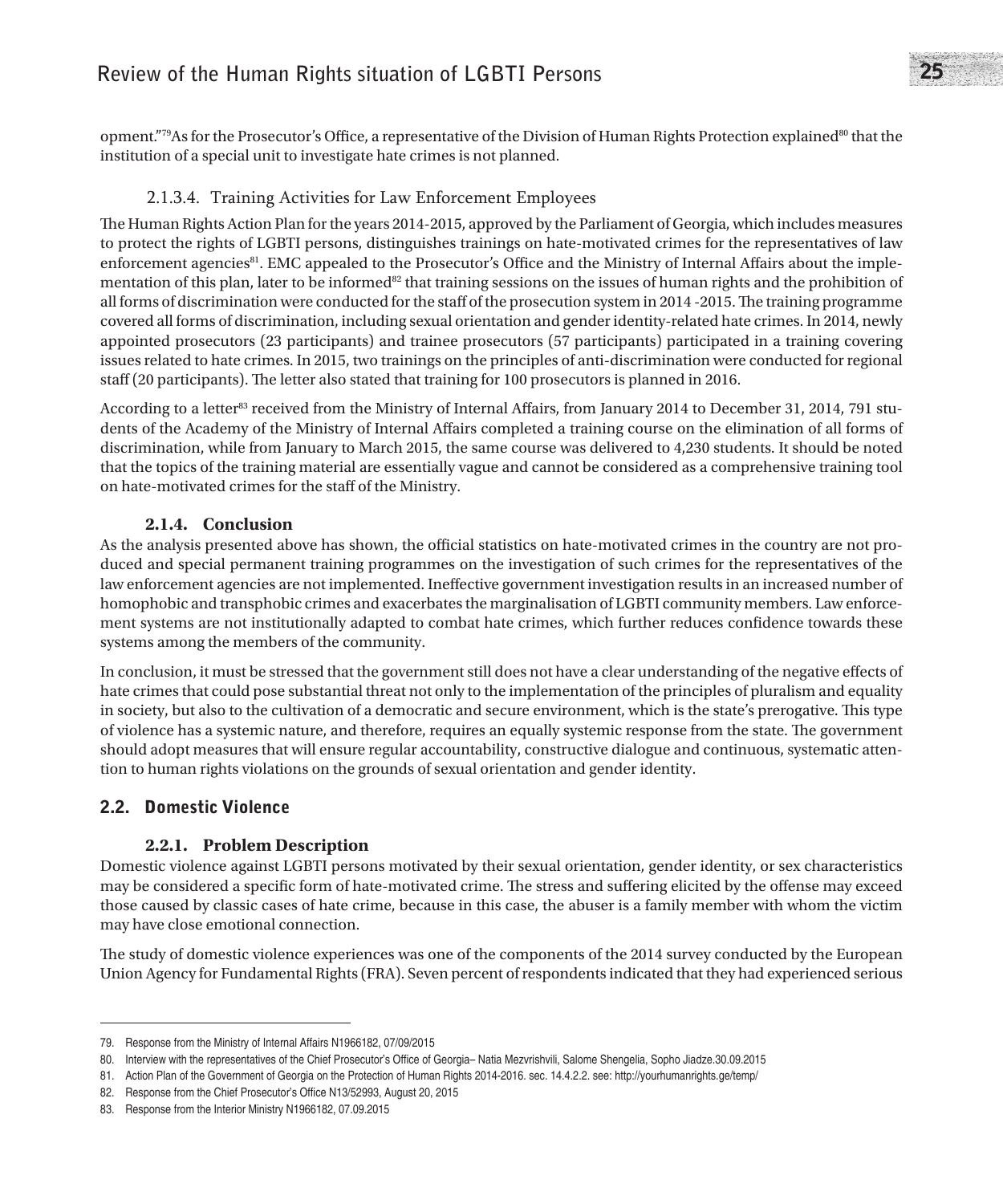opment."[79] As for the Prosecutor's Office, a representative of the Division of Human Rights Protection explained[80] that the institution of a special unit to investigate hate crimes is not planned.

#### 2.1.3.4. Training Activities for Law Enforcement Employees

The Human Rights Action Plan for the years 2014-2015, approved by the Parliament of Georgia, which includes measures to protect the rights of LGBTI persons, distinguishes trainings on hate-motivated crimes for the representatives of law enforcement agencies[81]. EMC appealed to the Prosecutor's Office and the Ministry of Internal Affairs about the implementation of this plan, later to be informed[82] that training sessions on the issues of human rights and the prohibition of all forms of discrimination were conducted for the staff of the prosecution system in 2014 -2015. The training programme covered all forms of discrimination, including sexual orientation and gender identity-related hate crimes. In 2014, newly appointed prosecutors (23 participants) and trainee prosecutors (57 participants) participated in a training covering issues related to hate crimes. In 2015, two trainings on the principles of anti-discrimination were conducted for regional staff (20 participants). The letter also stated that training for 100 prosecutors is planned in 2016.

According to a letter[83] received from the Ministry of Internal Affairs, from January 2014 to December 31, 2014, 791 students of the Academy of the Ministry of Internal Affairs completed a training course on the elimination of all forms of discrimination, while from January to March 2015, the same course was delivered to 4,230 students. It should be noted that the topics of the training material are essentially vague and cannot be considered as a comprehensive training tool on hate-motivated crimes for the staff of the Ministry.

### 2.1.4. Conclusion

As the analysis presented above has shown, the official statistics on hate-motivated crimes in the country are not produced and special permanent training programmes on the investigation of such crimes for the representatives of the law enforcement agencies are not implemented. Ineffective government investigation results in an increased number of homophobic and transphobic crimes and exacerbates the marginalisation of LGBTI community members. Law enforcement systems are not institutionally adapted to combat hate crimes, which further reduces confidence towards these systems among the members of the community.

In conclusion, it must be stressed that the government still does not have a clear understanding of the negative effects of hate crimes that could pose substantial threat not only to the implementation of the principles of pluralism and equality in society, but also to the cultivation of a democratic and secure environment, which is the state's prerogative. This type of violence has a systemic nature, and therefore, requires an equally systemic response from the state. The government should adopt measures that will ensure regular accountability, constructive dialogue and continuous, systematic attention to human rights violations on the grounds of sexual orientation and gender identity.

## 2.2. Domestic Violence

### 2.2.1. Problem Description

Domestic violence against LGBTI persons motivated by their sexual orientation, gender identity, or sex characteristics may be considered a specific form of hate-motivated crime. The stress and suffering elicited by the offense may exceed those caused by classic cases of hate crime, because in this case, the abuser is a family member with whom the victim may have close emotional connection.

The study of domestic violence experiences was one of the components of the 2014 survey conducted by the European Union Agency for Fundamental Rights (FRA). Seven percent of respondents indicated that they had experienced serious

---

79. Response from the Ministry of Internal Affairs N1966182, 07/09/2015
80. Interview with the representatives of the Chief Prosecutor's Office of Georgia– Natia Mezvrishvili, Salome Shengelia, Sopho Jiadze.30.09.2015
81. Action Plan of the Government of Georgia on the Protection of Human Rights 2014-2016. sec. 14.4.2.2. see: http://yourhumanrights.ge/temp/
82. Response from the Chief Prosecutor's Office N13/52993, August 20, 2015
83. Response from the Interior Ministry N1966182, 07.09.2015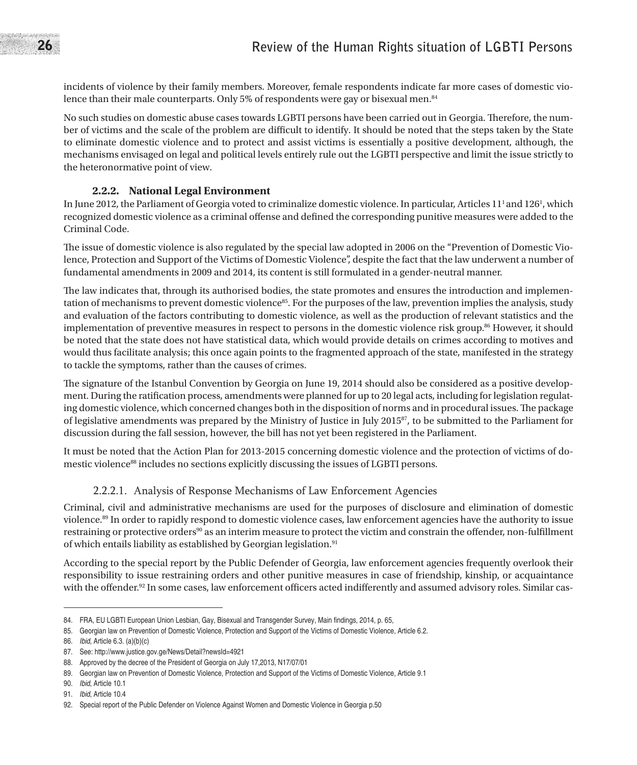incidents of violence by their family members. Moreover, female respondents indicate far more cases of domestic violence than their male counterparts. Only 5% of respondents were gay or bisexual men.[84]

No such studies on domestic abuse cases towards LGBTI persons have been carried out in Georgia. Therefore, the number of victims and the scale of the problem are difficult to identify. It should be noted that the steps taken by the State to eliminate domestic violence and to protect and assist victims is essentially a positive development, although, the mechanisms envisaged on legal and political levels entirely rule out the LGBTI perspective and limit the issue strictly to the heteronormative point of view.

### 2.2.2. National Legal Environment

In June 2012, the Parliament of Georgia voted to criminalize domestic violence. In particular, Articles 11[1] and 126[1], which recognized domestic violence as a criminal offense and defined the corresponding punitive measures were added to the Criminal Code.

The issue of domestic violence is also regulated by the special law adopted in 2006 on the "Prevention of Domestic Violence, Protection and Support of the Victims of Domestic Violence", despite the fact that the law underwent a number of fundamental amendments in 2009 and 2014, its content is still formulated in a gender-neutral manner.

The law indicates that, through its authorised bodies, the state promotes and ensures the introduction and implementation of mechanisms to prevent domestic violence[85]. For the purposes of the law, prevention implies the analysis, study and evaluation of the factors contributing to domestic violence, as well as the production of relevant statistics and the implementation of preventive measures in respect to persons in the domestic violence risk group.[86] However, it should be noted that the state does not have statistical data, which would provide details on crimes according to motives and would thus facilitate analysis; this once again points to the fragmented approach of the state, manifested in the strategy to tackle the symptoms, rather than the causes of crimes.

The signature of the Istanbul Convention by Georgia on June 19, 2014 should also be considered as a positive development. During the ratification process, amendments were planned for up to 20 legal acts, including for legislation regulating domestic violence, which concerned changes both in the disposition of norms and in procedural issues. The package of legislative amendments was prepared by the Ministry of Justice in July 2015[87], to be submitted to the Parliament for discussion during the fall session, however, the bill has not yet been registered in the Parliament.

It must be noted that the Action Plan for 2013-2015 concerning domestic violence and the protection of victims of domestic violence[88] includes no sections explicitly discussing the issues of LGBTI persons.

#### 2.2.2.1. Analysis of Response Mechanisms of Law Enforcement Agencies

Criminal, civil and administrative mechanisms are used for the purposes of disclosure and elimination of domestic violence.[89] In order to rapidly respond to domestic violence cases, law enforcement agencies have the authority to issue restraining or protective orders[90] as an interim measure to protect the victim and constrain the offender, non-fulfillment of which entails liability as established by Georgian legislation.[91]

According to the special report by the Public Defender of Georgia, law enforcement agencies frequently overlook their responsibility to issue restraining orders and other punitive measures in case of friendship, kinship, or acquaintance with the offender.[92] In some cases, law enforcement officers acted indifferently and assumed advisory roles. Similar cas-

---

84. FRA, EU LGBTI European Union Lesbian, Gay, Bisexual and Transgender Survey, Main findings, 2014, p. 65,
85. Georgian law on Prevention of Domestic Violence, Protection and Support of the Victims of Domestic Violence, Article 6.2.
86. *Ibid*, Article 6.3. (a)(b)(c)
87. See: http://www.justice.gov.ge/News/Detail?newsId=4921
88. Approved by the decree of the President of Georgia on July 17,2013, N17/07/01
89. Georgian law on Prevention of Domestic Violence, Protection and Support of the Victims of Domestic Violence, Article 9.1
90. *Ibid*, Article 10.1
91. *Ibid*, Article 10.4
92. Special report of the Public Defender on Violence Against Women and Domestic Violence in Georgia p.50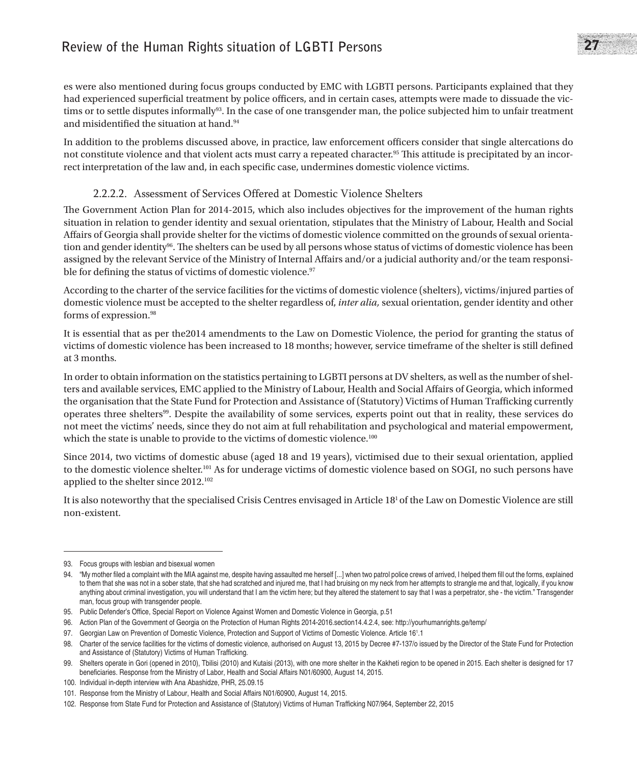es were also mentioned during focus groups conducted by EMC with LGBTI persons. Participants explained that they had experienced superficial treatment by police officers, and in certain cases, attempts were made to dissuade the victims or to settle disputes informally[93]. In the case of one transgender man, the police subjected him to unfair treatment and misidentified the situation at hand.[94]

In addition to the problems discussed above, in practice, law enforcement officers consider that single altercations do not constitute violence and that violent acts must carry a repeated character.[95] This attitude is precipitated by an incorrect interpretation of the law and, in each specific case, undermines domestic violence victims.

#### 2.2.2.2. Assessment of Services Offered at Domestic Violence Shelters

The Government Action Plan for 2014-2015, which also includes objectives for the improvement of the human rights situation in relation to gender identity and sexual orientation, stipulates that the Ministry of Labour, Health and Social Affairs of Georgia shall provide shelter for the victims of domestic violence committed on the grounds of sexual orientation and gender identity[96]. The shelters can be used by all persons whose status of victims of domestic violence has been assigned by the relevant Service of the Ministry of Internal Affairs and/or a judicial authority and/or the team responsible for defining the status of victims of domestic violence.[97]

According to the charter of the service facilities for the victims of domestic violence (shelters), victims/injured parties of domestic violence must be accepted to the shelter regardless of, *inter alia,* sexual orientation, gender identity and other forms of expression.[98]

It is essential that as per the2014 amendments to the Law on Domestic Violence, the period for granting the status of victims of domestic violence has been increased to 18 months; however, service timeframe of the shelter is still defined at 3 months.

In order to obtain information on the statistics pertaining to LGBTI persons at DV shelters, as well as the number of shelters and available services, EMC applied to the Ministry of Labour, Health and Social Affairs of Georgia, which informed the organisation that the State Fund for Protection and Assistance of (Statutory) Victims of Human Trafficking currently operates three shelters[99]. Despite the availability of some services, experts point out that in reality, these services do not meet the victims' needs, since they do not aim at full rehabilitation and psychological and material empowerment, which the state is unable to provide to the victims of domestic violence.[100]

Since 2014, two victims of domestic abuse (aged 18 and 19 years), victimised due to their sexual orientation, applied to the domestic violence shelter.[101] As for underage victims of domestic violence based on SOGI, no such persons have applied to the shelter since 2012.[102]

It is also noteworthy that the specialised Crisis Centres envisaged in Article 18[1] of the Law on Domestic Violence are still non-existent.

---

93. Focus groups with lesbian and bisexual women

94. "My mother filed a complaint with the MIA against me, despite having assaulted me herself [...] when two patrol police crews of arrived, I helped them fill out the forms, explained to them that she was not in a sober state, that she had scratched and injured me, that I had bruising on my neck from her attempts to strangle me and that, logically, if you know anything about criminal investigation, you will understand that I am the victim here; but they altered the statement to say that I was a perpetrator, she - the victim." Transgender man, focus group with transgender people.

95. Public Defender's Office, Special Report on Violence Against Women and Domestic Violence in Georgia, p.51

96. Action Plan of the Government of Georgia on the Protection of Human Rights 2014-2016.section14.4.2.4, see: http://yourhumanrights.ge/temp/

97. Georgian Law on Prevention of Domestic Violence, Protection and Support of Victims of Domestic Violence. Article 16[1].1

98. Charter of the service facilities for the victims of domestic violence, authorised on August 13, 2015 by Decree #7-137/o issued by the Director of the State Fund for Protection and Assistance of (Statutory) Victims of Human Trafficking.

99. Shelters operate in Gori (opened in 2010), Tbilisi (2010) and Kutaisi (2013), with one more shelter in the Kakheti region to be opened in 2015. Each shelter is designed for 17 beneficiaries. Response from the Ministry of Labor, Health and Social Affairs N01/60900, August 14, 2015.

100. Individual in-depth interview with Ana Abashidze, PHR, 25.09.15

101. Response from the Ministry of Labour, Health and Social Affairs N01/60900, August 14, 2015.

102. Response from State Fund for Protection and Assistance of (Statutory) Victims of Human Trafficking N07/964, September 22, 2015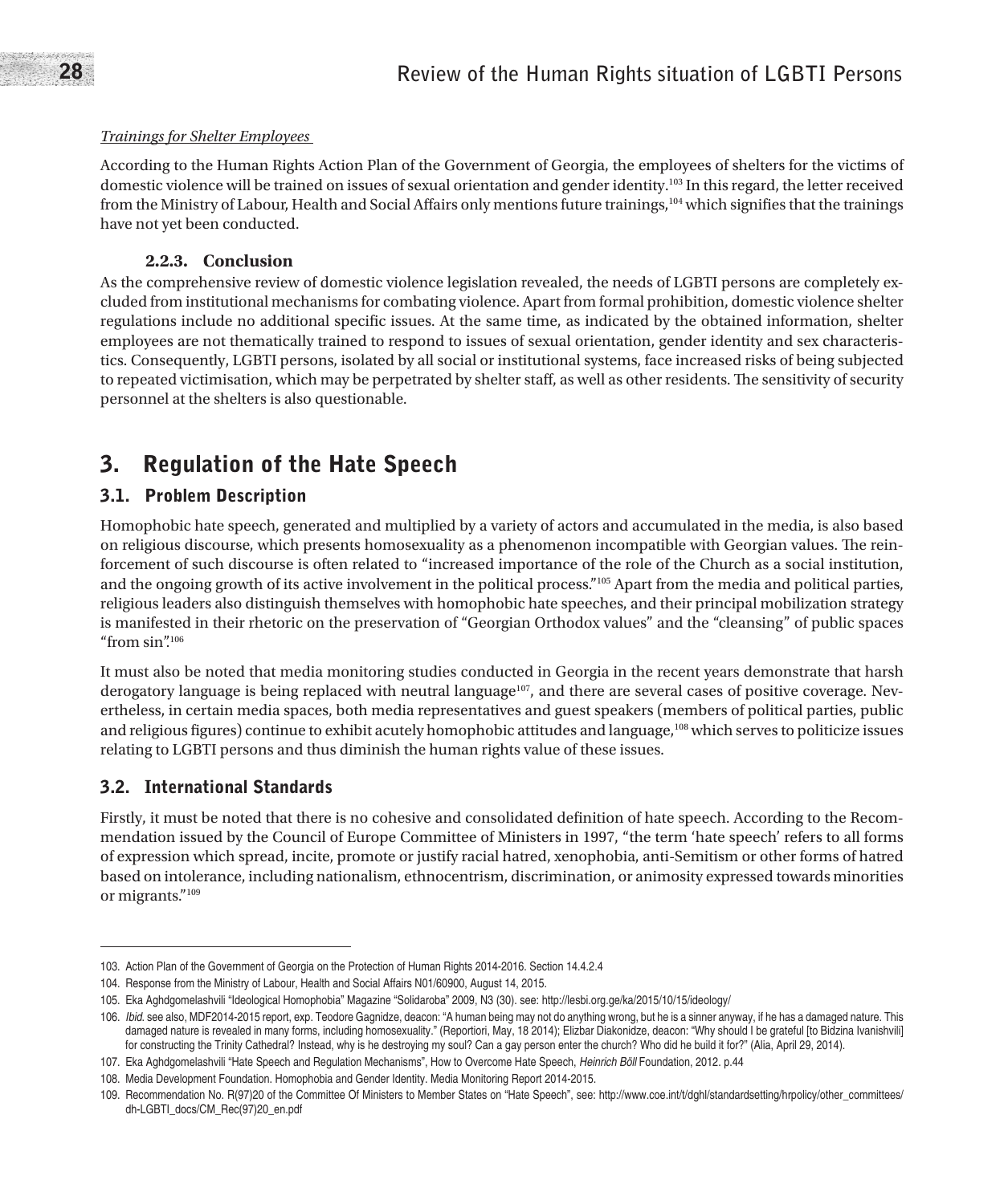*Trainings for Shelter Employees*

According to the Human Rights Action Plan of the Government of Georgia, the employees of shelters for the victims of domestic violence will be trained on issues of sexual orientation and gender identity.[103] In this regard, the letter received from the Ministry of Labour, Health and Social Affairs only mentions future trainings,[104] which signifies that the trainings have not yet been conducted.

### 2.2.3. Conclusion

As the comprehensive review of domestic violence legislation revealed, the needs of LGBTI persons are completely excluded from institutional mechanisms for combating violence. Apart from formal prohibition, domestic violence shelter regulations include no additional specific issues. At the same time, as indicated by the obtained information, shelter employees are not thematically trained to respond to issues of sexual orientation, gender identity and sex characteristics. Consequently, LGBTI persons, isolated by all social or institutional systems, face increased risks of being subjected to repeated victimisation, which may be perpetrated by shelter staff, as well as other residents. The sensitivity of security personnel at the shelters is also questionable.

# 3. Regulation of the Hate Speech

## 3.1. Problem Description

Homophobic hate speech, generated and multiplied by a variety of actors and accumulated in the media, is also based on religious discourse, which presents homosexuality as a phenomenon incompatible with Georgian values. The reinforcement of such discourse is often related to "increased importance of the role of the Church as a social institution, and the ongoing growth of its active involvement in the political process."[105] Apart from the media and political parties, religious leaders also distinguish themselves with homophobic hate speeches, and their principal mobilization strategy is manifested in their rhetoric on the preservation of "Georgian Orthodox values" and the "cleansing" of public spaces "from sin".[106]

It must also be noted that media monitoring studies conducted in Georgia in the recent years demonstrate that harsh derogatory language is being replaced with neutral language[107], and there are several cases of positive coverage. Nevertheless, in certain media spaces, both media representatives and guest speakers (members of political parties, public and religious figures) continue to exhibit acutely homophobic attitudes and language,[108] which serves to politicize issues relating to LGBTI persons and thus diminish the human rights value of these issues.

## 3.2. International Standards

Firstly, it must be noted that there is no cohesive and consolidated definition of hate speech. According to the Recommendation issued by the Council of Europe Committee of Ministers in 1997, "the term 'hate speech' refers to all forms of expression which spread, incite, promote or justify racial hatred, xenophobia, anti-Semitism or other forms of hatred based on intolerance, including nationalism, ethnocentrism, discrimination, or animosity expressed towards minorities or migrants."[109]

---

103. Action Plan of the Government of Georgia on the Protection of Human Rights 2014-2016. Section 14.4.2.4

104. Response from the Ministry of Labour, Health and Social Affairs N01/60900, August 14, 2015.

105. Eka Aghdgomelashvili "Ideological Homophobia" Magazine "Solidaroba" 2009, N3 (30). see: http://lesbi.org.ge/ka/2015/10/15/ideology/

106. *Ibid.* see also, MDF2014-2015 report, exp. Teodore Gagnidze, deacon: "A human being may not do anything wrong, but he is a sinner anyway, if he has a damaged nature. This damaged nature is revealed in many forms, including homosexuality." (Reportiori, May, 18 2014); Elizbar Diakonidze, deacon: "Why should I be grateful [to Bidzina Ivanishvili] for constructing the Trinity Cathedral? Instead, why is he destroying my soul? Can a gay person enter the church? Who did he build it for?" (Alia, April 29, 2014).

107. Eka Aghdgomelashvili "Hate Speech and Regulation Mechanisms", How to Overcome Hate Speech, *Heinrich Böll* Foundation, 2012. p.44

108. Media Development Foundation. Homophobia and Gender Identity. Media Monitoring Report 2014-2015.

109. Recommendation No. R(97)20 of the Committee Of Ministers to Member States on "Hate Speech", see: http://www.coe.int/t/dghl/standardsetting/hrpolicy/other_committees/dh-LGBTI_docs/CM_Rec(97)20_en.pdf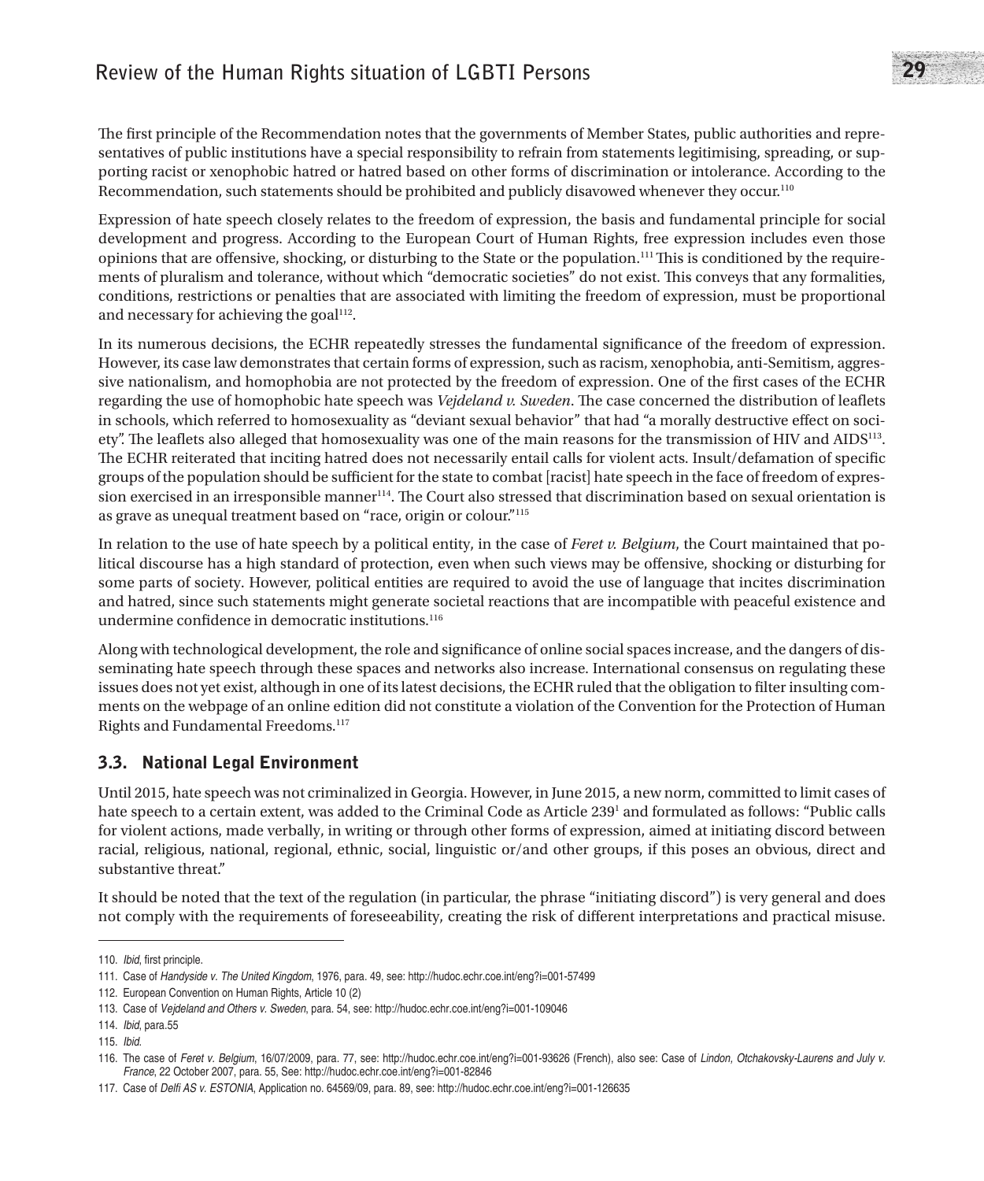The first principle of the Recommendation notes that the governments of Member States, public authorities and representatives of public institutions have a special responsibility to refrain from statements legitimising, spreading, or supporting racist or xenophobic hatred or hatred based on other forms of discrimination or intolerance. According to the Recommendation, such statements should be prohibited and publicly disavowed whenever they occur.[110]

Expression of hate speech closely relates to the freedom of expression, the basis and fundamental principle for social development and progress. According to the European Court of Human Rights, free expression includes even those opinions that are offensive, shocking, or disturbing to the State or the population.[111] This is conditioned by the requirements of pluralism and tolerance, without which "democratic societies" do not exist. This conveys that any formalities, conditions, restrictions or penalties that are associated with limiting the freedom of expression, must be proportional and necessary for achieving the goal[112].

In its numerous decisions, the ECHR repeatedly stresses the fundamental significance of the freedom of expression. However, its case law demonstrates that certain forms of expression, such as racism, xenophobia, anti-Semitism, aggressive nationalism, and homophobia are not protected by the freedom of expression. One of the first cases of the ECHR regarding the use of homophobic hate speech was *Vejdeland v. Sweden*. The case concerned the distribution of leaflets in schools, which referred to homosexuality as "deviant sexual behavior" that had "a morally destructive effect on society". The leaflets also alleged that homosexuality was one of the main reasons for the transmission of HIV and AIDS[113]. The ECHR reiterated that inciting hatred does not necessarily entail calls for violent acts. Insult/defamation of specific groups of the population should be sufficient for the state to combat [racist] hate speech in the face of freedom of expression exercised in an irresponsible manner[114]. The Court also stressed that discrimination based on sexual orientation is as grave as unequal treatment based on "race, origin or colour."[115]

In relation to the use of hate speech by a political entity, in the case of *Feret v. Belgium*, the Court maintained that political discourse has a high standard of protection, even when such views may be offensive, shocking or disturbing for some parts of society. However, political entities are required to avoid the use of language that incites discrimination and hatred, since such statements might generate societal reactions that are incompatible with peaceful existence and undermine confidence in democratic institutions.[116]

Along with technological development, the role and significance of online social spaces increase, and the dangers of disseminating hate speech through these spaces and networks also increase. International consensus on regulating these issues does not yet exist, although in one of its latest decisions, the ECHR ruled that the obligation to filter insulting comments on the webpage of an online edition did not constitute a violation of the Convention for the Protection of Human Rights and Fundamental Freedoms.[117]

### 3.3. National Legal Environment

Until 2015, hate speech was not criminalized in Georgia. However, in June 2015, a new norm, committed to limit cases of hate speech to a certain extent, was added to the Criminal Code as Article 239[1] and formulated as follows: "Public calls for violent actions, made verbally, in writing or through other forms of expression, aimed at initiating discord between racial, religious, national, regional, ethnic, social, linguistic or/and other groups, if this poses an obvious, direct and substantive threat."

It should be noted that the text of the regulation (in particular, the phrase "initiating discord") is very general and does not comply with the requirements of foreseeability, creating the risk of different interpretations and practical misuse.

---

110. *Ibid*, first principle.

111. Case of *Handyside v. The United Kingdom*, 1976, para. 49, see: http://hudoc.echr.coe.int/eng?i=001-57499

112. European Convention on Human Rights, Article 10 (2)

113. Case of *Vejdeland and Others v. Sweden*, para. 54, see: http://hudoc.echr.coe.int/eng?i=001-109046

114. *Ibid*, para.55

115. *Ibid.*

116. The case of *Feret v. Belgium*, 16/07/2009, para. 77, see: http://hudoc.echr.coe.int/eng?i=001-93626 (French), also see: Case of *Lindon, Otchakovsky-Laurens and July v. France*, 22 October 2007, para. 55, See: http://hudoc.echr.coe.int/eng?i=001-82846

117. Case of *Delfi AS v. ESTONIA*, Application no. 64569/09, para. 89, see: http://hudoc.echr.coe.int/eng?i=001-126635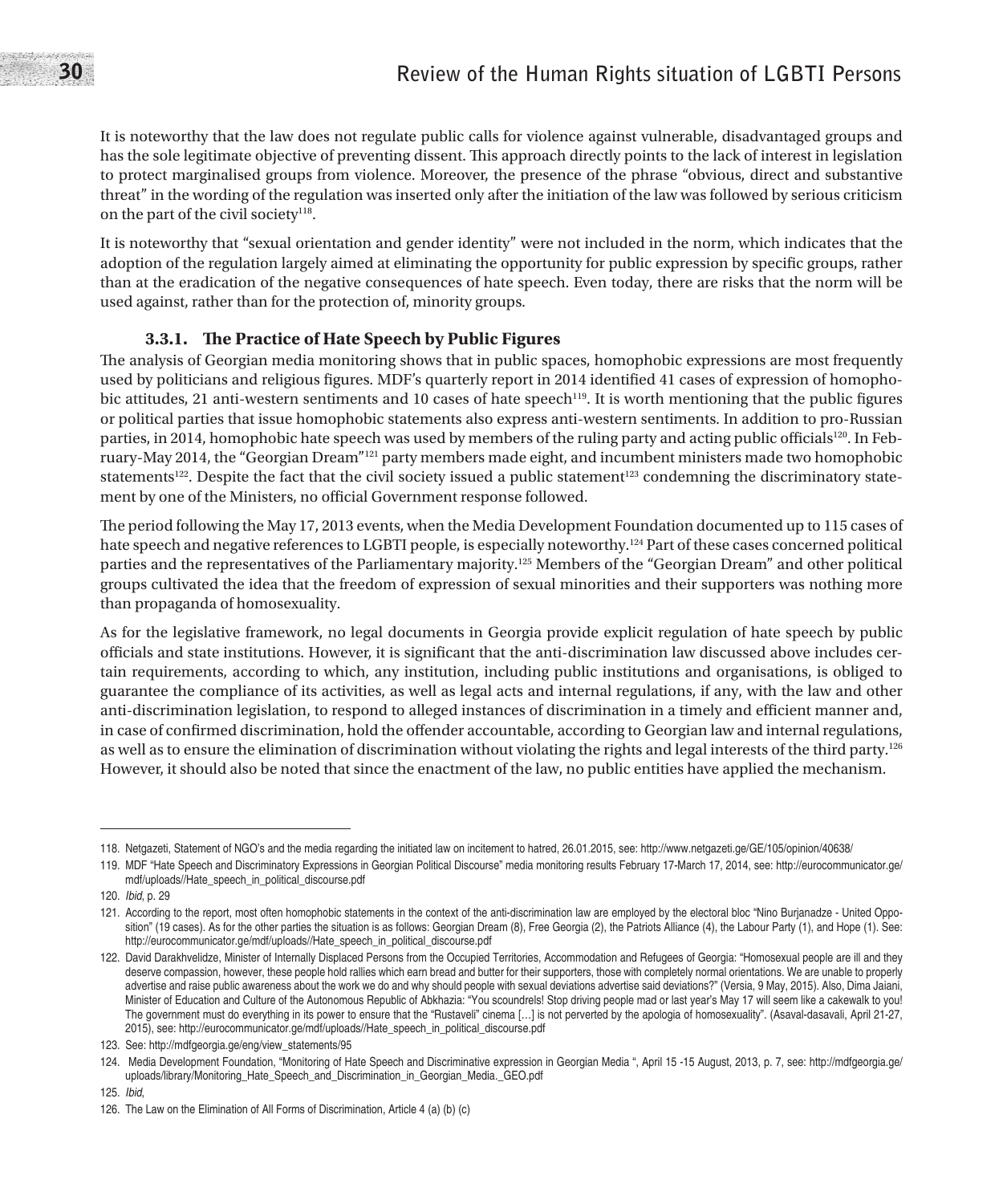It is noteworthy that the law does not regulate public calls for violence against vulnerable, disadvantaged groups and has the sole legitimate objective of preventing dissent. This approach directly points to the lack of interest in legislation to protect marginalised groups from violence. Moreover, the presence of the phrase "obvious, direct and substantive threat" in the wording of the regulation was inserted only after the initiation of the law was followed by serious criticism on the part of the civil society[118].

It is noteworthy that "sexual orientation and gender identity" were not included in the norm, which indicates that the adoption of the regulation largely aimed at eliminating the opportunity for public expression by specific groups, rather than at the eradication of the negative consequences of hate speech. Even today, there are risks that the norm will be used against, rather than for the protection of, minority groups.

### 3.3.1. The Practice of Hate Speech by Public Figures

The analysis of Georgian media monitoring shows that in public spaces, homophobic expressions are most frequently used by politicians and religious figures. MDF's quarterly report in 2014 identified 41 cases of expression of homophobic attitudes, 21 anti-western sentiments and 10 cases of hate speech[119]. It is worth mentioning that the public figures or political parties that issue homophobic statements also express anti-western sentiments. In addition to pro-Russian parties, in 2014, homophobic hate speech was used by members of the ruling party and acting public officials[120]. In February-May 2014, the "Georgian Dream"[121] party members made eight, and incumbent ministers made two homophobic statements[122]. Despite the fact that the civil society issued a public statement[123] condemning the discriminatory statement by one of the Ministers, no official Government response followed.

The period following the May 17, 2013 events, when the Media Development Foundation documented up to 115 cases of hate speech and negative references to LGBTI people, is especially noteworthy.[124] Part of these cases concerned political parties and the representatives of the Parliamentary majority.[125] Members of the "Georgian Dream" and other political groups cultivated the idea that the freedom of expression of sexual minorities and their supporters was nothing more than propaganda of homosexuality.

As for the legislative framework, no legal documents in Georgia provide explicit regulation of hate speech by public officials and state institutions. However, it is significant that the anti-discrimination law discussed above includes certain requirements, according to which, any institution, including public institutions and organisations, is obliged to guarantee the compliance of its activities, as well as legal acts and internal regulations, if any, with the law and other anti-discrimination legislation, to respond to alleged instances of discrimination in a timely and efficient manner and, in case of confirmed discrimination, hold the offender accountable, according to Georgian law and internal regulations, as well as to ensure the elimination of discrimination without violating the rights and legal interests of the third party.[126] However, it should also be noted that since the enactment of the law, no public entities have applied the mechanism.

---

118. Netgazeti, Statement of NGO's and the media regarding the initiated law on incitement to hatred, 26.01.2015, see: http://www.netgazeti.ge/GE/105/opinion/40638/

119. MDF "Hate Speech and Discriminatory Expressions in Georgian Political Discourse" media monitoring results February 17-March 17, 2014, see: http://eurocommunicator.ge/mdf/uploads//Hate_speech_in_political_discourse.pdf

120. *Ibid*, p. 29

121. According to the report, most often homophobic statements in the context of the anti-discrimination law are employed by the electoral bloc "Nino Burjanadze - United Opposition" (19 cases). As for the other parties the situation is as follows: Georgian Dream (8), Free Georgia (2), the Patriots Alliance (4), the Labour Party (1), and Hope (1). See: http://eurocommunicator.ge/mdf/uploads//Hate_speech_in_political_discourse.pdf

122. David Darakhvelidze, Minister of Internally Displaced Persons from the Occupied Territories, Accommodation and Refugees of Georgia: "Homosexual people are ill and they deserve compassion, however, these people hold rallies which earn bread and butter for their supporters, those with completely normal orientations. We are unable to properly advertise and raise public awareness about the work we do and why should people with sexual deviations advertise said deviations?" (Versia, 9 May, 2015). Also, Dima Jaiani, Minister of Education and Culture of the Autonomous Republic of Abkhazia: "You scoundrels! Stop driving people mad or last year's May 17 will seem like a cakewalk to you! The government must do everything in its power to ensure that the "Rustaveli" cinema […] is not perverted by the apologia of homosexuality". (Asaval-dasavali, April 21-27, 2015), see: http://eurocommunicator.ge/mdf/uploads//Hate_speech_in_political_discourse.pdf

123. See: http://mdfgeorgia.ge/eng/view_statements/95

124. Media Development Foundation, "Monitoring of Hate Speech and Discriminative expression in Georgian Media ", April 15 -15 August, 2013, p. 7, see: http://mdfgeorgia.ge/uploads/library/Monitoring_Hate_Speech_and_Discrimination_in_Georgian_Media._GEO.pdf

125. *Ibid*,

126. The Law on the Elimination of All Forms of Discrimination, Article 4 (a) (b) (c)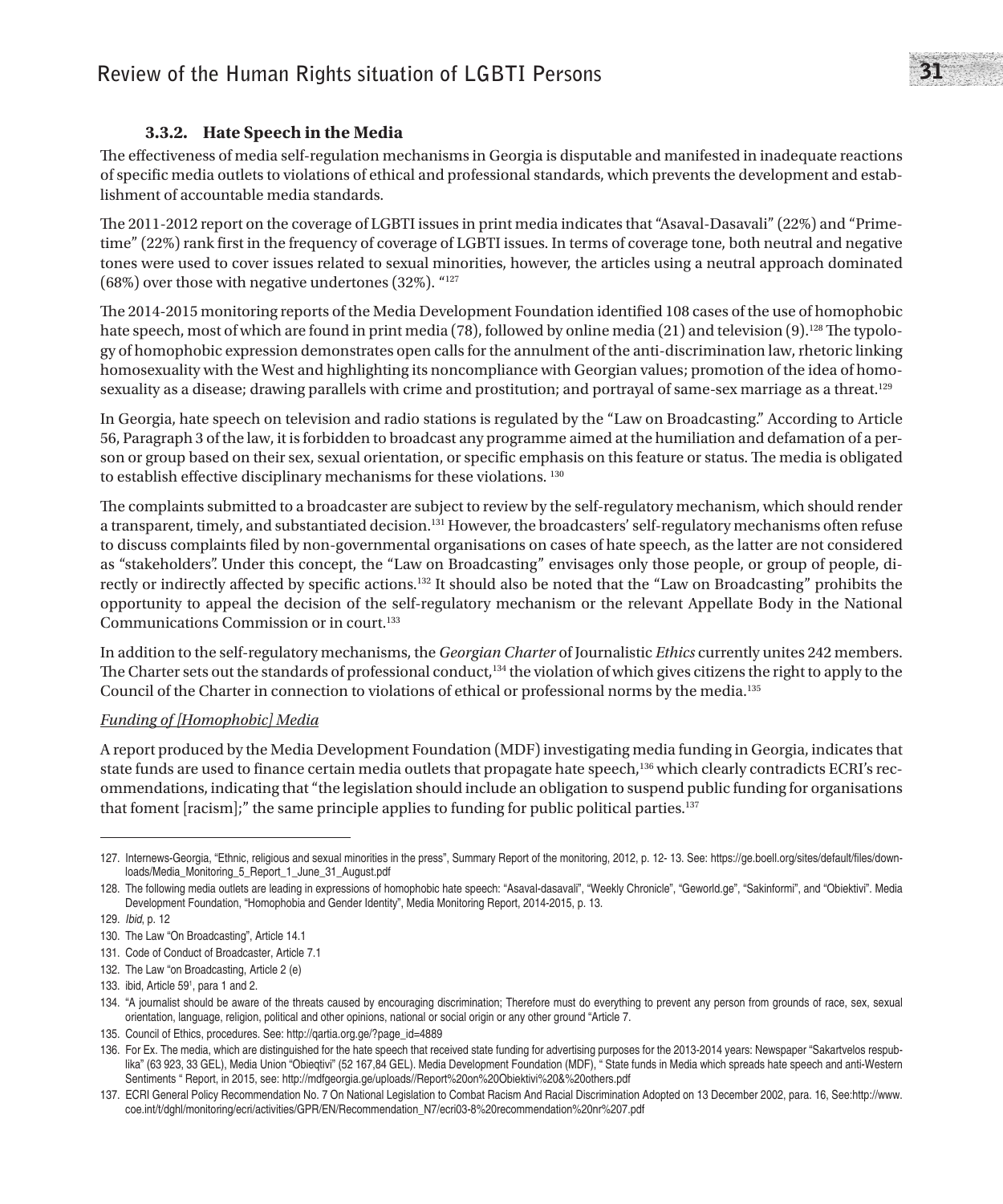### 3.3.2. Hate Speech in the Media

The effectiveness of media self-regulation mechanisms in Georgia is disputable and manifested in inadequate reactions of specific media outlets to violations of ethical and professional standards, which prevents the development and establishment of accountable media standards.

The 2011-2012 report on the coverage of LGBTI issues in print media indicates that "Asaval-Dasavali" (22%) and "Primetime" (22%) rank first in the frequency of coverage of LGBTI issues. In terms of coverage tone, both neutral and negative tones were used to cover issues related to sexual minorities, however, the articles using a neutral approach dominated (68%) over those with negative undertones (32%). "[127]

The 2014-2015 monitoring reports of the Media Development Foundation identified 108 cases of the use of homophobic hate speech, most of which are found in print media (78), followed by online media (21) and television (9).[128] The typology of homophobic expression demonstrates open calls for the annulment of the anti-discrimination law, rhetoric linking homosexuality with the West and highlighting its noncompliance with Georgian values; promotion of the idea of homosexuality as a disease; drawing parallels with crime and prostitution; and portrayal of same-sex marriage as a threat.[129]

In Georgia, hate speech on television and radio stations is regulated by the "Law on Broadcasting." According to Article 56, Paragraph 3 of the law, it is forbidden to broadcast any programme aimed at the humiliation and defamation of a person or group based on their sex, sexual orientation, or specific emphasis on this feature or status. The media is obligated to establish effective disciplinary mechanisms for these violations. [130]

The complaints submitted to a broadcaster are subject to review by the self-regulatory mechanism, which should render a transparent, timely, and substantiated decision.[131] However, the broadcasters' self-regulatory mechanisms often refuse to discuss complaints filed by non-governmental organisations on cases of hate speech, as the latter are not considered as "stakeholders". Under this concept, the "Law on Broadcasting" envisages only those people, or group of people, directly or indirectly affected by specific actions.[132] It should also be noted that the "Law on Broadcasting" prohibits the opportunity to appeal the decision of the self-regulatory mechanism or the relevant Appellate Body in the National Communications Commission or in court.[133]

In addition to the self-regulatory mechanisms, the *Georgian Charter* of Journalistic *Ethics* currently unites 242 members. The Charter sets out the standards of professional conduct,[134] the violation of which gives citizens the right to apply to the Council of the Charter in connection to violations of ethical or professional norms by the media.[135]

*Funding of [Homophobic] Media*

A report produced by the Media Development Foundation (MDF) investigating media funding in Georgia, indicates that state funds are used to finance certain media outlets that propagate hate speech,[136] which clearly contradicts ECRI's recommendations, indicating that "the legislation should include an obligation to suspend public funding for organisations that foment [racism];" the same principle applies to funding for public political parties.[137]

---

127. Internews-Georgia, "Ethnic, religious and sexual minorities in the press", Summary Report of the monitoring, 2012, p. 12- 13. See: https://ge.boell.org/sites/default/files/downloads/Media_Monitoring_5_Report_1_June_31_August.pdf

128. The following media outlets are leading in expressions of homophobic hate speech: "Asaval-dasavali", "Weekly Chronicle", "Geworld.ge", "Sakinformi", and "Obiektivi". Media Development Foundation, "Homophobia and Gender Identity", Media Monitoring Report, 2014-2015, p. 13.

129. *Ibid*, p. 12

130. The Law "On Broadcasting", Article 14.1

131. Code of Conduct of Broadcaster, Article 7.1

132. The Law "on Broadcasting, Article 2 (e)

133. ibid, Article 59[1], para 1 and 2.

134. "A journalist should be aware of the threats caused by encouraging discrimination; Therefore must do everything to prevent any person from grounds of race, sex, sexual orientation, language, religion, political and other opinions, national or social origin or any other ground "Article 7.

135. Council of Ethics, procedures. See: http://qartia.org.ge/?page_id=4889

136. For Ex. The media, which are distinguished for the hate speech that received state funding for advertising purposes for the 2013-2014 years: Newspaper "Sakartvelos respublika" (63 923, 33 GEL), Media Union "Obieqtivi" (52 167,84 GEL). Media Development Foundation (MDF), " State funds in Media which spreads hate speech and anti-Western Sentiments " Report, in 2015, see: http://mdfgeorgia.ge/uploads//Report%20on%20Obiektivi%20&%20others.pdf

137. ECRI General Policy Recommendation No. 7 On National Legislation to Combat Racism And Racial Discrimination Adopted on 13 December 2002, para. 16, See:http://www.coe.int/t/dghl/monitoring/ecri/activities/GPR/EN/Recommendation_N7/ecri03-8%20recommendation%20nr%207.pdf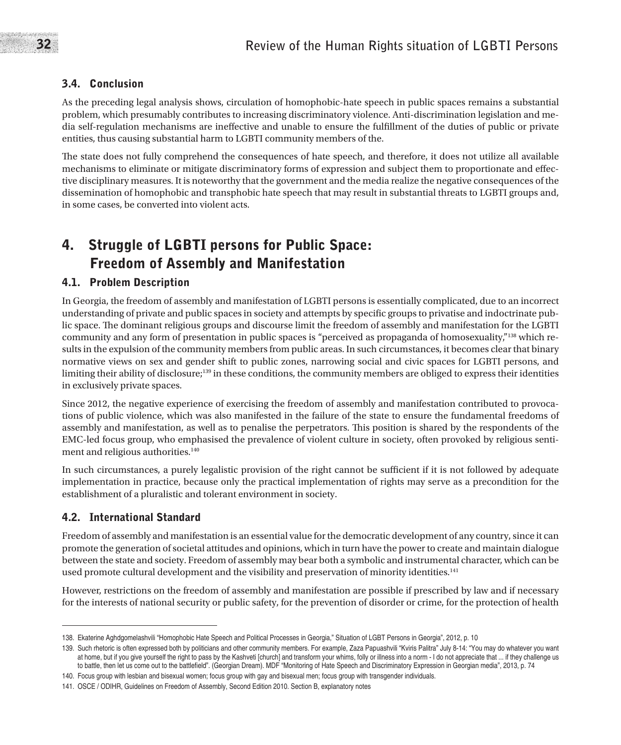### 3.4. Conclusion

As the preceding legal analysis shows, circulation of homophobic-hate speech in public spaces remains a substantial problem, which presumably contributes to increasing discriminatory violence. Anti-discrimination legislation and media self-regulation mechanisms are ineffective and unable to ensure the fulfillment of the duties of public or private entities, thus causing substantial harm to LGBTI community members of the.

The state does not fully comprehend the consequences of hate speech, and therefore, it does not utilize all available mechanisms to eliminate or mitigate discriminatory forms of expression and subject them to proportionate and effective disciplinary measures. It is noteworthy that the government and the media realize the negative consequences of the dissemination of homophobic and transphobic hate speech that may result in substantial threats to LGBTI groups and, in some cases, be converted into violent acts.

## 4. Struggle of LGBTI persons for Public Space: Freedom of Assembly and Manifestation

### 4.1. Problem Description

In Georgia, the freedom of assembly and manifestation of LGBTI persons is essentially complicated, due to an incorrect understanding of private and public spaces in society and attempts by specific groups to privatise and indoctrinate public space. The dominant religious groups and discourse limit the freedom of assembly and manifestation for the LGBTI community and any form of presentation in public spaces is "perceived as propaganda of homosexuality,"[138] which results in the expulsion of the community members from public areas. In such circumstances, it becomes clear that binary normative views on sex and gender shift to public zones, narrowing social and civic spaces for LGBTI persons, and limiting their ability of disclosure;[139] in these conditions, the community members are obliged to express their identities in exclusively private spaces.

Since 2012, the negative experience of exercising the freedom of assembly and manifestation contributed to provocations of public violence, which was also manifested in the failure of the state to ensure the fundamental freedoms of assembly and manifestation, as well as to penalise the perpetrators. This position is shared by the respondents of the EMC-led focus group, who emphasised the prevalence of violent culture in society, often provoked by religious sentiment and religious authorities.[140]

In such circumstances, a purely legalistic provision of the right cannot be sufficient if it is not followed by adequate implementation in practice, because only the practical implementation of rights may serve as a precondition for the establishment of a pluralistic and tolerant environment in society.

### 4.2. International Standard

Freedom of assembly and manifestation is an essential value for the democratic development of any country, since it can promote the generation of societal attitudes and opinions, which in turn have the power to create and maintain dialogue between the state and society. Freedom of assembly may bear both a symbolic and instrumental character, which can be used promote cultural development and the visibility and preservation of minority identities.[141]

However, restrictions on the freedom of assembly and manifestation are possible if prescribed by law and if necessary for the interests of national security or public safety, for the prevention of disorder or crime, for the protection of health

---

138. Ekaterine Aghdgomelashvili "Homophobic Hate Speech and Political Processes in Georgia," Situation of LGBT Persons in Georgia", 2012, p. 10

139. Such rhetoric is often expressed both by politicians and other community members. For example, Zaza Papuashvili "Kviris Palitra" July 8-14: "You may do whatever you want at home, but if you give yourself the right to pass by the Kashveti [church] and transform your whims, folly or illness into a norm - I do not appreciate that ... if they challenge us to battle, then let us come out to the battlefield". (Georgian Dream). MDF "Monitoring of Hate Speech and Discriminatory Expression in Georgian media", 2013, p. 74

140. Focus group with lesbian and bisexual women; focus group with gay and bisexual men; focus group with transgender individuals.

141. OSCE / ODIHR, Guidelines on Freedom of Assembly, Second Edition 2010. Section B, explanatory notes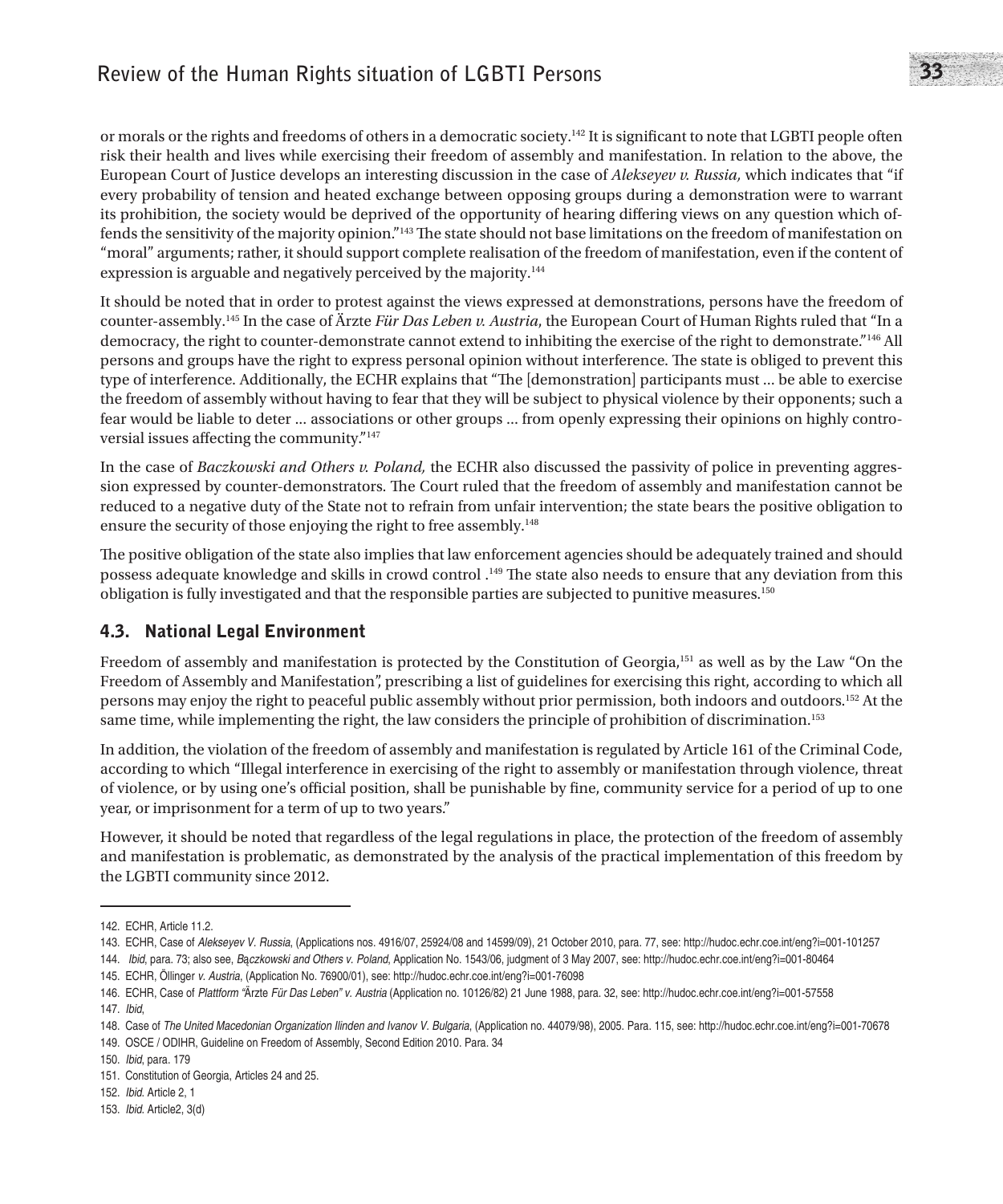or morals or the rights and freedoms of others in a democratic society.[142] It is significant to note that LGBTI people often risk their health and lives while exercising their freedom of assembly and manifestation. In relation to the above, the European Court of Justice develops an interesting discussion in the case of *Alekseyev v. Russia,* which indicates that "if every probability of tension and heated exchange between opposing groups during a demonstration were to warrant its prohibition, the society would be deprived of the opportunity of hearing differing views on any question which offends the sensitivity of the majority opinion."[143] The state should not base limitations on the freedom of manifestation on "moral" arguments; rather, it should support complete realisation of the freedom of manifestation, even if the content of expression is arguable and negatively perceived by the majority.[144]

It should be noted that in order to protest against the views expressed at demonstrations, persons have the freedom of counter-assembly.[145] In the case of Ärzte *Für Das Leben v. Austria*, the European Court of Human Rights ruled that "In a democracy, the right to counter-demonstrate cannot extend to inhibiting the exercise of the right to demonstrate."[146] All persons and groups have the right to express personal opinion without interference. The state is obliged to prevent this type of interference. Additionally, the ECHR explains that "The [demonstration] participants must ... be able to exercise the freedom of assembly without having to fear that they will be subject to physical violence by their opponents; such a fear would be liable to deter ... associations or other groups ... from openly expressing their opinions on highly controversial issues affecting the community."[147]

In the case of *Baczkowski and Others v. Poland,* the ECHR also discussed the passivity of police in preventing aggression expressed by counter-demonstrators. The Court ruled that the freedom of assembly and manifestation cannot be reduced to a negative duty of the State not to refrain from unfair intervention; the state bears the positive obligation to ensure the security of those enjoying the right to free assembly.[148]

The positive obligation of the state also implies that law enforcement agencies should be adequately trained and should possess adequate knowledge and skills in crowd control .[149] The state also needs to ensure that any deviation from this obligation is fully investigated and that the responsible parties are subjected to punitive measures.[150]

## 4.3. National Legal Environment

Freedom of assembly and manifestation is protected by the Constitution of Georgia,[151] as well as by the Law "On the Freedom of Assembly and Manifestation", prescribing a list of guidelines for exercising this right, according to which all persons may enjoy the right to peaceful public assembly without prior permission, both indoors and outdoors.[152] At the same time, while implementing the right, the law considers the principle of prohibition of discrimination.[153]

In addition, the violation of the freedom of assembly and manifestation is regulated by Article 161 of the Criminal Code, according to which "Illegal interference in exercising of the right to assembly or manifestation through violence, threat of violence, or by using one's official position, shall be punishable by fine, community service for a period of up to one year, or imprisonment for a term of up to two years."

However, it should be noted that regardless of the legal regulations in place, the protection of the freedom of assembly and manifestation is problematic, as demonstrated by the analysis of the practical implementation of this freedom by the LGBTI community since 2012.

---

142. ECHR, Article 11.2.

143. ECHR, Case of *Alekseyev V. Russia*, (Applications nos. 4916/07, 25924/08 and 14599/09), 21 October 2010, para. 77, see: http://hudoc.echr.coe.int/eng?i=001-101257

144. *Ibid*, para. 73; also see, *Bączkowski and Others v. Poland*, Application No. 1543/06, judgment of 3 May 2007, see: http://hudoc.echr.coe.int/eng?i=001-80464

145. ECHR, Öllinger *v. Austria*, (Application No. 76900/01), see: http://hudoc.echr.coe.int/eng?i=001-76098

146. ECHR, Case of *Plattform* "Ärzte *Für Das Leben" v. Austria* (Application no. 10126/82) 21 June 1988, para. 32, see: http://hudoc.echr.coe.int/eng?i=001-57558

147. *Ibid*,

148. Case of *The United Macedonian Organization Ilinden and Ivanov V. Bulgaria*, (Application no. 44079/98), 2005. Para. 115, see: http://hudoc.echr.coe.int/eng?i=001-70678

149. OSCE / ODIHR, Guideline on Freedom of Assembly, Second Edition 2010. Para. 34

150. *Ibid*, para. 179

151. Constitution of Georgia, Articles 24 and 25.

152. *Ibid*. Article 2, 1

153. *Ibid*. Article2, 3(d)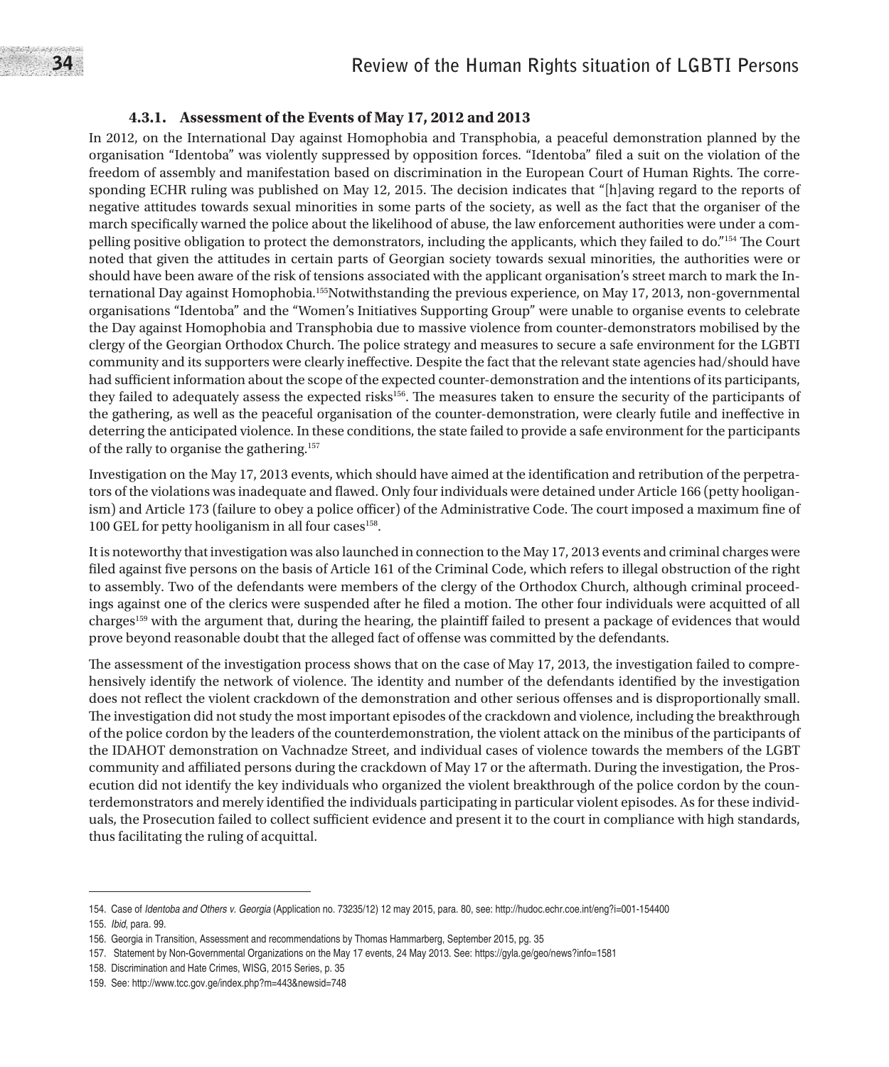### 4.3.1. Assessment of the Events of May 17, 2012 and 2013

In 2012, on the International Day against Homophobia and Transphobia, a peaceful demonstration planned by the organisation "Identoba" was violently suppressed by opposition forces. "Identoba" filed a suit on the violation of the freedom of assembly and manifestation based on discrimination in the European Court of Human Rights. The corresponding ECHR ruling was published on May 12, 2015. The decision indicates that "[h]aving regard to the reports of negative attitudes towards sexual minorities in some parts of the society, as well as the fact that the organiser of the march specifically warned the police about the likelihood of abuse, the law enforcement authorities were under a compelling positive obligation to protect the demonstrators, including the applicants, which they failed to do."[154] The Court noted that given the attitudes in certain parts of Georgian society towards sexual minorities, the authorities were or should have been aware of the risk of tensions associated with the applicant organisation's street march to mark the International Day against Homophobia.[155]Notwithstanding the previous experience, on May 17, 2013, non-governmental organisations "Identoba" and the "Women's Initiatives Supporting Group" were unable to organise events to celebrate the Day against Homophobia and Transphobia due to massive violence from counter-demonstrators mobilised by the clergy of the Georgian Orthodox Church. The police strategy and measures to secure a safe environment for the LGBTI community and its supporters were clearly ineffective. Despite the fact that the relevant state agencies had/should have had sufficient information about the scope of the expected counter-demonstration and the intentions of its participants, they failed to adequately assess the expected risks[156]. The measures taken to ensure the security of the participants of the gathering, as well as the peaceful organisation of the counter-demonstration, were clearly futile and ineffective in deterring the anticipated violence. In these conditions, the state failed to provide a safe environment for the participants of the rally to organise the gathering.[157]

Investigation on the May 17, 2013 events, which should have aimed at the identification and retribution of the perpetrators of the violations was inadequate and flawed. Only four individuals were detained under Article 166 (petty hooliganism) and Article 173 (failure to obey a police officer) of the Administrative Code. The court imposed a maximum fine of 100 GEL for petty hooliganism in all four cases[158].

It is noteworthy that investigation was also launched in connection to the May 17, 2013 events and criminal charges were filed against five persons on the basis of Article 161 of the Criminal Code, which refers to illegal obstruction of the right to assembly. Two of the defendants were members of the clergy of the Orthodox Church, although criminal proceedings against one of the clerics were suspended after he filed a motion. The other four individuals were acquitted of all charges[159] with the argument that, during the hearing, the plaintiff failed to present a package of evidences that would prove beyond reasonable doubt that the alleged fact of offense was committed by the defendants.

The assessment of the investigation process shows that on the case of May 17, 2013, the investigation failed to comprehensively identify the network of violence. The identity and number of the defendants identified by the investigation does not reflect the violent crackdown of the demonstration and other serious offenses and is disproportionally small. The investigation did not study the most important episodes of the crackdown and violence, including the breakthrough of the police cordon by the leaders of the counterdemonstration, the violent attack on the minibus of the participants of the IDAHOT demonstration on Vachnadze Street, and individual cases of violence towards the members of the LGBT community and affiliated persons during the crackdown of May 17 or the aftermath. During the investigation, the Prosecution did not identify the key individuals who organized the violent breakthrough of the police cordon by the counterdemonstrators and merely identified the individuals participating in particular violent episodes. As for these individuals, the Prosecution failed to collect sufficient evidence and present it to the court in compliance with high standards, thus facilitating the ruling of acquittal.

---

154. Case of *Identoba and Others v. Georgia* (Application no. 73235/12) 12 may 2015, para. 80, see: http://hudoc.echr.coe.int/eng?i=001-154400

155. *Ibid*, para. 99.

156. Georgia in Transition, Assessment and recommendations by Thomas Hammarberg, September 2015, pg. 35

157. Statement by Non-Governmental Organizations on the May 17 events, 24 May 2013. See: https://gyla.ge/geo/news?info=1581

158. Discrimination and Hate Crimes, WISG, 2015 Series, p. 35

159. See: http://www.tcc.gov.ge/index.php?m=443&newsid=748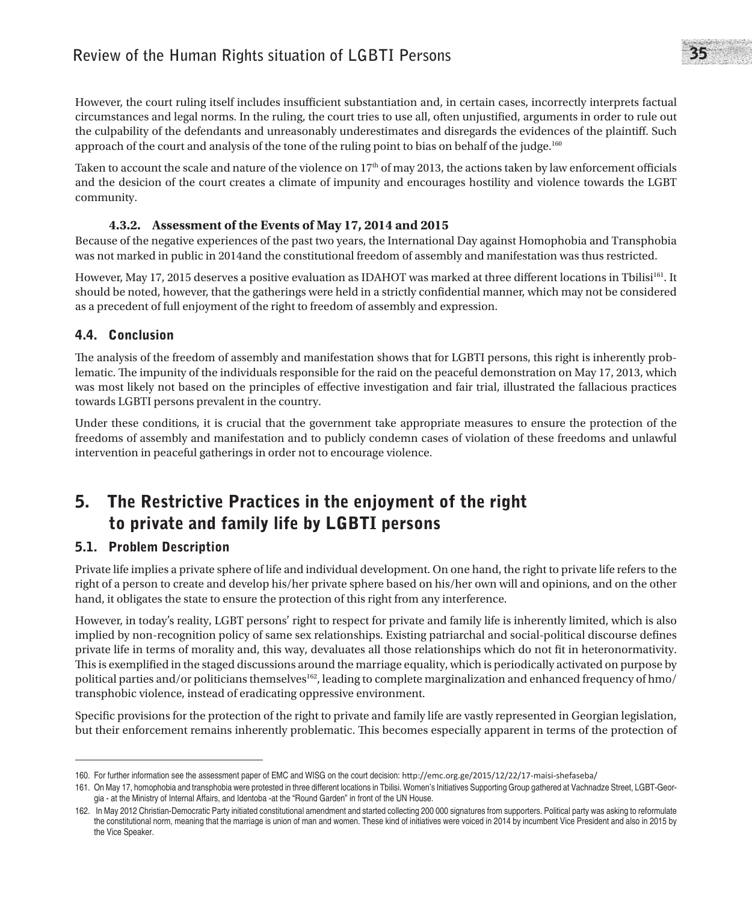However, the court ruling itself includes insufficient substantiation and, in certain cases, incorrectly interprets factual circumstances and legal norms. In the ruling, the court tries to use all, often unjustified, arguments in order to rule out the culpability of the defendants and unreasonably underestimates and disregards the evidences of the plaintiff. Such approach of the court and analysis of the tone of the ruling point to bias on behalf of the judge.[160]

Taken to account the scale and nature of the violence on 17th of may 2013, the actions taken by law enforcement officials and the desicion of the court creates a climate of impunity and encourages hostility and violence towards the LGBT community.

#### 4.3.2. Assessment of the Events of May 17, 2014 and 2015

Because of the negative experiences of the past two years, the International Day against Homophobia and Transphobia was not marked in public in 2014and the constitutional freedom of assembly and manifestation was thus restricted.

However, May 17, 2015 deserves a positive evaluation as IDAHOT was marked at three different locations in Tbilisi[161]. It should be noted, however, that the gatherings were held in a strictly confidential manner, which may not be considered as a precedent of full enjoyment of the right to freedom of assembly and expression.

### 4.4. Conclusion

The analysis of the freedom of assembly and manifestation shows that for LGBTI persons, this right is inherently problematic. The impunity of the individuals responsible for the raid on the peaceful demonstration on May 17, 2013, which was most likely not based on the principles of effective investigation and fair trial, illustrated the fallacious practices towards LGBTI persons prevalent in the country.

Under these conditions, it is crucial that the government take appropriate measures to ensure the protection of the freedoms of assembly and manifestation and to publicly condemn cases of violation of these freedoms and unlawful intervention in peaceful gatherings in order not to encourage violence.

## 5. The Restrictive Practices in the enjoyment of the right to private and family life by LGBTI persons

### 5.1. Problem Description

Private life implies a private sphere of life and individual development. On one hand, the right to private life refers to the right of a person to create and develop his/her private sphere based on his/her own will and opinions, and on the other hand, it obligates the state to ensure the protection of this right from any interference.

However, in today's reality, LGBT persons' right to respect for private and family life is inherently limited, which is also implied by non-recognition policy of same sex relationships. Existing patriarchal and social-political discourse defines private life in terms of morality and, this way, devaluates all those relationships which do not fit in heteronormativity. This is exemplified in the staged discussions around the marriage equality, which is periodically activated on purpose by political parties and/or politicians themselves[162], leading to complete marginalization and enhanced frequency of hmo/transphobic violence, instead of eradicating oppressive environment.

Specific provisions for the protection of the right to private and family life are vastly represented in Georgian legislation, but their enforcement remains inherently problematic. This becomes especially apparent in terms of the protection of

---

160. For further information see the assessment paper of EMC and WISG on the court decision: http://emc.org.ge/2015/12/22/17-maisi-shefaseba/

161. On May 17, homophobia and transphobia were protested in three different locations in Tbilisi. Women's Initiatives Supporting Group gathered at Vachnadze Street, LGBT-Georgia - at the Ministry of Internal Affairs, and Identoba -at the "Round Garden" in front of the UN House.

162. In May 2012 Christian-Democratic Party initiated constitutional amendment and started collecting 200 000 signatures from supporters. Political party was asking to reformulate the constitutional norm, meaning that the marriage is union of man and women. These kind of initiatives were voiced in 2014 by incumbent Vice President and also in 2015 by the Vice Speaker.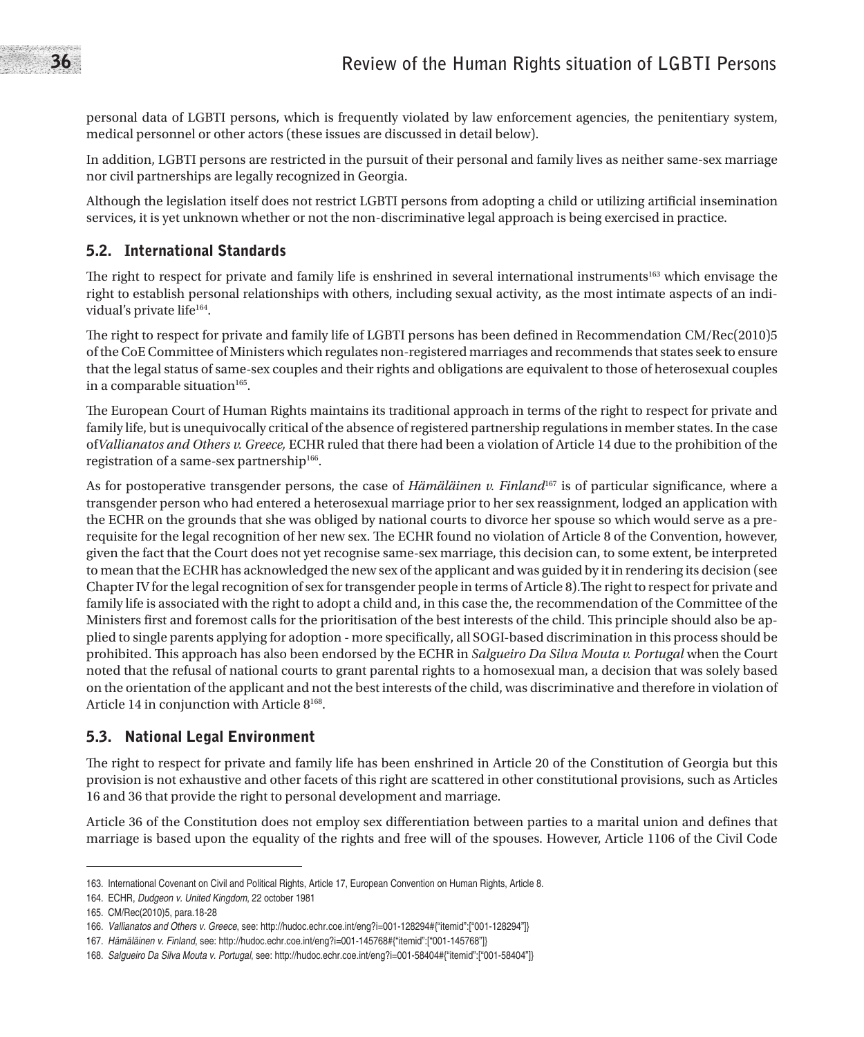personal data of LGBTI persons, which is frequently violated by law enforcement agencies, the penitentiary system, medical personnel or other actors (these issues are discussed in detail below).

In addition, LGBTI persons are restricted in the pursuit of their personal and family lives as neither same-sex marriage nor civil partnerships are legally recognized in Georgia.

Although the legislation itself does not restrict LGBTI persons from adopting a child or utilizing artificial insemination services, it is yet unknown whether or not the non-discriminative legal approach is being exercised in practice.

## 5.2. International Standards

The right to respect for private and family life is enshrined in several international instruments[163] which envisage the right to establish personal relationships with others, including sexual activity, as the most intimate aspects of an individual's private life[164].

The right to respect for private and family life of LGBTI persons has been defined in Recommendation CM/Rec(2010)5 of the CoE Committee of Ministers which regulates non-registered marriages and recommends that states seek to ensure that the legal status of same-sex couples and their rights and obligations are equivalent to those of heterosexual couples in a comparable situation[165].

The European Court of Human Rights maintains its traditional approach in terms of the right to respect for private and family life, but is unequivocally critical of the absence of registered partnership regulations in member states. In the case of*Vallianatos and Others v. Greece,* ECHR ruled that there had been a violation of Article 14 due to the prohibition of the registration of a same-sex partnership[166].

As for postoperative transgender persons, the case of *Hämäläinen v. Finland*[167] is of particular significance, where a transgender person who had entered a heterosexual marriage prior to her sex reassignment, lodged an application with the ECHR on the grounds that she was obliged by national courts to divorce her spouse so which would serve as a prerequisite for the legal recognition of her new sex. The ECHR found no violation of Article 8 of the Convention, however, given the fact that the Court does not yet recognise same-sex marriage, this decision can, to some extent, be interpreted to mean that the ECHR has acknowledged the new sex of the applicant and was guided by it in rendering its decision (see Chapter IV for the legal recognition of sex for transgender people in terms of Article 8).The right to respect for private and family life is associated with the right to adopt a child and, in this case the, the recommendation of the Committee of the Ministers first and foremost calls for the prioritisation of the best interests of the child. This principle should also be applied to single parents applying for adoption - more specifically, all SOGI-based discrimination in this process should be prohibited. This approach has also been endorsed by the ECHR in *Salgueiro Da Silva Mouta v. Portugal* when the Court noted that the refusal of national courts to grant parental rights to a homosexual man, a decision that was solely based on the orientation of the applicant and not the best interests of the child, was discriminative and therefore in violation of Article 14 in conjunction with Article 8[168].

## 5.3. National Legal Environment

The right to respect for private and family life has been enshrined in Article 20 of the Constitution of Georgia but this provision is not exhaustive and other facets of this right are scattered in other constitutional provisions, such as Articles 16 and 36 that provide the right to personal development and marriage.

Article 36 of the Constitution does not employ sex differentiation between parties to a marital union and defines that marriage is based upon the equality of the rights and free will of the spouses. However, Article 1106 of the Civil Code

---

163. International Covenant on Civil and Political Rights, Article 17, European Convention on Human Rights, Article 8.

164. ECHR, *Dudgeon v. United Kingdom*, 22 october 1981

165. CM/Rec(2010)5, para.18-28

166. *Vallianatos and Others v. Greece*, see: http://hudoc.echr.coe.int/eng?i=001-128294#{"itemid":["001-128294"]}

167. *Hämäläinen v. Finland*, see: http://hudoc.echr.coe.int/eng?i=001-145768#{"itemid":["001-145768"]}

168. *Salgueiro Da Silva Mouta v. Portugal*, see: http://hudoc.echr.coe.int/eng?i=001-58404#{"itemid":["001-58404"]}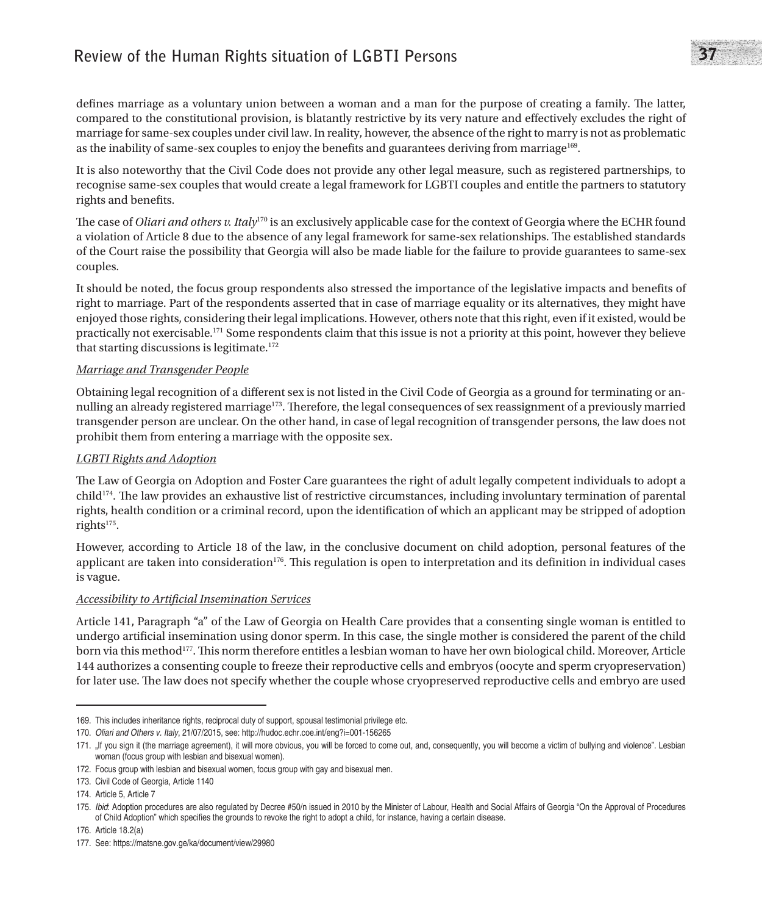defines marriage as a voluntary union between a woman and a man for the purpose of creating a family. The latter, compared to the constitutional provision, is blatantly restrictive by its very nature and effectively excludes the right of marriage for same-sex couples under civil law. In reality, however, the absence of the right to marry is not as problematic as the inability of same-sex couples to enjoy the benefits and guarantees deriving from marriage[169].

It is also noteworthy that the Civil Code does not provide any other legal measure, such as registered partnerships, to recognise same-sex couples that would create a legal framework for LGBTI couples and entitle the partners to statutory rights and benefits.

The case of *Oliari and others v. Italy*[170] is an exclusively applicable case for the context of Georgia where the ECHR found a violation of Article 8 due to the absence of any legal framework for same-sex relationships. The established standards of the Court raise the possibility that Georgia will also be made liable for the failure to provide guarantees to same-sex couples.

It should be noted, the focus group respondents also stressed the importance of the legislative impacts and benefits of right to marriage. Part of the respondents asserted that in case of marriage equality or its alternatives, they might have enjoyed those rights, considering their legal implications. However, others note that this right, even if it existed, would be practically not exercisable.[171] Some respondents claim that this issue is not a priority at this point, however they believe that starting discussions is legitimate.[172]

*Marriage and Transgender People*

Obtaining legal recognition of a different sex is not listed in the Civil Code of Georgia as a ground for terminating or annulling an already registered marriage[173]. Therefore, the legal consequences of sex reassignment of a previously married transgender person are unclear. On the other hand, in case of legal recognition of transgender persons, the law does not prohibit them from entering a marriage with the opposite sex.

*LGBTI Rights and Adoption*

The Law of Georgia on Adoption and Foster Care guarantees the right of adult legally competent individuals to adopt a child[174]. The law provides an exhaustive list of restrictive circumstances, including involuntary termination of parental rights, health condition or a criminal record, upon the identification of which an applicant may be stripped of adoption rights[175].

However, according to Article 18 of the law, in the conclusive document on child adoption, personal features of the applicant are taken into consideration[176]. This regulation is open to interpretation and its definition in individual cases is vague.

*Accessibility to Artificial Insemination Services*

Article 141, Paragraph "a" of the Law of Georgia on Health Care provides that a consenting single woman is entitled to undergo artificial insemination using donor sperm. In this case, the single mother is considered the parent of the child born via this method[177]. This norm therefore entitles a lesbian woman to have her own biological child. Moreover, Article 144 authorizes a consenting couple to freeze their reproductive cells and embryos (oocyte and sperm cryopreservation) for later use. The law does not specify whether the couple whose cryopreserved reproductive cells and embryo are used

---

169. This includes inheritance rights, reciprocal duty of support, spousal testimonial privilege etc.
170. *Oliari and Others v. Italy*, 21/07/2015, see: http://hudoc.echr.coe.int/eng?i=001-156265
171. „If you sign it (the marriage agreement), it will more obvious, you will be forced to come out, and, consequently, you will become a victim of bullying and violence". Lesbian woman (focus group with lesbian and bisexual women).
172. Focus group with lesbian and bisexual women, focus group with gay and bisexual men.
173. Civil Code of Georgia, Article 1140
174. Article 5, Article 7
175. *Ibid*: Adoption procedures are also regulated by Decree #50/n issued in 2010 by the Minister of Labour, Health and Social Affairs of Georgia "On the Approval of Procedures of Child Adoption" which specifies the grounds to revoke the right to adopt a child, for instance, having a certain disease.
176. Article 18.2(a)
177. See: https://matsne.gov.ge/ka/document/view/29980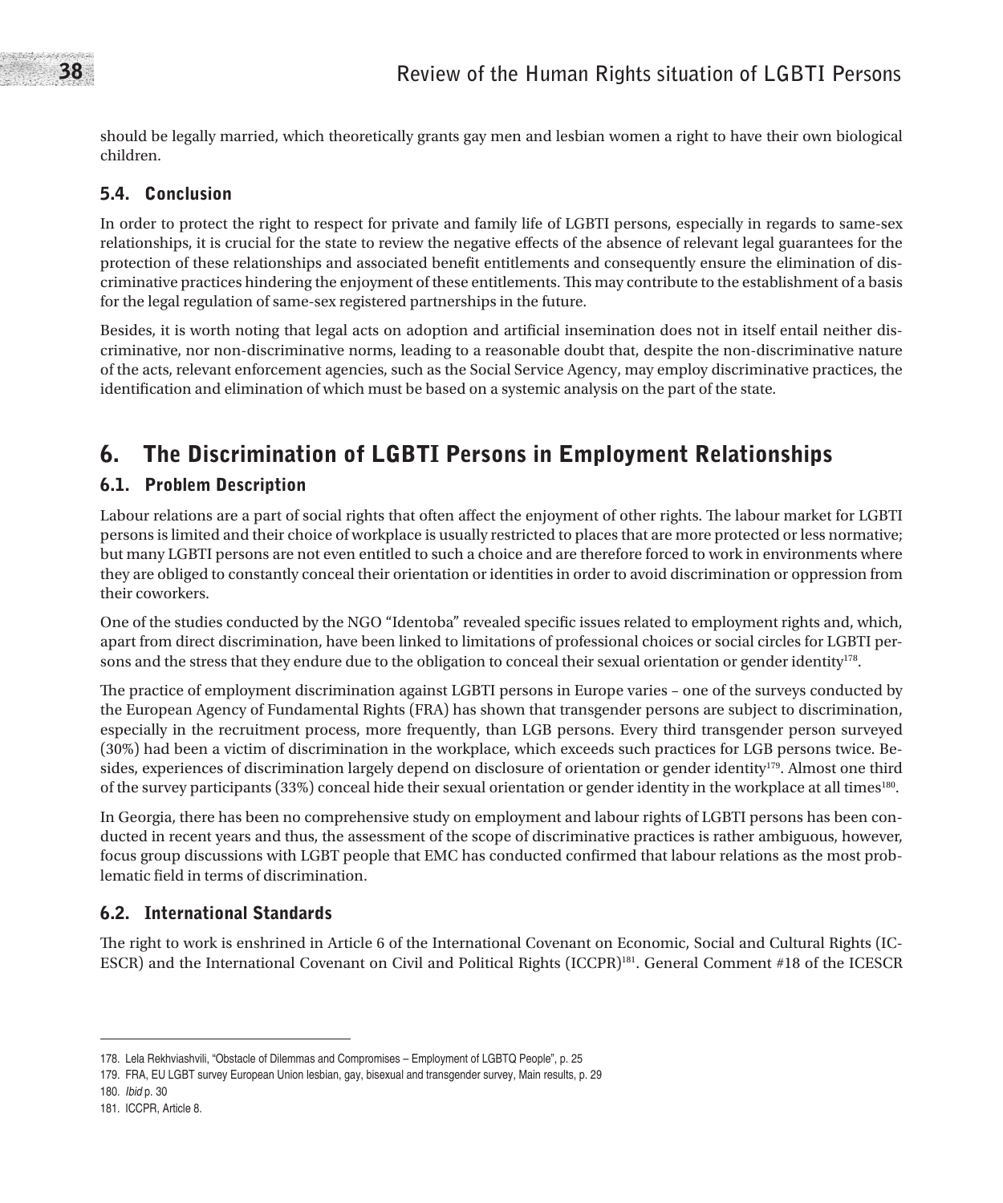should be legally married, which theoretically grants gay men and lesbian women a right to have their own biological children.

### 5.4. Conclusion

In order to protect the right to respect for private and family life of LGBTI persons, especially in regards to same-sex relationships, it is crucial for the state to review the negative effects of the absence of relevant legal guarantees for the protection of these relationships and associated benefit entitlements and consequently ensure the elimination of discriminative practices hindering the enjoyment of these entitlements. This may contribute to the establishment of a basis for the legal regulation of same-sex registered partnerships in the future.

Besides, it is worth noting that legal acts on adoption and artificial insemination does not in itself entail neither discriminative, nor non-discriminative norms, leading to a reasonable doubt that, despite the non-discriminative nature of the acts, relevant enforcement agencies, such as the Social Service Agency, may employ discriminative practices, the identification and elimination of which must be based on a systemic analysis on the part of the state.

## 6. The Discrimination of LGBTI Persons in Employment Relationships

### 6.1. Problem Description

Labour relations are a part of social rights that often affect the enjoyment of other rights. The labour market for LGBTI persons is limited and their choice of workplace is usually restricted to places that are more protected or less normative; but many LGBTI persons are not even entitled to such a choice and are therefore forced to work in environments where they are obliged to constantly conceal their orientation or identities in order to avoid discrimination or oppression from their coworkers.

One of the studies conducted by the NGO "Identoba" revealed specific issues related to employment rights and, which, apart from direct discrimination, have been linked to limitations of professional choices or social circles for LGBTI persons and the stress that they endure due to the obligation to conceal their sexual orientation or gender identity[178].

The practice of employment discrimination against LGBTI persons in Europe varies – one of the surveys conducted by the European Agency of Fundamental Rights (FRA) has shown that transgender persons are subject to discrimination, especially in the recruitment process, more frequently, than LGB persons. Every third transgender person surveyed (30%) had been a victim of discrimination in the workplace, which exceeds such practices for LGB persons twice. Besides, experiences of discrimination largely depend on disclosure of orientation or gender identity[179]. Almost one third of the survey participants (33%) conceal hide their sexual orientation or gender identity in the workplace at all times[180].

In Georgia, there has been no comprehensive study on employment and labour rights of LGBTI persons has been conducted in recent years and thus, the assessment of the scope of discriminative practices is rather ambiguous, however, focus group discussions with LGBT people that EMC has conducted confirmed that labour relations as the most problematic field in terms of discrimination.

### 6.2. International Standards

The right to work is enshrined in Article 6 of the International Covenant on Economic, Social and Cultural Rights (ICESCR) and the International Covenant on Civil and Political Rights (ICCPR)[181]. General Comment #18 of the ICESCR

---

178. Lela Rekhviashvili, "Obstacle of Dilemmas and Compromises – Employment of LGBTQ People", p. 25

179. FRA, EU LGBT survey European Union lesbian, gay, bisexual and transgender survey, Main results, p. 29

180. *Ibid* p. 30

181. ICCPR, Article 8.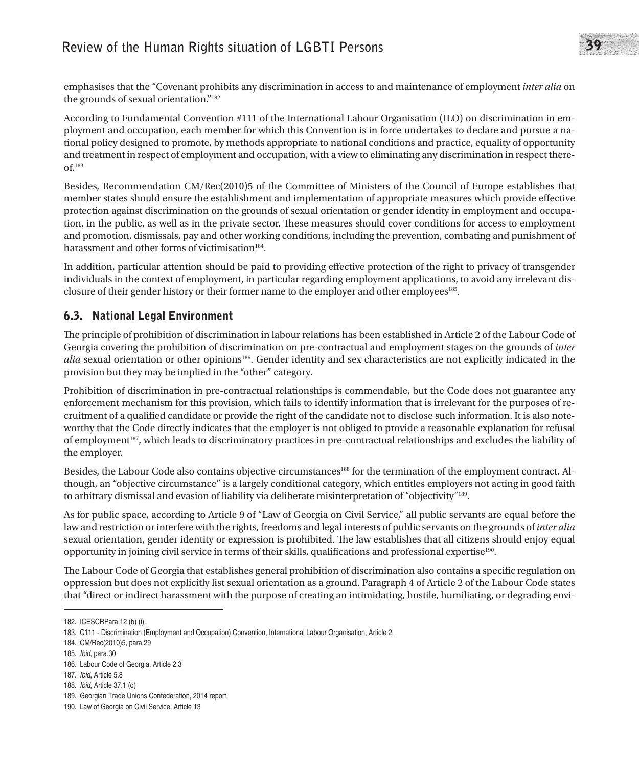emphasises that the "Covenant prohibits any discrimination in access to and maintenance of employment *inter alia* on the grounds of sexual orientation."[182]

According to Fundamental Convention #111 of the International Labour Organisation (ILO) on discrimination in employment and occupation, each member for which this Convention is in force undertakes to declare and pursue a national policy designed to promote, by methods appropriate to national conditions and practice, equality of opportunity and treatment in respect of employment and occupation, with a view to eliminating any discrimination in respect thereof.[183]

Besides, Recommendation CM/Rec(2010)5 of the Committee of Ministers of the Council of Europe establishes that member states should ensure the establishment and implementation of appropriate measures which provide effective protection against discrimination on the grounds of sexual orientation or gender identity in employment and occupation, in the public, as well as in the private sector. These measures should cover conditions for access to employment and promotion, dismissals, pay and other working conditions, including the prevention, combating and punishment of harassment and other forms of victimisation[184].

In addition, particular attention should be paid to providing effective protection of the right to privacy of transgender individuals in the context of employment, in particular regarding employment applications, to avoid any irrelevant disclosure of their gender history or their former name to the employer and other employees[185].

## 6.3. National Legal Environment

The principle of prohibition of discrimination in labour relations has been established in Article 2 of the Labour Code of Georgia covering the prohibition of discrimination on pre-contractual and employment stages on the grounds of *inter alia* sexual orientation or other opinions[186]. Gender identity and sex characteristics are not explicitly indicated in the provision but they may be implied in the "other" category.

Prohibition of discrimination in pre-contractual relationships is commendable, but the Code does not guarantee any enforcement mechanism for this provision, which fails to identify information that is irrelevant for the purposes of recruitment of a qualified candidate or provide the right of the candidate not to disclose such information. It is also noteworthy that the Code directly indicates that the employer is not obliged to provide a reasonable explanation for refusal of employment[187], which leads to discriminatory practices in pre-contractual relationships and excludes the liability of the employer.

Besides, the Labour Code also contains objective circumstances[188] for the termination of the employment contract. Although, an "objective circumstance" is a largely conditional category, which entitles employers not acting in good faith to arbitrary dismissal and evasion of liability via deliberate misinterpretation of "objectivity"[189].

As for public space, according to Article 9 of "Law of Georgia on Civil Service," all public servants are equal before the law and restriction or interfere with the rights, freedoms and legal interests of public servants on the grounds of *inter alia* sexual orientation, gender identity or expression is prohibited. The law establishes that all citizens should enjoy equal opportunity in joining civil service in terms of their skills, qualifications and professional expertise[190].

The Labour Code of Georgia that establishes general prohibition of discrimination also contains a specific regulation on oppression but does not explicitly list sexual orientation as a ground. Paragraph 4 of Article 2 of the Labour Code states that "direct or indirect harassment with the purpose of creating an intimidating, hostile, humiliating, or degrading envi-

---

182. ICESCRPara.12 (b) (i).
183. C111 - Discrimination (Employment and Occupation) Convention, International Labour Organisation, Article 2.
184. CM/Rec(2010)5, para.29
185. *Ibid*, para.30
186. Labour Code of Georgia, Article 2.3
187. *Ibid*, Article 5.8
188. *Ibid*, Article 37.1 (o)
189. Georgian Trade Unions Confederation, 2014 report
190. Law of Georgia on Civil Service, Article 13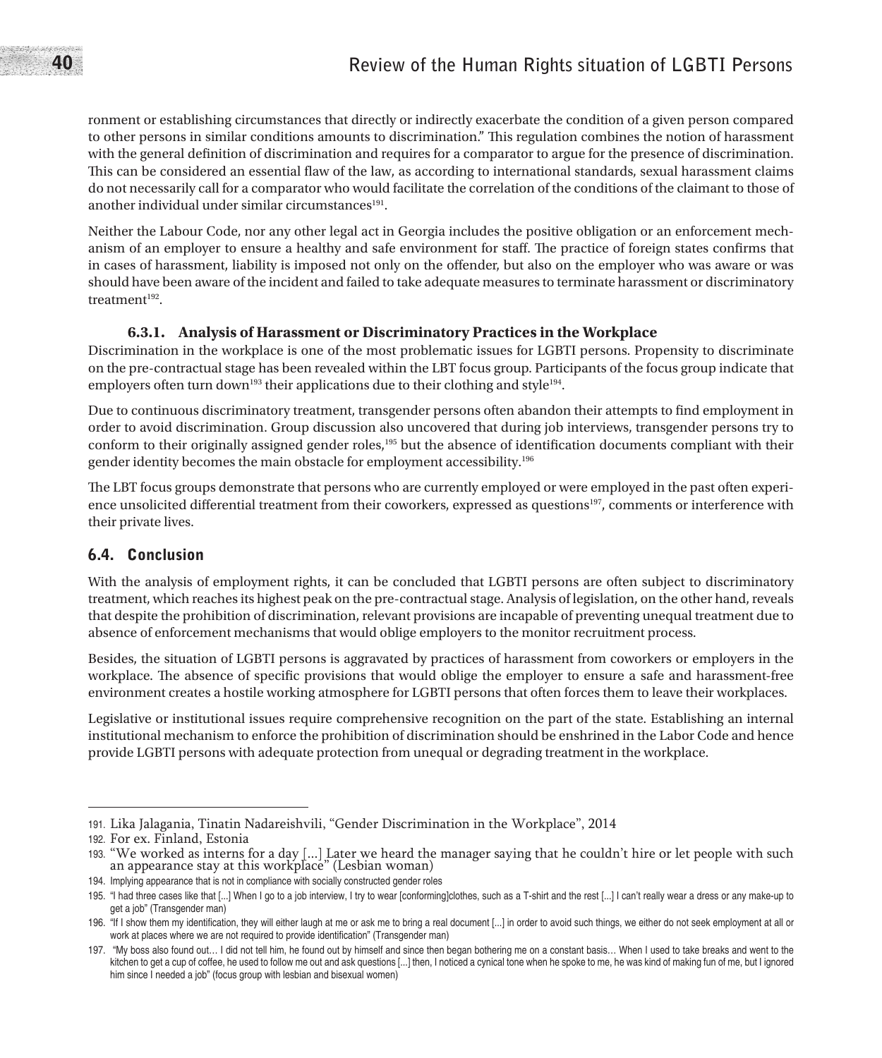ronment or establishing circumstances that directly or indirectly exacerbate the condition of a given person compared to other persons in similar conditions amounts to discrimination." This regulation combines the notion of harassment with the general definition of discrimination and requires for a comparator to argue for the presence of discrimination. This can be considered an essential flaw of the law, as according to international standards, sexual harassment claims do not necessarily call for a comparator who would facilitate the correlation of the conditions of the claimant to those of another individual under similar circumstances[191].

Neither the Labour Code, nor any other legal act in Georgia includes the positive obligation or an enforcement mechanism of an employer to ensure a healthy and safe environment for staff. The practice of foreign states confirms that in cases of harassment, liability is imposed not only on the offender, but also on the employer who was aware or was should have been aware of the incident and failed to take adequate measures to terminate harassment or discriminatory treatment[192].

### 6.3.1. Analysis of Harassment or Discriminatory Practices in the Workplace

Discrimination in the workplace is one of the most problematic issues for LGBTI persons. Propensity to discriminate on the pre-contractual stage has been revealed within the LBT focus group. Participants of the focus group indicate that employers often turn down[193] their applications due to their clothing and style[194].

Due to continuous discriminatory treatment, transgender persons often abandon their attempts to find employment in order to avoid discrimination. Group discussion also uncovered that during job interviews, transgender persons try to conform to their originally assigned gender roles,[195] but the absence of identification documents compliant with their gender identity becomes the main obstacle for employment accessibility.[196]

The LBT focus groups demonstrate that persons who are currently employed or were employed in the past often experience unsolicited differential treatment from their coworkers, expressed as questions[197], comments or interference with their private lives.

## 6.4. Conclusion

With the analysis of employment rights, it can be concluded that LGBTI persons are often subject to discriminatory treatment, which reaches its highest peak on the pre-contractual stage. Analysis of legislation, on the other hand, reveals that despite the prohibition of discrimination, relevant provisions are incapable of preventing unequal treatment due to absence of enforcement mechanisms that would oblige employers to the monitor recruitment process.

Besides, the situation of LGBTI persons is aggravated by practices of harassment from coworkers or employers in the workplace. The absence of specific provisions that would oblige the employer to ensure a safe and harassment-free environment creates a hostile working atmosphere for LGBTI persons that often forces them to leave their workplaces.

Legislative or institutional issues require comprehensive recognition on the part of the state. Establishing an internal institutional mechanism to enforce the prohibition of discrimination should be enshrined in the Labor Code and hence provide LGBTI persons with adequate protection from unequal or degrading treatment in the workplace.

---

191. Lika Jalagania, Tinatin Nadareishvili, "Gender Discrimination in the Workplace", 2014

192. For ex. Finland, Estonia

193. "We worked as interns for a day [...] Later we heard the manager saying that he couldn't hire or let people with such an appearance stay at this workplace" (Lesbian woman)

194. Implying appearance that is not in compliance with socially constructed gender roles

195. "I had three cases like that [...] When I go to a job interview, I try to wear [conforming]clothes, such as a T-shirt and the rest [...] I can't really wear a dress or any make-up to get a job" (Transgender man)

196. "If I show them my identification, they will either laugh at me or ask me to bring a real document [...] in order to avoid such things, we either do not seek employment at all or work at places where we are not required to provide identification" (Transgender man)

197. "My boss also found out… I did not tell him, he found out by himself and since then began bothering me on a constant basis… When I used to take breaks and went to the kitchen to get a cup of coffee, he used to follow me out and ask questions [...] then, I noticed a cynical tone when he spoke to me, he was kind of making fun of me, but I ignored him since I needed a job" (focus group with lesbian and bisexual women)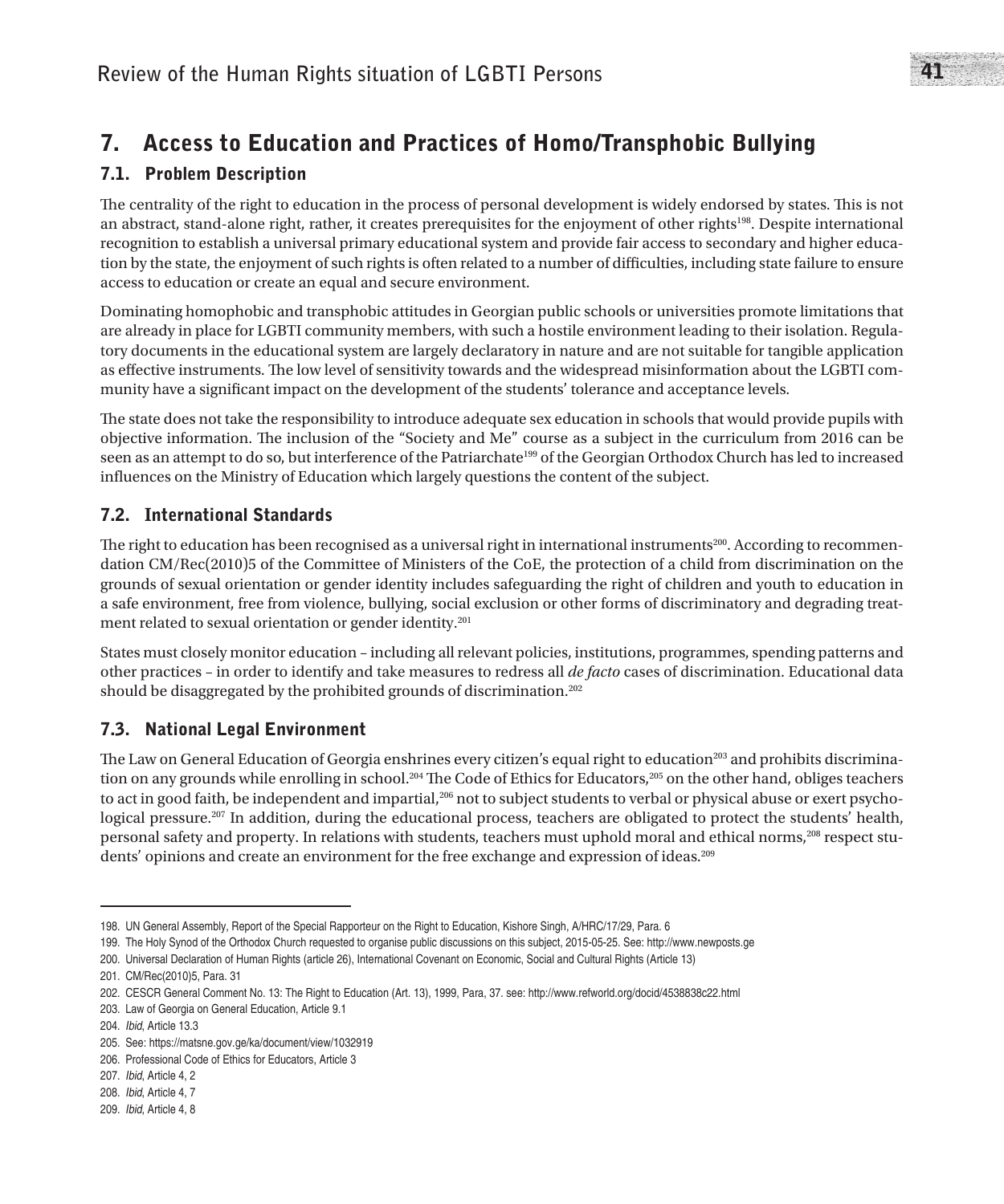## 7. Access to Education and Practices of Homo/Transphobic Bullying

### 7.1. Problem Description

The centrality of the right to education in the process of personal development is widely endorsed by states. This is not an abstract, stand-alone right, rather, it creates prerequisites for the enjoyment of other rights[198]. Despite international recognition to establish a universal primary educational system and provide fair access to secondary and higher education by the state, the enjoyment of such rights is often related to a number of difficulties, including state failure to ensure access to education or create an equal and secure environment.

Dominating homophobic and transphobic attitudes in Georgian public schools or universities promote limitations that are already in place for LGBTI community members, with such a hostile environment leading to their isolation. Regulatory documents in the educational system are largely declaratory in nature and are not suitable for tangible application as effective instruments. The low level of sensitivity towards and the widespread misinformation about the LGBTI community have a significant impact on the development of the students' tolerance and acceptance levels.

The state does not take the responsibility to introduce adequate sex education in schools that would provide pupils with objective information. The inclusion of the "Society and Me" course as a subject in the curriculum from 2016 can be seen as an attempt to do so, but interference of the Patriarchate[199] of the Georgian Orthodox Church has led to increased influences on the Ministry of Education which largely questions the content of the subject.

### 7.2. International Standards

The right to education has been recognised as a universal right in international instruments[200]. According to recommendation CM/Rec(2010)5 of the Committee of Ministers of the CoE, the protection of a child from discrimination on the grounds of sexual orientation or gender identity includes safeguarding the right of children and youth to education in a safe environment, free from violence, bullying, social exclusion or other forms of discriminatory and degrading treatment related to sexual orientation or gender identity.[201]

States must closely monitor education – including all relevant policies, institutions, programmes, spending patterns and other practices – in order to identify and take measures to redress all *de facto* cases of discrimination. Educational data should be disaggregated by the prohibited grounds of discrimination.[202]

### 7.3. National Legal Environment

The Law on General Education of Georgia enshrines every citizen's equal right to education[203] and prohibits discrimination on any grounds while enrolling in school.[204] The Code of Ethics for Educators,[205] on the other hand, obliges teachers to act in good faith, be independent and impartial,[206] not to subject students to verbal or physical abuse or exert psychological pressure.[207] In addition, during the educational process, teachers are obligated to protect the students' health, personal safety and property. In relations with students, teachers must uphold moral and ethical norms,[208] respect students' opinions and create an environment for the free exchange and expression of ideas.[209]

---

198. UN General Assembly, Report of the Special Rapporteur on the Right to Education, Kishore Singh, A/HRC/17/29, Para. 6

199. The Holy Synod of the Orthodox Church requested to organise public discussions on this subject, 2015-05-25. See: http://www.newposts.ge

200. Universal Declaration of Human Rights (article 26), International Covenant on Economic, Social and Cultural Rights (Article 13)

201. CM/Rec(2010)5, Para. 31

202. CESCR General Comment No. 13: The Right to Education (Art. 13), 1999, Para, 37. see: http://www.refworld.org/docid/4538838c22.html

203. Law of Georgia on General Education, Article 9.1

204. *Ibid*, Article 13.3

205. See: https://matsne.gov.ge/ka/document/view/1032919

206. Professional Code of Ethics for Educators, Article 3

207. *Ibid*, Article 4, 2

208. *Ibid*, Article 4, 7

209. *Ibid*, Article 4, 8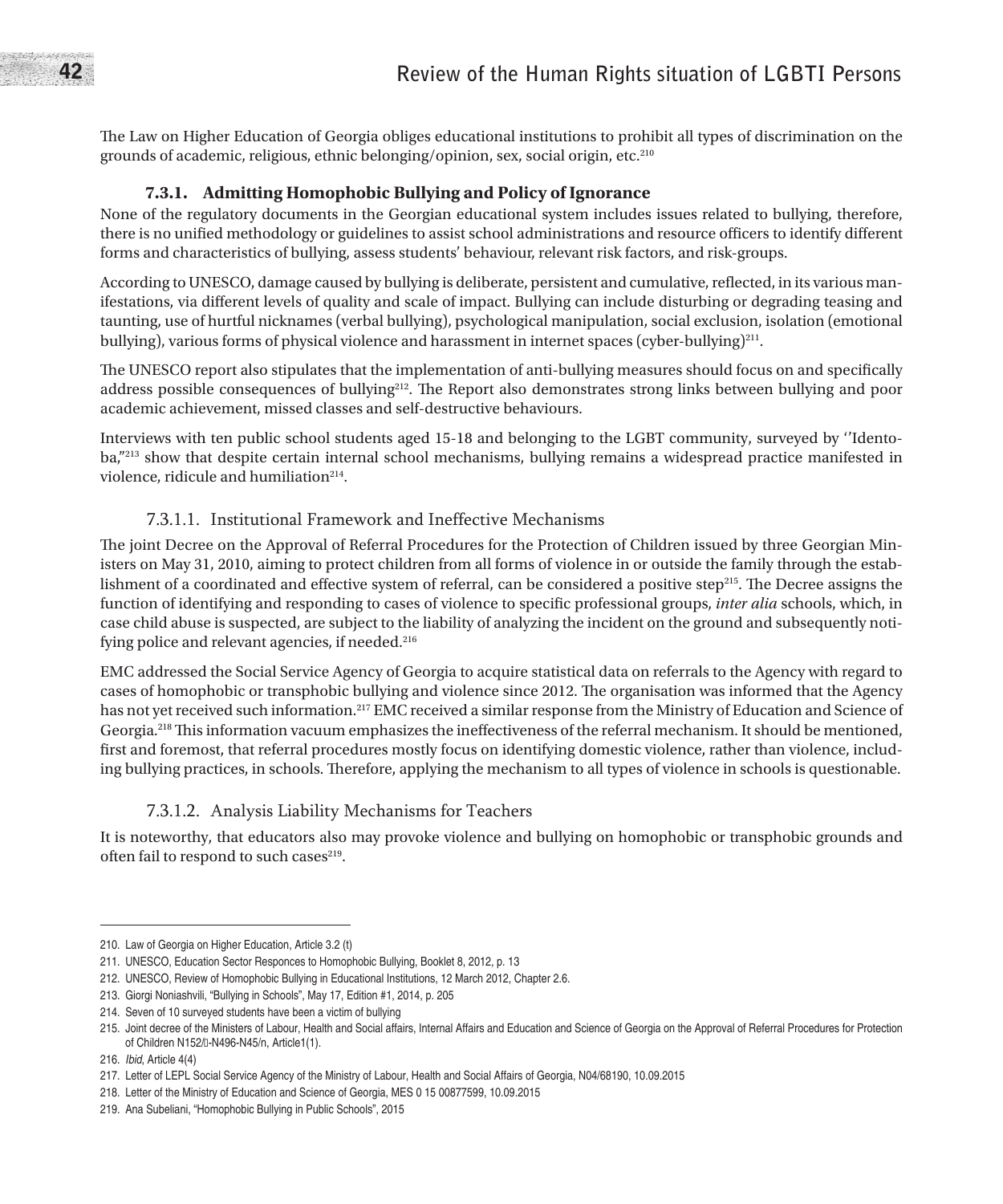The Law on Higher Education of Georgia obliges educational institutions to prohibit all types of discrimination on the grounds of academic, religious, ethnic belonging/opinion, sex, social origin, etc.[210]

### 7.3.1. Admitting Homophobic Bullying and Policy of Ignorance

None of the regulatory documents in the Georgian educational system includes issues related to bullying, therefore, there is no unified methodology or guidelines to assist school administrations and resource officers to identify different forms and characteristics of bullying, assess students' behaviour, relevant risk factors, and risk-groups.

According to UNESCO, damage caused by bullying is deliberate, persistent and cumulative, reflected, in its various manifestations, via different levels of quality and scale of impact. Bullying can include disturbing or degrading teasing and taunting, use of hurtful nicknames (verbal bullying), psychological manipulation, social exclusion, isolation (emotional bullying), various forms of physical violence and harassment in internet spaces (cyber-bullying)[211].

The UNESCO report also stipulates that the implementation of anti-bullying measures should focus on and specifically address possible consequences of bullying[212]. The Report also demonstrates strong links between bullying and poor academic achievement, missed classes and self-destructive behaviours.

Interviews with ten public school students aged 15-18 and belonging to the LGBT community, surveyed by ''Identoba,''[213] show that despite certain internal school mechanisms, bullying remains a widespread practice manifested in violence, ridicule and humiliation[214].

#### 7.3.1.1. Institutional Framework and Ineffective Mechanisms

The joint Decree on the Approval of Referral Procedures for the Protection of Children issued by three Georgian Ministers on May 31, 2010, aiming to protect children from all forms of violence in or outside the family through the establishment of a coordinated and effective system of referral, can be considered a positive step[215]. The Decree assigns the function of identifying and responding to cases of violence to specific professional groups, *inter alia* schools, which, in case child abuse is suspected, are subject to the liability of analyzing the incident on the ground and subsequently notifying police and relevant agencies, if needed.[216]

EMC addressed the Social Service Agency of Georgia to acquire statistical data on referrals to the Agency with regard to cases of homophobic or transphobic bullying and violence since 2012. The organisation was informed that the Agency has not yet received such information.[217] EMC received a similar response from the Ministry of Education and Science of Georgia.[218] This information vacuum emphasizes the ineffectiveness of the referral mechanism. It should be mentioned, first and foremost, that referral procedures mostly focus on identifying domestic violence, rather than violence, including bullying practices, in schools. Therefore, applying the mechanism to all types of violence in schools is questionable.

#### 7.3.1.2. Analysis Liability Mechanisms for Teachers

It is noteworthy, that educators also may provoke violence and bullying on homophobic or transphobic grounds and often fail to respond to such cases[219].

---

210. Law of Georgia on Higher Education, Article 3.2 (t)
211. UNESCO, Education Sector Responces to Homophobic Bullying, Booklet 8, 2012, p. 13
212. UNESCO, Review of Homophobic Bullying in Educational Institutions, 12 March 2012, Chapter 2.6.
213. Giorgi Noniashvili, "Bullying in Schools", May 17, Edition #1, 2014, p. 205
214. Seven of 10 surveyed students have been a victim of bullying
215. Joint decree of the Ministers of Labour, Health and Social affairs, Internal Affairs and Education and Science of Georgia on the Approval of Referral Procedures for Protection of Children N152/ -N496-N45/n, Article1(1).
216. *Ibid*, Article 4(4)
217. Letter of LEPL Social Service Agency of the Ministry of Labour, Health and Social Affairs of Georgia, N04/68190, 10.09.2015
218. Letter of the Ministry of Education and Science of Georgia, MES 0 15 00877599, 10.09.2015
219. Ana Subeliani, "Homophobic Bullying in Public Schools", 2015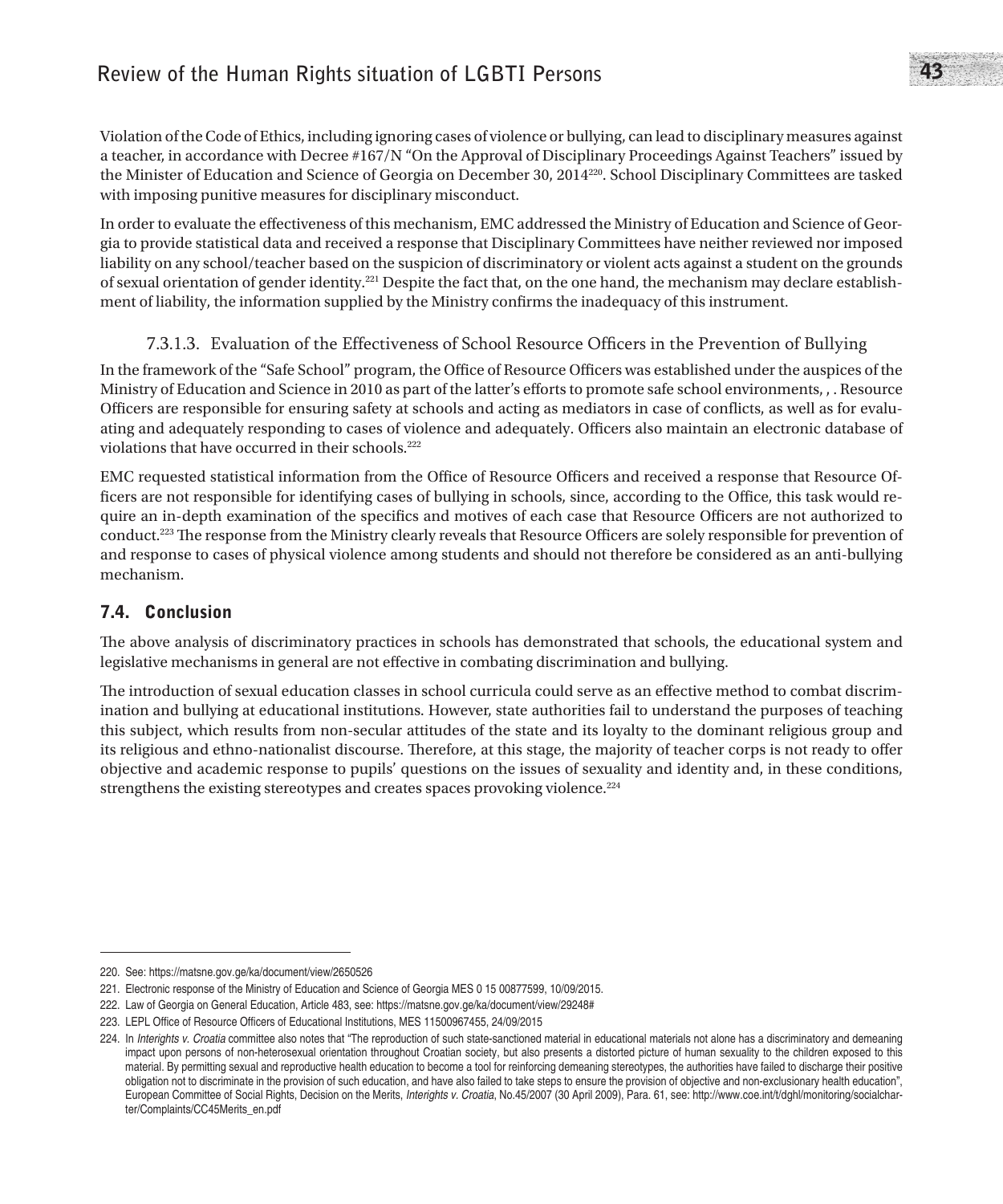Violation of the Code of Ethics, including ignoring cases of violence or bullying, can lead to disciplinary measures against a teacher, in accordance with Decree #167/N "On the Approval of Disciplinary Proceedings Against Teachers" issued by the Minister of Education and Science of Georgia on December 30, 2014[220]. School Disciplinary Committees are tasked with imposing punitive measures for disciplinary misconduct.

In order to evaluate the effectiveness of this mechanism, EMC addressed the Ministry of Education and Science of Georgia to provide statistical data and received a response that Disciplinary Committees have neither reviewed nor imposed liability on any school/teacher based on the suspicion of discriminatory or violent acts against a student on the grounds of sexual orientation of gender identity.[221] Despite the fact that, on the one hand, the mechanism may declare establishment of liability, the information supplied by the Ministry confirms the inadequacy of this instrument.

#### 7.3.1.3. Evaluation of the Effectiveness of School Resource Officers in the Prevention of Bullying

In the framework of the "Safe School" program, the Office of Resource Officers was established under the auspices of the Ministry of Education and Science in 2010 as part of the latter's efforts to promote safe school environments, , . Resource Officers are responsible for ensuring safety at schools and acting as mediators in case of conflicts, as well as for evaluating and adequately responding to cases of violence and adequately. Officers also maintain an electronic database of violations that have occurred in their schools.[222]

EMC requested statistical information from the Office of Resource Officers and received a response that Resource Officers are not responsible for identifying cases of bullying in schools, since, according to the Office, this task would require an in-depth examination of the specifics and motives of each case that Resource Officers are not authorized to conduct.[223] The response from the Ministry clearly reveals that Resource Officers are solely responsible for prevention of and response to cases of physical violence among students and should not therefore be considered as an anti-bullying mechanism.

## 7.4. Conclusion

The above analysis of discriminatory practices in schools has demonstrated that schools, the educational system and legislative mechanisms in general are not effective in combating discrimination and bullying.

The introduction of sexual education classes in school curricula could serve as an effective method to combat discrimination and bullying at educational institutions. However, state authorities fail to understand the purposes of teaching this subject, which results from non-secular attitudes of the state and its loyalty to the dominant religious group and its religious and ethno-nationalist discourse. Therefore, at this stage, the majority of teacher corps is not ready to offer objective and academic response to pupils' questions on the issues of sexuality and identity and, in these conditions, strengthens the existing stereotypes and creates spaces provoking violence.[224]

---

220. See: https://matsne.gov.ge/ka/document/view/2650526

221. Electronic response of the Ministry of Education and Science of Georgia MES 0 15 00877599, 10/09/2015.

222. Law of Georgia on General Education, Article 483, see: https://matsne.gov.ge/ka/document/view/29248#

223. LEPL Office of Resource Officers of Educational Institutions, MES 11500967455, 24/09/2015

224. In *Interights v. Croatia* committee also notes that "The reproduction of such state-sanctioned material in educational materials not alone has a discriminatory and demeaning impact upon persons of non-heterosexual orientation throughout Croatian society, but also presents a distorted picture of human sexuality to the children exposed to this material. By permitting sexual and reproductive health education to become a tool for reinforcing demeaning stereotypes, the authorities have failed to discharge their positive obligation not to discriminate in the provision of such education, and have also failed to take steps to ensure the provision of objective and non-exclusionary health education", European Committee of Social Rights, Decision on the Merits, *Interights v. Croatia*, No.45/2007 (30 April 2009), Para. 61, see: http://www.coe.int/t/dghl/monitoring/socialcharter/Complaints/CC45Merits_en.pdf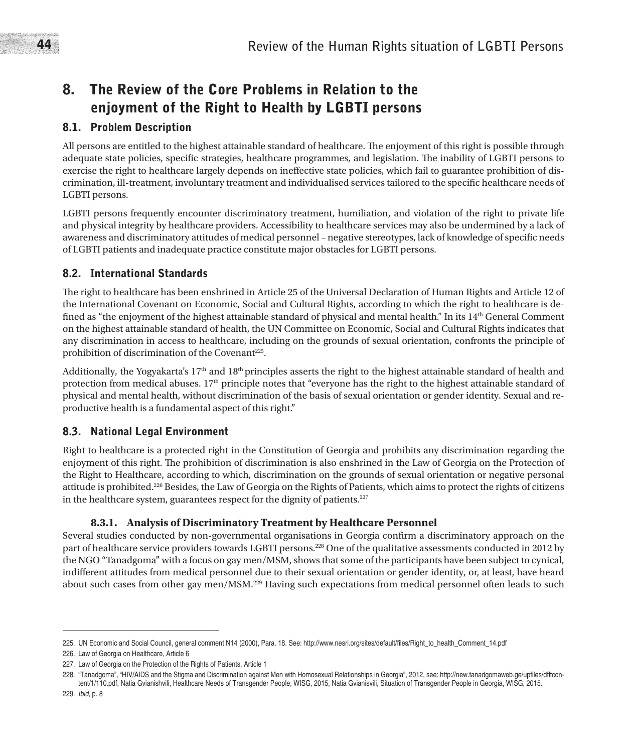# 8. The Review of the Core Problems in Relation to the enjoyment of the Right to Health by LGBTI persons

## 8.1. Problem Description

All persons are entitled to the highest attainable standard of healthcare. The enjoyment of this right is possible through adequate state policies, specific strategies, healthcare programmes, and legislation. The inability of LGBTI persons to exercise the right to healthcare largely depends on ineffective state policies, which fail to guarantee prohibition of discrimination, ill-treatment, involuntary treatment and individualised services tailored to the specific healthcare needs of LGBTI persons.

LGBTI persons frequently encounter discriminatory treatment, humiliation, and violation of the right to private life and physical integrity by healthcare providers. Accessibility to healthcare services may also be undermined by a lack of awareness and discriminatory attitudes of medical personnel – negative stereotypes, lack of knowledge of specific needs of LGBTI patients and inadequate practice constitute major obstacles for LGBTI persons.

## 8.2. International Standards

The right to healthcare has been enshrined in Article 25 of the Universal Declaration of Human Rights and Article 12 of the International Covenant on Economic, Social and Cultural Rights, according to which the right to healthcare is defined as "the enjoyment of the highest attainable standard of physical and mental health." In its 14th General Comment on the highest attainable standard of health, the UN Committee on Economic, Social and Cultural Rights indicates that any discrimination in access to healthcare, including on the grounds of sexual orientation, confronts the principle of prohibition of discrimination of the Covenant[225].

Additionally, the Yogyakarta's 17th and 18th principles asserts the right to the highest attainable standard of health and protection from medical abuses. 17th principle notes that "everyone has the right to the highest attainable standard of physical and mental health, without discrimination of the basis of sexual orientation or gender identity. Sexual and reproductive health is a fundamental aspect of this right."

## 8.3. National Legal Environment

Right to healthcare is a protected right in the Constitution of Georgia and prohibits any discrimination regarding the enjoyment of this right. The prohibition of discrimination is also enshrined in the Law of Georgia on the Protection of the Right to Healthcare, according to which, discrimination on the grounds of sexual orientation or negative personal attitude is prohibited.[226] Besides, the Law of Georgia on the Rights of Patients, which aims to protect the rights of citizens in the healthcare system, guarantees respect for the dignity of patients.[227]

### 8.3.1. Analysis of Discriminatory Treatment by Healthcare Personnel

Several studies conducted by non-governmental organisations in Georgia confirm a discriminatory approach on the part of healthcare service providers towards LGBTI persons.[228] One of the qualitative assessments conducted in 2012 by the NGO "Tanadgoma" with a focus on gay men/MSM, shows that some of the participants have been subject to cynical, indifferent attitudes from medical personnel due to their sexual orientation or gender identity, or, at least, have heard about such cases from other gay men/MSM.[229] Having such expectations from medical personnel often leads to such

---

225. UN Economic and Social Council, general comment N14 (2000), Para. 18. See: http://www.nesri.org/sites/default/files/Right_to_health_Comment_14.pdf

226. Law of Georgia on Healthcare, Article 6

227. Law of Georgia on the Protection of the Rights of Patients, Article 1

228. "Tanadgoma", "HIV/AIDS and the Stigma and Discrimination against Men with Homosexual Relationships in Georgia", 2012, see: http://new.tanadgomaweb.ge/upfiles/dfltcontent/1/110.pdf, Natia Gvianishvili, Healthcare Needs of Transgender People, WISG, 2015, Natia Gvianisvili, Situation of Transgender People in Georgia, WISG, 2015.

229. *Ibid*, p. 8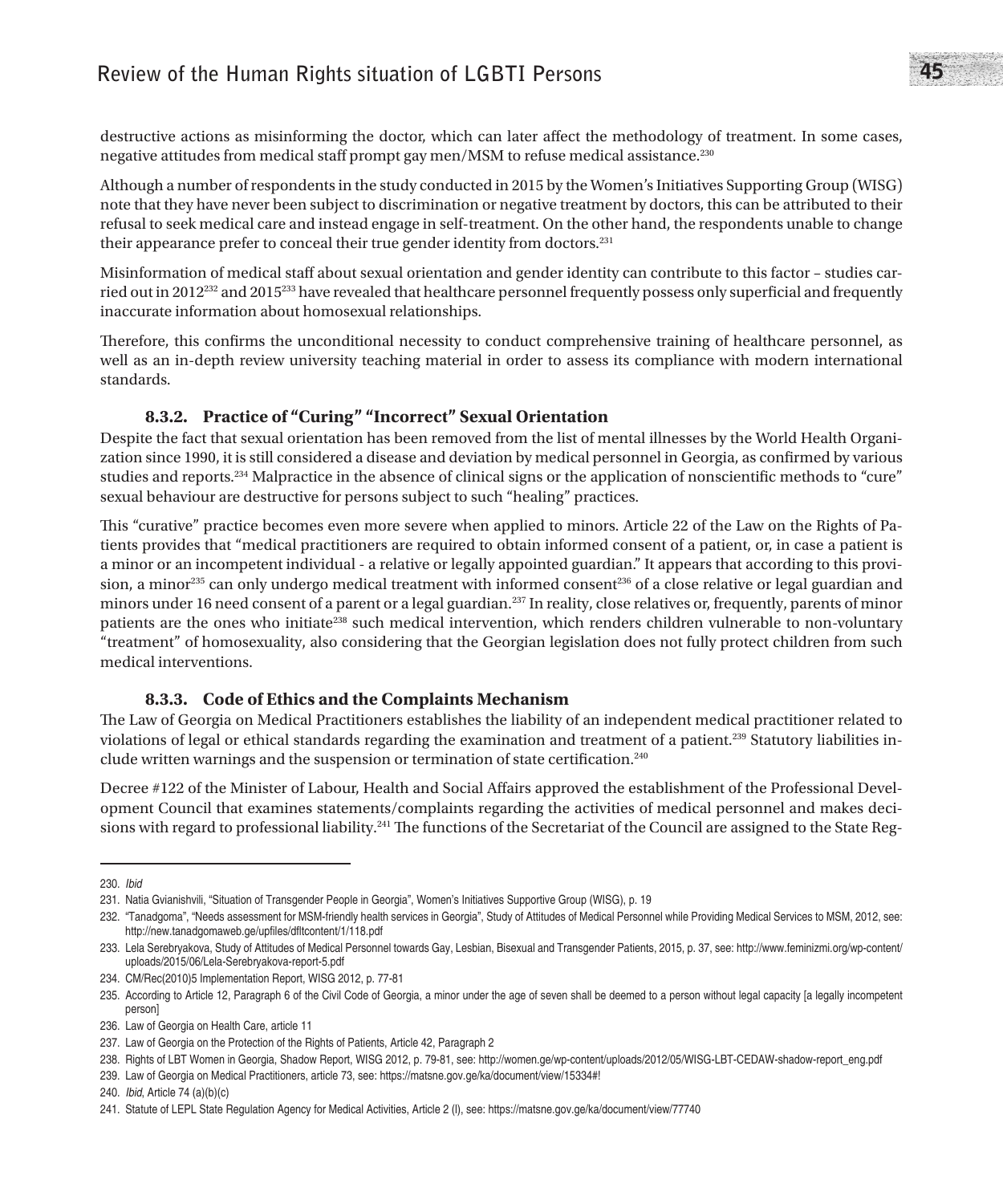destructive actions as misinforming the doctor, which can later affect the methodology of treatment. In some cases, negative attitudes from medical staff prompt gay men/MSM to refuse medical assistance.[230]

Although a number of respondents in the study conducted in 2015 by the Women's Initiatives Supporting Group (WISG) note that they have never been subject to discrimination or negative treatment by doctors, this can be attributed to their refusal to seek medical care and instead engage in self-treatment. On the other hand, the respondents unable to change their appearance prefer to conceal their true gender identity from doctors.[231]

Misinformation of medical staff about sexual orientation and gender identity can contribute to this factor – studies carried out in 2012[232] and 2015[233] have revealed that healthcare personnel frequently possess only superficial and frequently inaccurate information about homosexual relationships.

Therefore, this confirms the unconditional necessity to conduct comprehensive training of healthcare personnel, as well as an in-depth review university teaching material in order to assess its compliance with modern international standards.

#### 8.3.2. Practice of "Curing" "Incorrect" Sexual Orientation

Despite the fact that sexual orientation has been removed from the list of mental illnesses by the World Health Organization since 1990, it is still considered a disease and deviation by medical personnel in Georgia, as confirmed by various studies and reports.[234] Malpractice in the absence of clinical signs or the application of nonscientific methods to "cure" sexual behaviour are destructive for persons subject to such "healing" practices.

This "curative" practice becomes even more severe when applied to minors. Article 22 of the Law on the Rights of Patients provides that "medical practitioners are required to obtain informed consent of a patient, or, in case a patient is a minor or an incompetent individual - a relative or legally appointed guardian." It appears that according to this provision, a minor[235] can only undergo medical treatment with informed consent[236] of a close relative or legal guardian and minors under 16 need consent of a parent or a legal guardian.[237] In reality, close relatives or, frequently, parents of minor patients are the ones who initiate[238] such medical intervention, which renders children vulnerable to non-voluntary "treatment" of homosexuality, also considering that the Georgian legislation does not fully protect children from such medical interventions.

#### 8.3.3. Code of Ethics and the Complaints Mechanism

The Law of Georgia on Medical Practitioners establishes the liability of an independent medical practitioner related to violations of legal or ethical standards regarding the examination and treatment of a patient.[239] Statutory liabilities include written warnings and the suspension or termination of state certification.[240]

Decree #122 of the Minister of Labour, Health and Social Affairs approved the establishment of the Professional Development Council that examines statements/complaints regarding the activities of medical personnel and makes decisions with regard to professional liability.[241] The functions of the Secretariat of the Council are assigned to the State Reg-

---

230. *Ibid*

231. Natia Gvianishvili, "Situation of Transgender People in Georgia", Women's Initiatives Supportive Group (WISG), p. 19

232. "Tanadgoma", "Needs assessment for MSM-friendly health services in Georgia", Study of Attitudes of Medical Personnel while Providing Medical Services to MSM, 2012, see: http://new.tanadgomaweb.ge/upfiles/dfltcontent/1/118.pdf

233. Lela Serebryakova, Study of Attitudes of Medical Personnel towards Gay, Lesbian, Bisexual and Transgender Patients, 2015, p. 37, see: http://www.feminizmi.org/wp-content/uploads/2015/06/Lela-Serebryakova-report-5.pdf

234. CM/Rec(2010)5 Implementation Report, WISG 2012, p. 77-81

235. According to Article 12, Paragraph 6 of the Civil Code of Georgia, a minor under the age of seven shall be deemed to a person without legal capacity [a legally incompetent person]

236. Law of Georgia on Health Care, article 11

237. Law of Georgia on the Protection of the Rights of Patients, Article 42, Paragraph 2

238. Rights of LBT Women in Georgia, Shadow Report, WISG 2012, p. 79-81, see: http://women.ge/wp-content/uploads/2012/05/WISG-LBT-CEDAW-shadow-report_eng.pdf

239. Law of Georgia on Medical Practitioners, article 73, see: https://matsne.gov.ge/ka/document/view/15334#!

240. *Ibid*, Article 74 (a)(b)(c)

241. Statute of LEPL State Regulation Agency for Medical Activities, Article 2 (l), see: https://matsne.gov.ge/ka/document/view/77740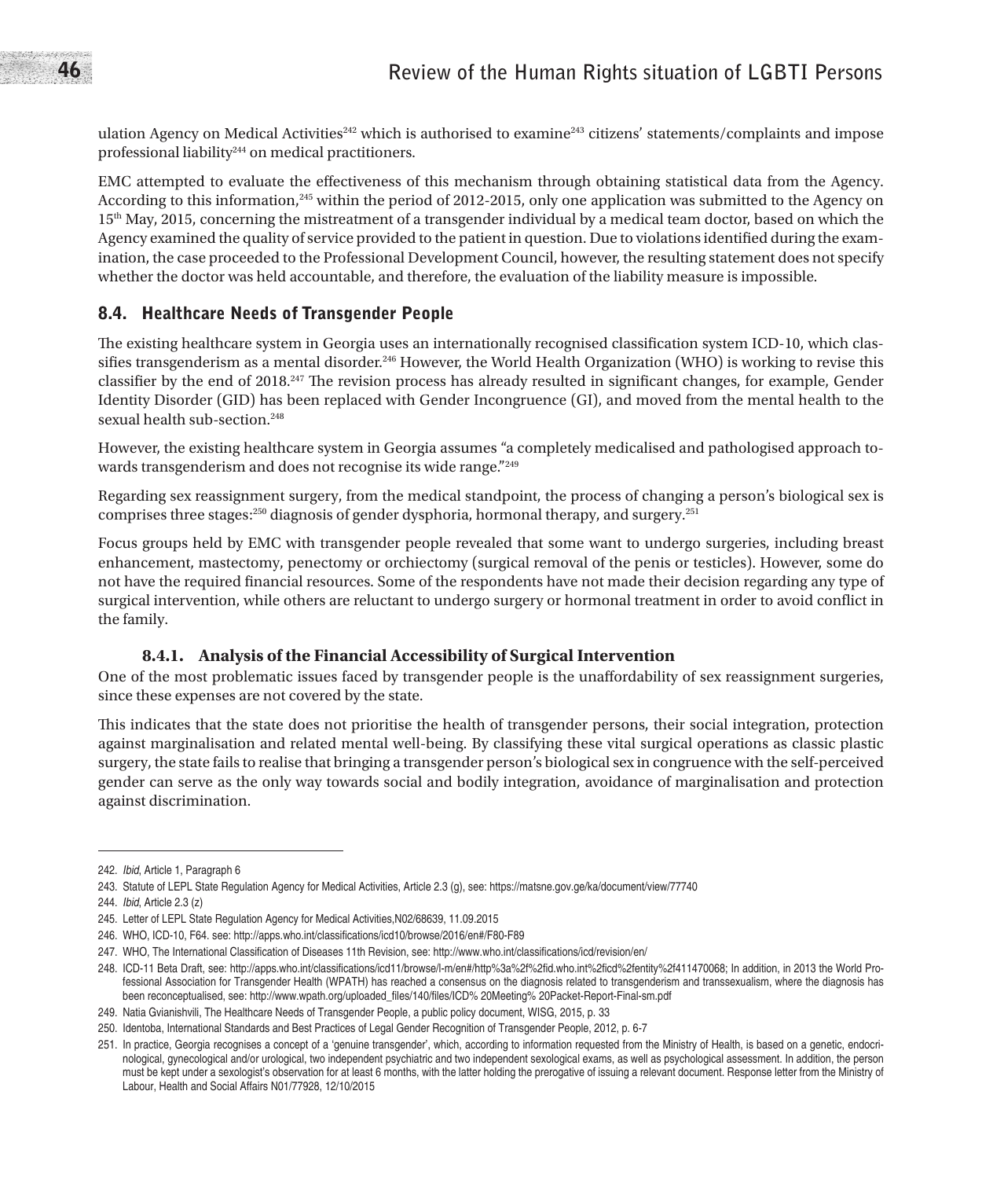ulation Agency on Medical Activities[242] which is authorised to examine[243] citizens' statements/complaints and impose professional liability[244] on medical practitioners.

EMC attempted to evaluate the effectiveness of this mechanism through obtaining statistical data from the Agency. According to this information,[245] within the period of 2012-2015, only one application was submitted to the Agency on 15th May, 2015, concerning the mistreatment of a transgender individual by a medical team doctor, based on which the Agency examined the quality of service provided to the patient in question. Due to violations identified during the examination, the case proceeded to the Professional Development Council, however, the resulting statement does not specify whether the doctor was held accountable, and therefore, the evaluation of the liability measure is impossible.

## 8.4. Healthcare Needs of Transgender People

The existing healthcare system in Georgia uses an internationally recognised classification system ICD-10, which classifies transgenderism as a mental disorder.[246] However, the World Health Organization (WHO) is working to revise this classifier by the end of 2018.[247] The revision process has already resulted in significant changes, for example, Gender Identity Disorder (GID) has been replaced with Gender Incongruence (GI), and moved from the mental health to the sexual health sub-section.[248]

However, the existing healthcare system in Georgia assumes "a completely medicalised and pathologised approach towards transgenderism and does not recognise its wide range."[249]

Regarding sex reassignment surgery, from the medical standpoint, the process of changing a person's biological sex is comprises three stages:[250] diagnosis of gender dysphoria, hormonal therapy, and surgery.[251]

Focus groups held by EMC with transgender people revealed that some want to undergo surgeries, including breast enhancement, mastectomy, penectomy or orchiectomy (surgical removal of the penis or testicles). However, some do not have the required financial resources. Some of the respondents have not made their decision regarding any type of surgical intervention, while others are reluctant to undergo surgery or hormonal treatment in order to avoid conflict in the family.

### 8.4.1. Analysis of the Financial Accessibility of Surgical Intervention

One of the most problematic issues faced by transgender people is the unaffordability of sex reassignment surgeries, since these expenses are not covered by the state.

This indicates that the state does not prioritise the health of transgender persons, their social integration, protection against marginalisation and related mental well-being. By classifying these vital surgical operations as classic plastic surgery, the state fails to realise that bringing a transgender person's biological sex in congruence with the self-perceived gender can serve as the only way towards social and bodily integration, avoidance of marginalisation and protection against discrimination.

---

242. *Ibid*, Article 1, Paragraph 6

243. Statute of LEPL State Regulation Agency for Medical Activities, Article 2.3 (g), see: https://matsne.gov.ge/ka/document/view/77740

244. *Ibid*, Article 2.3 (z)

245. Letter of LEPL State Regulation Agency for Medical Activities,N02/68639, 11.09.2015

246. WHO, ICD-10, F64. see: http://apps.who.int/classifications/icd10/browse/2016/en#/F80-F89

247. WHO, The International Classification of Diseases 11th Revision, see: http://www.who.int/classifications/icd/revision/en/

248. ICD-11 Beta Draft, see: http://apps.who.int/classifications/icd11/browse/l-m/en#/http%3a%2f%2fid.who.int%2ficd%2fentity%2f411470068; In addition, in 2013 the World Professional Association for Transgender Health (WPATH) has reached a consensus on the diagnosis related to transgenderism and transsexualism, where the diagnosis has been reconceptualised, see: http://www.wpath.org/uploaded_files/140/files/ICD% 20Meeting% 20Packet-Report-Final-sm.pdf

249. Natia Gvianishvili, The Healthcare Needs of Transgender People, a public policy document, WISG, 2015, p. 33

250. Identoba, International Standards and Best Practices of Legal Gender Recognition of Transgender People, 2012, p. 6-7

251. In practice, Georgia recognises a concept of a 'genuine transgender', which, according to information requested from the Ministry of Health, is based on a genetic, endocrinological, gynecological and/or urological, two independent psychiatric and two independent sexological exams, as well as psychological assessment. In addition, the person must be kept under a sexologist's observation for at least 6 months, with the latter holding the prerogative of issuing a relevant document. Response letter from the Ministry of Labour, Health and Social Affairs N01/77928, 12/10/2015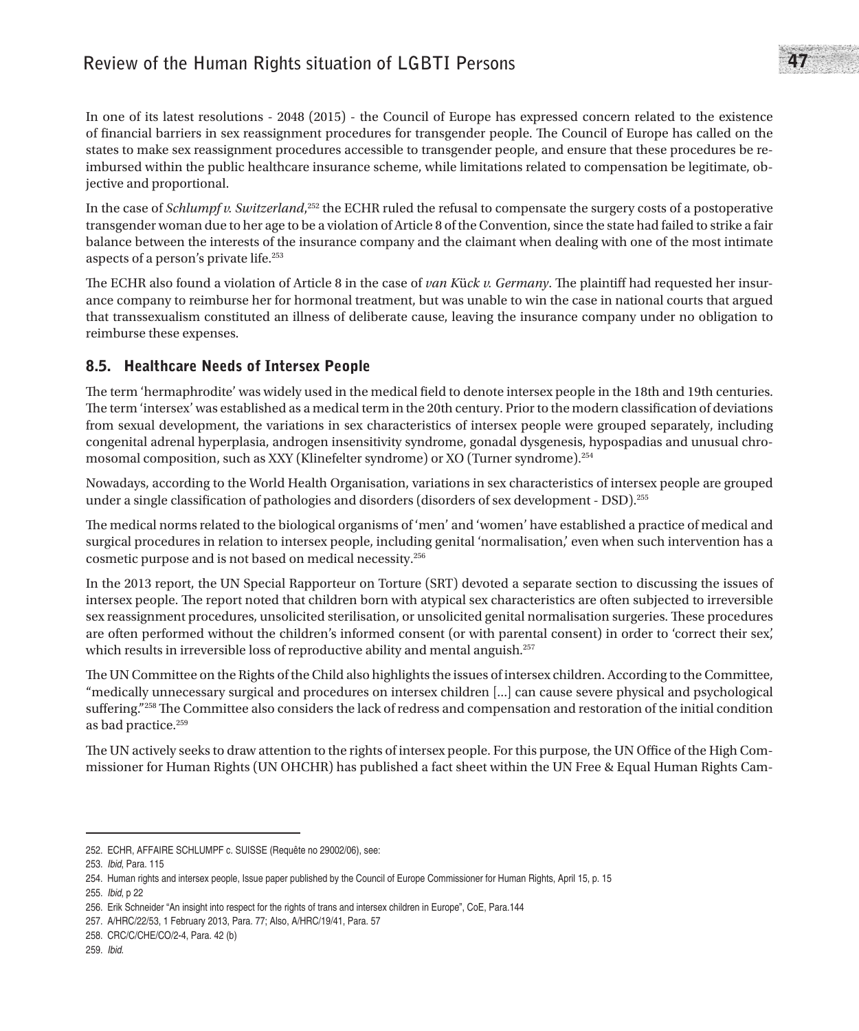In one of its latest resolutions - 2048 (2015) - the Council of Europe has expressed concern related to the existence of financial barriers in sex reassignment procedures for transgender people. The Council of Europe has called on the states to make sex reassignment procedures accessible to transgender people, and ensure that these procedures be reimbursed within the public healthcare insurance scheme, while limitations related to compensation be legitimate, objective and proportional.

In the case of *Schlumpf v. Switzerland*,[252] the ECHR ruled the refusal to compensate the surgery costs of a postoperative transgender woman due to her age to be a violation of Article 8 of the Convention, since the state had failed to strike a fair balance between the interests of the insurance company and the claimant when dealing with one of the most intimate aspects of a person's private life.[253]

The ECHR also found a violation of Article 8 in the case of *van Kück v. Germany*. The plaintiff had requested her insurance company to reimburse her for hormonal treatment, but was unable to win the case in national courts that argued that transsexualism constituted an illness of deliberate cause, leaving the insurance company under no obligation to reimburse these expenses.

## 8.5. Healthcare Needs of Intersex People

The term 'hermaphrodite' was widely used in the medical field to denote intersex people in the 18th and 19th centuries. The term 'intersex' was established as a medical term in the 20th century. Prior to the modern classification of deviations from sexual development, the variations in sex characteristics of intersex people were grouped separately, including congenital adrenal hyperplasia, androgen insensitivity syndrome, gonadal dysgenesis, hypospadias and unusual chromosomal composition, such as XXY (Klinefelter syndrome) or XO (Turner syndrome).[254]

Nowadays, according to the World Health Organisation, variations in sex characteristics of intersex people are grouped under a single classification of pathologies and disorders (disorders of sex development - DSD).[255]

The medical norms related to the biological organisms of 'men' and 'women' have established a practice of medical and surgical procedures in relation to intersex people, including genital 'normalisation,' even when such intervention has a cosmetic purpose and is not based on medical necessity.[256]

In the 2013 report, the UN Special Rapporteur on Torture (SRT) devoted a separate section to discussing the issues of intersex people. The report noted that children born with atypical sex characteristics are often subjected to irreversible sex reassignment procedures, unsolicited sterilisation, or unsolicited genital normalisation surgeries. These procedures are often performed without the children's informed consent (or with parental consent) in order to 'correct their sex,' which results in irreversible loss of reproductive ability and mental anguish.[257]

The UN Committee on the Rights of the Child also highlights the issues of intersex children. According to the Committee, "medically unnecessary surgical and procedures on intersex children [...] can cause severe physical and psychological suffering."[258] The Committee also considers the lack of redress and compensation and restoration of the initial condition as bad practice.[259]

The UN actively seeks to draw attention to the rights of intersex people. For this purpose, the UN Office of the High Commissioner for Human Rights (UN OHCHR) has published a fact sheet within the UN Free & Equal Human Rights Cam-

---

252. ECHR, AFFAIRE SCHLUMPF c. SUISSE (Requête no 29002/06), see:

253. *Ibid*, Para. 115

254. Human rights and intersex people, Issue paper published by the Council of Europe Commissioner for Human Rights, April 15, p. 15

255. *Ibid*, p 22

256. Erik Schneider "An insight into respect for the rights of trans and intersex children in Europe", CoE, Para.144

257. A/HRC/22/53, 1 February 2013, Para. 77; Also, A/HRC/19/41, Para. 57

258. CRC/C/CHE/CO/2-4, Para. 42 (b)

259. *Ibid.*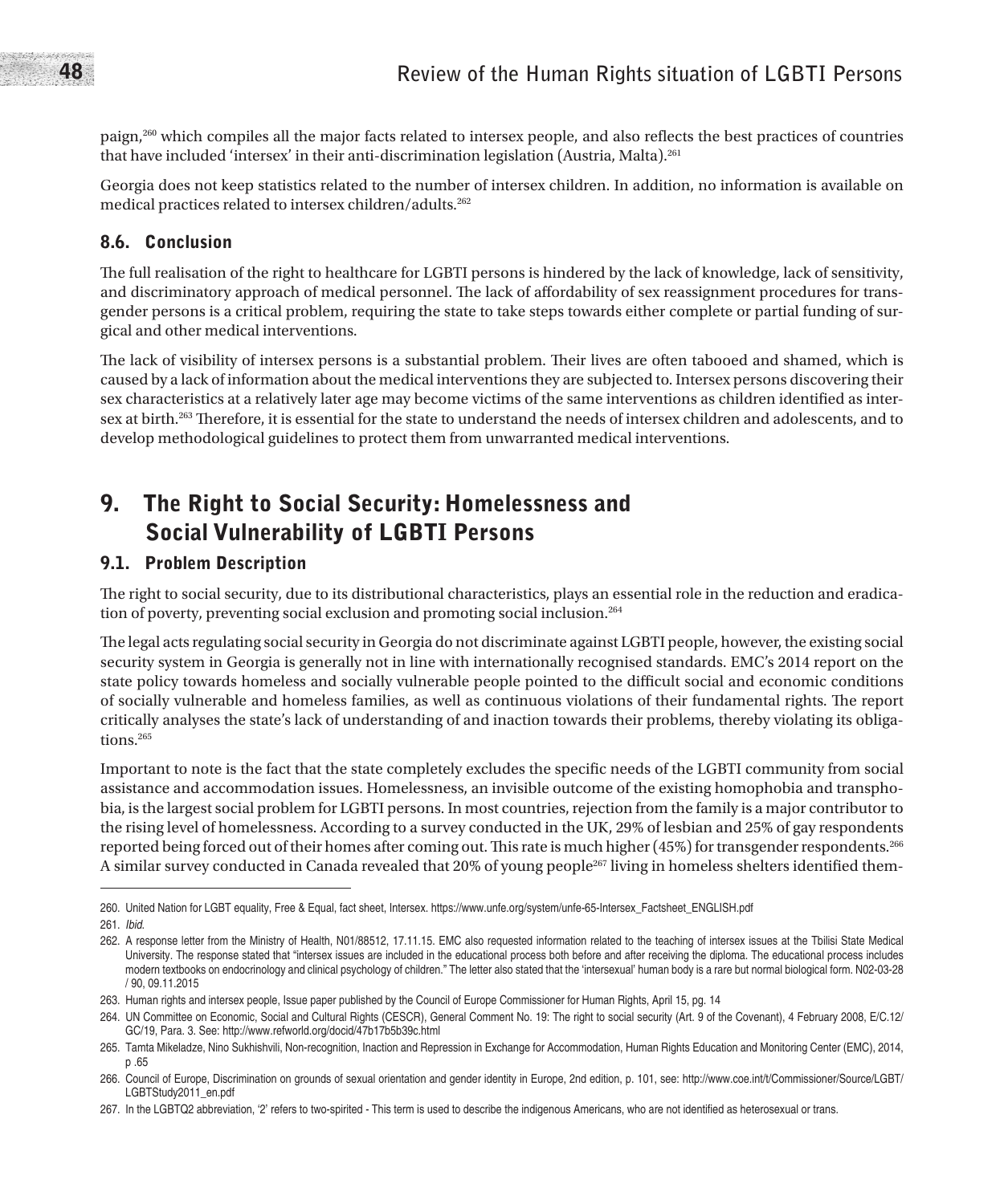paign,[260] which compiles all the major facts related to intersex people, and also reflects the best practices of countries that have included 'intersex' in their anti-discrimination legislation (Austria, Malta).[261]

Georgia does not keep statistics related to the number of intersex children. In addition, no information is available on medical practices related to intersex children/adults.[262]

### 8.6. Conclusion

The full realisation of the right to healthcare for LGBTI persons is hindered by the lack of knowledge, lack of sensitivity, and discriminatory approach of medical personnel. The lack of affordability of sex reassignment procedures for transgender persons is a critical problem, requiring the state to take steps towards either complete or partial funding of surgical and other medical interventions.

The lack of visibility of intersex persons is a substantial problem. Their lives are often tabooed and shamed, which is caused by a lack of information about the medical interventions they are subjected to. Intersex persons discovering their sex characteristics at a relatively later age may become victims of the same interventions as children identified as intersex at birth.[263] Therefore, it is essential for the state to understand the needs of intersex children and adolescents, and to develop methodological guidelines to protect them from unwarranted medical interventions.

## 9. The Right to Social Security: Homelessness and Social Vulnerability of LGBTI Persons

### 9.1. Problem Description

The right to social security, due to its distributional characteristics, plays an essential role in the reduction and eradication of poverty, preventing social exclusion and promoting social inclusion.[264]

The legal acts regulating social security in Georgia do not discriminate against LGBTI people, however, the existing social security system in Georgia is generally not in line with internationally recognised standards. EMC's 2014 report on the state policy towards homeless and socially vulnerable people pointed to the difficult social and economic conditions of socially vulnerable and homeless families, as well as continuous violations of their fundamental rights. The report critically analyses the state's lack of understanding of and inaction towards their problems, thereby violating its obligations.[265]

Important to note is the fact that the state completely excludes the specific needs of the LGBTI community from social assistance and accommodation issues. Homelessness, an invisible outcome of the existing homophobia and transphobia, is the largest social problem for LGBTI persons. In most countries, rejection from the family is a major contributor to the rising level of homelessness. According to a survey conducted in the UK, 29% of lesbian and 25% of gay respondents reported being forced out of their homes after coming out. This rate is much higher (45%) for transgender respondents.[266] A similar survey conducted in Canada revealed that 20% of young people[267] living in homeless shelters identified them-

---

260. United Nation for LGBT equality, Free & Equal, fact sheet, Intersex. https://www.unfe.org/system/unfe-65-Intersex_Factsheet_ENGLISH.pdf

261. *Ibid.*

262. A response letter from the Ministry of Health, N01/88512, 17.11.15. EMC also requested information related to the teaching of intersex issues at the Tbilisi State Medical University. The response stated that "intersex issues are included in the educational process both before and after receiving the diploma. The educational process includes modern textbooks on endocrinology and clinical psychology of children." The letter also stated that the 'intersexual' human body is a rare but normal biological form. N02-03-28 / 90, 09.11.2015

263. Human rights and intersex people, Issue paper published by the Council of Europe Commissioner for Human Rights, April 15, pg. 14

264. UN Committee on Economic, Social and Cultural Rights (CESCR), General Comment No. 19: The right to social security (Art. 9 of the Covenant), 4 February 2008, E/C.12/GC/19, Para. 3. See: http://www.refworld.org/docid/47b17b5b39c.html

265. Tamta Mikeladze, Nino Sukhishvili, Non-recognition, Inaction and Repression in Exchange for Accommodation, Human Rights Education and Monitoring Center (EMC), 2014, p .65

266. Council of Europe, Discrimination on grounds of sexual orientation and gender identity in Europe, 2nd edition, p. 101, see: http://www.coe.int/t/Commissioner/Source/LGBT/LGBTStudy2011_en.pdf

267. In the LGBTQ2 abbreviation, '2' refers to two-spirited - This term is used to describe the indigenous Americans, who are not identified as heterosexual or trans.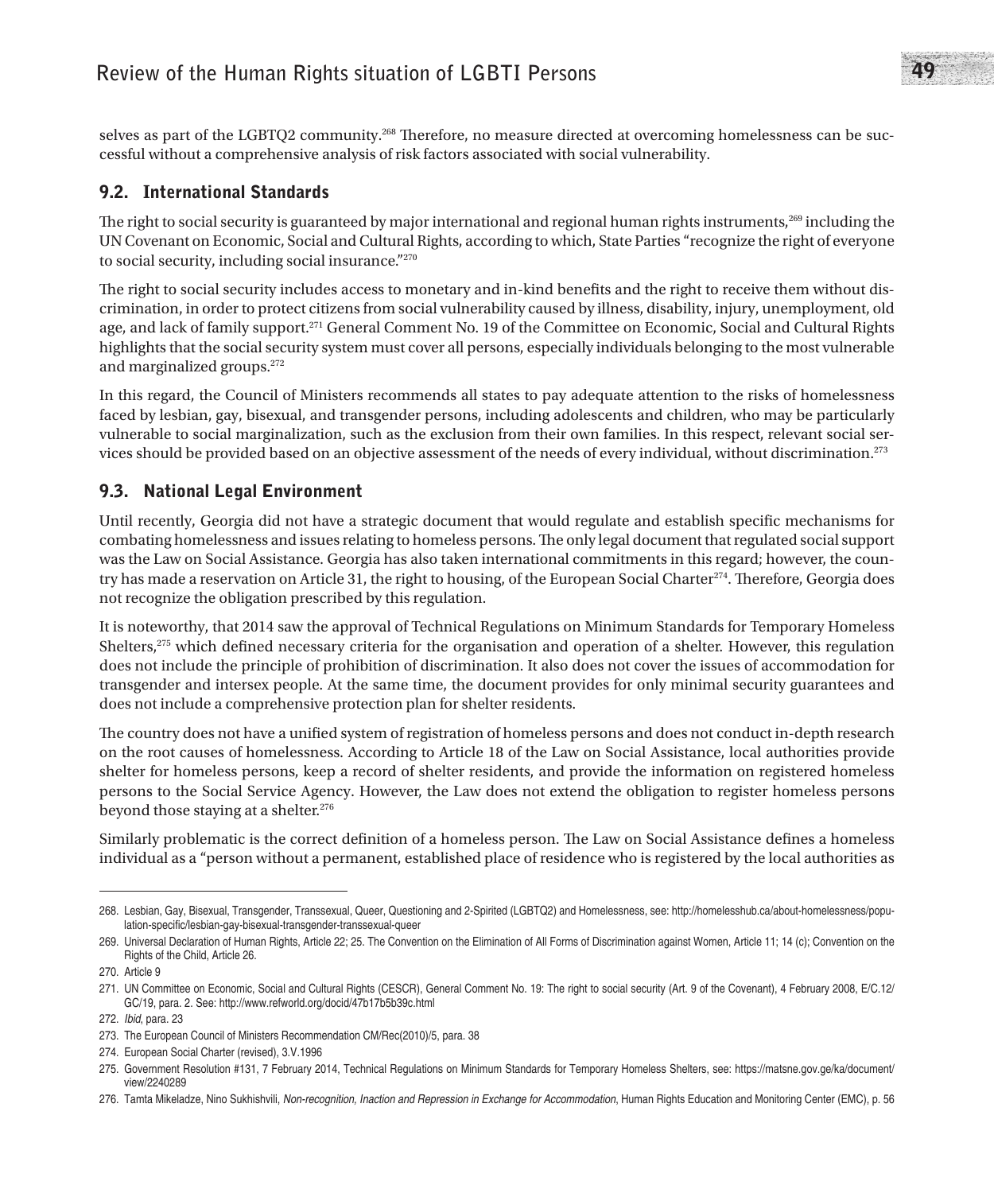selves as part of the LGBTQ2 community.[268] Therefore, no measure directed at overcoming homelessness can be successful without a comprehensive analysis of risk factors associated with social vulnerability.

## 9.2. International Standards

The right to social security is guaranteed by major international and regional human rights instruments,[269] including the UN Covenant on Economic, Social and Cultural Rights, according to which, State Parties "recognize the right of everyone to social security, including social insurance."[270]

The right to social security includes access to monetary and in-kind benefits and the right to receive them without discrimination, in order to protect citizens from social vulnerability caused by illness, disability, injury, unemployment, old age, and lack of family support.[271] General Comment No. 19 of the Committee on Economic, Social and Cultural Rights highlights that the social security system must cover all persons, especially individuals belonging to the most vulnerable and marginalized groups.[272]

In this regard, the Council of Ministers recommends all states to pay adequate attention to the risks of homelessness faced by lesbian, gay, bisexual, and transgender persons, including adolescents and children, who may be particularly vulnerable to social marginalization, such as the exclusion from their own families. In this respect, relevant social services should be provided based on an objective assessment of the needs of every individual, without discrimination.[273]

## 9.3. National Legal Environment

Until recently, Georgia did not have a strategic document that would regulate and establish specific mechanisms for combating homelessness and issues relating to homeless persons. The only legal document that regulated social support was the Law on Social Assistance. Georgia has also taken international commitments in this regard; however, the country has made a reservation on Article 31, the right to housing, of the European Social Charter[274]. Therefore, Georgia does not recognize the obligation prescribed by this regulation.

It is noteworthy, that 2014 saw the approval of Technical Regulations on Minimum Standards for Temporary Homeless Shelters,[275] which defined necessary criteria for the organisation and operation of a shelter. However, this regulation does not include the principle of prohibition of discrimination. It also does not cover the issues of accommodation for transgender and intersex people. At the same time, the document provides for only minimal security guarantees and does not include a comprehensive protection plan for shelter residents.

The country does not have a unified system of registration of homeless persons and does not conduct in-depth research on the root causes of homelessness. According to Article 18 of the Law on Social Assistance, local authorities provide shelter for homeless persons, keep a record of shelter residents, and provide the information on registered homeless persons to the Social Service Agency. However, the Law does not extend the obligation to register homeless persons beyond those staying at a shelter.[276]

Similarly problematic is the correct definition of a homeless person. The Law on Social Assistance defines a homeless individual as a "person without a permanent, established place of residence who is registered by the local authorities as

---

268. Lesbian, Gay, Bisexual, Transgender, Transsexual, Queer, Questioning and 2-Spirited (LGBTQ2) and Homelessness, see: http://homelesshub.ca/about-homelessness/population-specific/lesbian-gay-bisexual-transgender-transsexual-queer

269. Universal Declaration of Human Rights, Article 22; 25. The Convention on the Elimination of All Forms of Discrimination against Women, Article 11; 14 (c); Convention on the Rights of the Child, Article 26.

270. Article 9

271. UN Committee on Economic, Social and Cultural Rights (CESCR), General Comment No. 19: The right to social security (Art. 9 of the Covenant), 4 February 2008, E/C.12/GC/19, para. 2. See: http://www.refworld.org/docid/47b17b5b39c.html

272. *Ibid*, para. 23

273. The European Council of Ministers Recommendation CM/Rec(2010)/5, para. 38

274. European Social Charter (revised), 3.V.1996

275. Government Resolution #131, 7 February 2014, Technical Regulations on Minimum Standards for Temporary Homeless Shelters, see: https://matsne.gov.ge/ka/document/view/2240289

276. Tamta Mikeladze, Nino Sukhishvili, *Non-recognition, Inaction and Repression in Exchange for Accommodation*, Human Rights Education and Monitoring Center (EMC), p. 56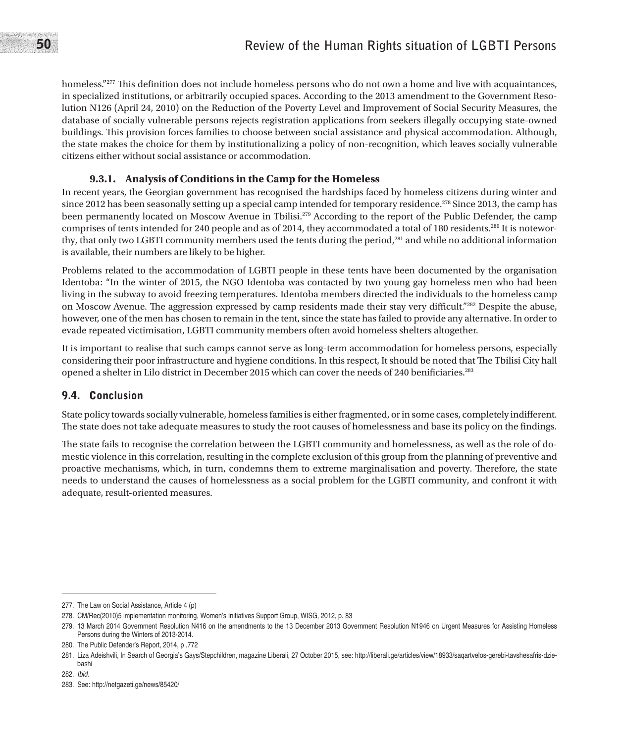homeless."[277] This definition does not include homeless persons who do not own a home and live with acquaintances, in specialized institutions, or arbitrarily occupied spaces. According to the 2013 amendment to the Government Resolution N126 (April 24, 2010) on the Reduction of the Poverty Level and Improvement of Social Security Measures, the database of socially vulnerable persons rejects registration applications from seekers illegally occupying state-owned buildings. This provision forces families to choose between social assistance and physical accommodation. Although, the state makes the choice for them by institutionalizing a policy of non-recognition, which leaves socially vulnerable citizens either without social assistance or accommodation.

### 9.3.1. Analysis of Conditions in the Camp for the Homeless

In recent years, the Georgian government has recognised the hardships faced by homeless citizens during winter and since 2012 has been seasonally setting up a special camp intended for temporary residence.[278] Since 2013, the camp has been permanently located on Moscow Avenue in Tbilisi.[279] According to the report of the Public Defender, the camp comprises of tents intended for 240 people and as of 2014, they accommodated a total of 180 residents.[280] It is noteworthy, that only two LGBTI community members used the tents during the period,[281] and while no additional information is available, their numbers are likely to be higher.

Problems related to the accommodation of LGBTI people in these tents have been documented by the organisation Identoba: "In the winter of 2015, the NGO Identoba was contacted by two young gay homeless men who had been living in the subway to avoid freezing temperatures. Identoba members directed the individuals to the homeless camp on Moscow Avenue. The aggression expressed by camp residents made their stay very difficult."[282] Despite the abuse, however, one of the men has chosen to remain in the tent, since the state has failed to provide any alternative. In order to evade repeated victimisation, LGBTI community members often avoid homeless shelters altogether.

It is important to realise that such camps cannot serve as long-term accommodation for homeless persons, especially considering their poor infrastructure and hygiene conditions. In this respect, It should be noted that The Tbilisi City hall opened a shelter in Lilo district in December 2015 which can cover the needs of 240 benificiaries.[283]

## 9.4. Conclusion

State policy towards socially vulnerable, homeless families is either fragmented, or in some cases, completely indifferent. The state does not take adequate measures to study the root causes of homelessness and base its policy on the findings.

The state fails to recognise the correlation between the LGBTI community and homelessness, as well as the role of domestic violence in this correlation, resulting in the complete exclusion of this group from the planning of preventive and proactive mechanisms, which, in turn, condemns them to extreme marginalisation and poverty. Therefore, the state needs to understand the causes of homelessness as a social problem for the LGBTI community, and confront it with adequate, result-oriented measures.

---

277. The Law on Social Assistance, Article 4 (p)

278. CM/Rec(2010)5 implementation monitoring, Women's Initiatives Support Group, WISG, 2012, p. 83

279. 13 March 2014 Government Resolution N416 on the amendments to the 13 December 2013 Government Resolution N1946 on Urgent Measures for Assisting Homeless Persons during the Winters of 2013-2014.

280. The Public Defender's Report, 2014, p .772

281. Liza Adeishvili, In Search of Georgia's Gays/Stepchildren, magazine Liberali, 27 October 2015, see: http://liberali.ge/articles/view/18933/saqartvelos-gerebi-tavshesafris-dziebashi

282. *Ibid.*

283. See: http://netgazeti.ge/news/85420/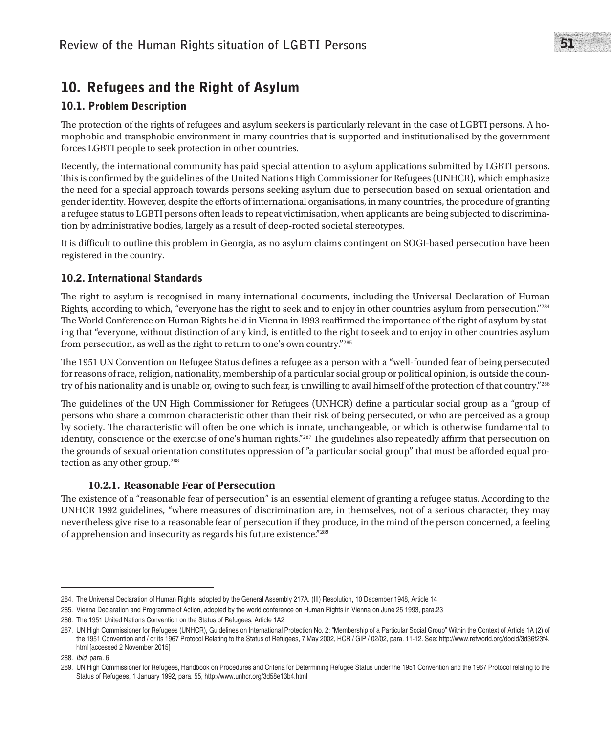## 10. Refugees and the Right of Asylum

### 10.1. Problem Description

The protection of the rights of refugees and asylum seekers is particularly relevant in the case of LGBTI persons. A homophobic and transphobic environment in many countries that is supported and institutionalised by the government forces LGBTI people to seek protection in other countries.

Recently, the international community has paid special attention to asylum applications submitted by LGBTI persons. This is confirmed by the guidelines of the United Nations High Commissioner for Refugees (UNHCR), which emphasize the need for a special approach towards persons seeking asylum due to persecution based on sexual orientation and gender identity. However, despite the efforts of international organisations, in many countries, the procedure of granting a refugee status to LGBTI persons often leads to repeat victimisation, when applicants are being subjected to discrimination by administrative bodies, largely as a result of deep-rooted societal stereotypes.

It is difficult to outline this problem in Georgia, as no asylum claims contingent on SOGI-based persecution have been registered in the country.

### 10.2. International Standards

The right to asylum is recognised in many international documents, including the Universal Declaration of Human Rights, according to which, "everyone has the right to seek and to enjoy in other countries asylum from persecution."[284] The World Conference on Human Rights held in Vienna in 1993 reaffirmed the importance of the right of asylum by stating that "everyone, without distinction of any kind, is entitled to the right to seek and to enjoy in other countries asylum from persecution, as well as the right to return to one's own country."[285]

The 1951 UN Convention on Refugee Status defines a refugee as a person with a "well-founded fear of being persecuted for reasons of race, religion, nationality, membership of a particular social group or political opinion, is outside the country of his nationality and is unable or, owing to such fear, is unwilling to avail himself of the protection of that country."[286]

The guidelines of the UN High Commissioner for Refugees (UNHCR) define a particular social group as a "group of persons who share a common characteristic other than their risk of being persecuted, or who are perceived as a group by society. The characteristic will often be one which is innate, unchangeable, or which is otherwise fundamental to identity, conscience or the exercise of one's human rights."[287] The guidelines also repeatedly affirm that persecution on the grounds of sexual orientation constitutes oppression of "a particular social group" that must be afforded equal protection as any other group.[288]

#### 10.2.1. Reasonable Fear of Persecution

The existence of a "reasonable fear of persecution" is an essential element of granting a refugee status. According to the UNHCR 1992 guidelines, "where measures of discrimination are, in themselves, not of a serious character, they may nevertheless give rise to a reasonable fear of persecution if they produce, in the mind of the person concerned, a feeling of apprehension and insecurity as regards his future existence."[289]

---

284. The Universal Declaration of Human Rights, adopted by the General Assembly 217A. (III) Resolution, 10 December 1948, Article 14

285. Vienna Declaration and Programme of Action, adopted by the world conference on Human Rights in Vienna on June 25 1993, para.23

286. The 1951 United Nations Convention on the Status of Refugees, Article 1A2

287. UN High Commissioner for Refugees (UNHCR), Guidelines on International Protection No. 2: "Membership of a Particular Social Group" Within the Context of Article 1A (2) of the 1951 Convention and / or its 1967 Protocol Relating to the Status of Refugees, 7 May 2002, HCR / GIP / 02/02, para. 11-12. See: http://www.refworld.org/docid/3d36f23f4.html [accessed 2 November 2015]

288. *Ibid*, para. 6

289. UN High Commissioner for Refugees, Handbook on Procedures and Criteria for Determining Refugee Status under the 1951 Convention and the 1967 Protocol relating to the Status of Refugees, 1 January 1992, para. 55, http://www.unhcr.org/3d58e13b4.html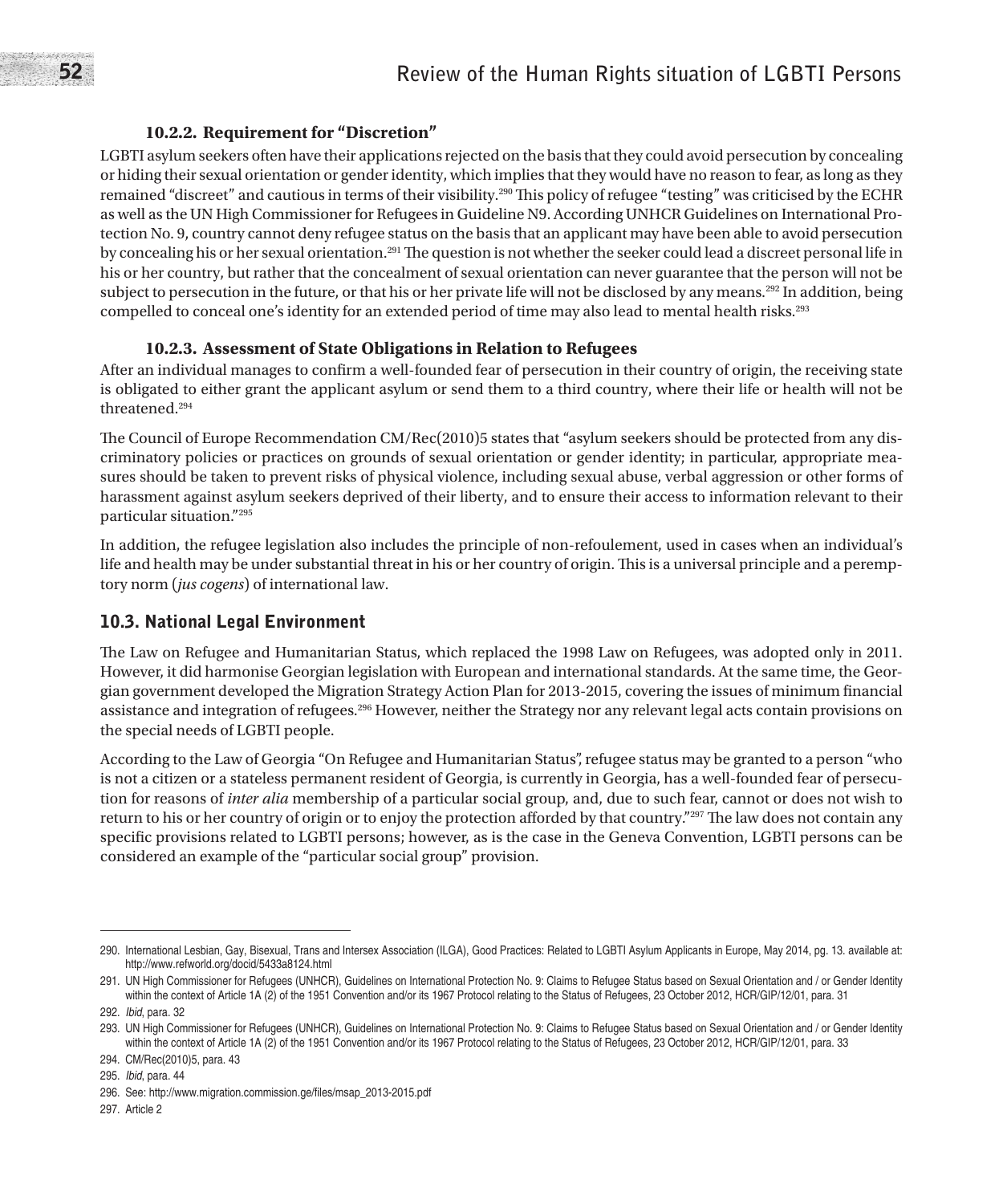### 10.2.2. Requirement for "Discretion"

LGBTI asylum seekers often have their applications rejected on the basis that they could avoid persecution by concealing or hiding their sexual orientation or gender identity, which implies that they would have no reason to fear, as long as they remained "discreet" and cautious in terms of their visibility.[290] This policy of refugee "testing" was criticised by the ECHR as well as the UN High Commissioner for Refugees in Guideline N9. According UNHCR Guidelines on International Protection No. 9, country cannot deny refugee status on the basis that an applicant may have been able to avoid persecution by concealing his or her sexual orientation.[291] The question is not whether the seeker could lead a discreet personal life in his or her country, but rather that the concealment of sexual orientation can never guarantee that the person will not be subject to persecution in the future, or that his or her private life will not be disclosed by any means.[292] In addition, being compelled to conceal one's identity for an extended period of time may also lead to mental health risks.[293]

### 10.2.3. Assessment of State Obligations in Relation to Refugees

After an individual manages to confirm a well-founded fear of persecution in their country of origin, the receiving state is obligated to either grant the applicant asylum or send them to a third country, where their life or health will not be threatened.[294]

The Council of Europe Recommendation CM/Rec(2010)5 states that "asylum seekers should be protected from any discriminatory policies or practices on grounds of sexual orientation or gender identity; in particular, appropriate measures should be taken to prevent risks of physical violence, including sexual abuse, verbal aggression or other forms of harassment against asylum seekers deprived of their liberty, and to ensure their access to information relevant to their particular situation."[295]

In addition, the refugee legislation also includes the principle of non-refoulement, used in cases when an individual's life and health may be under substantial threat in his or her country of origin. This is a universal principle and a peremptory norm (*jus cogens*) of international law.

## 10.3. National Legal Environment

The Law on Refugee and Humanitarian Status, which replaced the 1998 Law on Refugees, was adopted only in 2011. However, it did harmonise Georgian legislation with European and international standards. At the same time, the Georgian government developed the Migration Strategy Action Plan for 2013-2015, covering the issues of minimum financial assistance and integration of refugees.[296] However, neither the Strategy nor any relevant legal acts contain provisions on the special needs of LGBTI people.

According to the Law of Georgia "On Refugee and Humanitarian Status", refugee status may be granted to a person "who is not a citizen or a stateless permanent resident of Georgia, is currently in Georgia, has a well-founded fear of persecution for reasons of *inter alia* membership of a particular social group, and, due to such fear, cannot or does not wish to return to his or her country of origin or to enjoy the protection afforded by that country."[297] The law does not contain any specific provisions related to LGBTI persons; however, as is the case in the Geneva Convention, LGBTI persons can be considered an example of the "particular social group" provision.

---

290. International Lesbian, Gay, Bisexual, Trans and Intersex Association (ILGA), Good Practices: Related to LGBTI Asylum Applicants in Europe, May 2014, pg. 13. available at: http://www.refworld.org/docid/5433a8124.html

291. UN High Commissioner for Refugees (UNHCR), Guidelines on International Protection No. 9: Claims to Refugee Status based on Sexual Orientation and / or Gender Identity within the context of Article 1A (2) of the 1951 Convention and/or its 1967 Protocol relating to the Status of Refugees, 23 October 2012, HCR/GIP/12/01, para. 31

292. *Ibid*, para. 32

293. UN High Commissioner for Refugees (UNHCR), Guidelines on International Protection No. 9: Claims to Refugee Status based on Sexual Orientation and / or Gender Identity within the context of Article 1A (2) of the 1951 Convention and/or its 1967 Protocol relating to the Status of Refugees, 23 October 2012, HCR/GIP/12/01, para. 33

294. CM/Rec(2010)5, para. 43

295. *Ibid*, para. 44

296. See: http://www.migration.commission.ge/files/msap_2013-2015.pdf

297. Article 2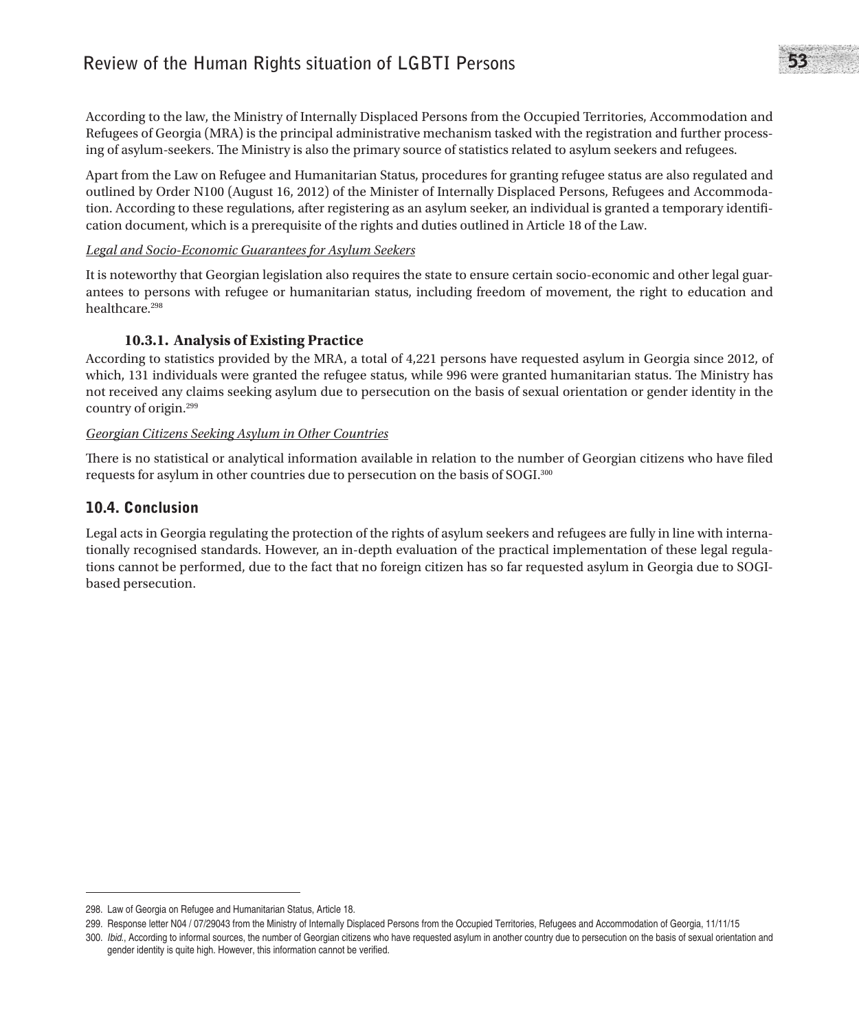According to the law, the Ministry of Internally Displaced Persons from the Occupied Territories, Accommodation and Refugees of Georgia (MRA) is the principal administrative mechanism tasked with the registration and further processing of asylum-seekers. The Ministry is also the primary source of statistics related to asylum seekers and refugees.

Apart from the Law on Refugee and Humanitarian Status, procedures for granting refugee status are also regulated and outlined by Order N100 (August 16, 2012) of the Minister of Internally Displaced Persons, Refugees and Accommodation. According to these regulations, after registering as an asylum seeker, an individual is granted a temporary identification document, which is a prerequisite of the rights and duties outlined in Article 18 of the Law.

*Legal and Socio-Economic Guarantees for Asylum Seekers*

It is noteworthy that Georgian legislation also requires the state to ensure certain socio-economic and other legal guarantees to persons with refugee or humanitarian status, including freedom of movement, the right to education and healthcare.[298]

### 10.3.1. Analysis of Existing Practice

According to statistics provided by the MRA, a total of 4,221 persons have requested asylum in Georgia since 2012, of which, 131 individuals were granted the refugee status, while 996 were granted humanitarian status. The Ministry has not received any claims seeking asylum due to persecution on the basis of sexual orientation or gender identity in the country of origin.[299]

*Georgian Citizens Seeking Asylum in Other Countries*

There is no statistical or analytical information available in relation to the number of Georgian citizens who have filed requests for asylum in other countries due to persecution on the basis of SOGI.[300]

## 10.4. Conclusion

Legal acts in Georgia regulating the protection of the rights of asylum seekers and refugees are fully in line with internationally recognised standards. However, an in-depth evaluation of the practical implementation of these legal regulations cannot be performed, due to the fact that no foreign citizen has so far requested asylum in Georgia due to SOGI-based persecution.

---

298. Law of Georgia on Refugee and Humanitarian Status, Article 18.

299. Response letter N04 / 07/29043 from the Ministry of Internally Displaced Persons from the Occupied Territories, Refugees and Accommodation of Georgia, 11/11/15

300. *Ibid.*, According to informal sources, the number of Georgian citizens who have requested asylum in another country due to persecution on the basis of sexual orientation and gender identity is quite high. However, this information cannot be verified.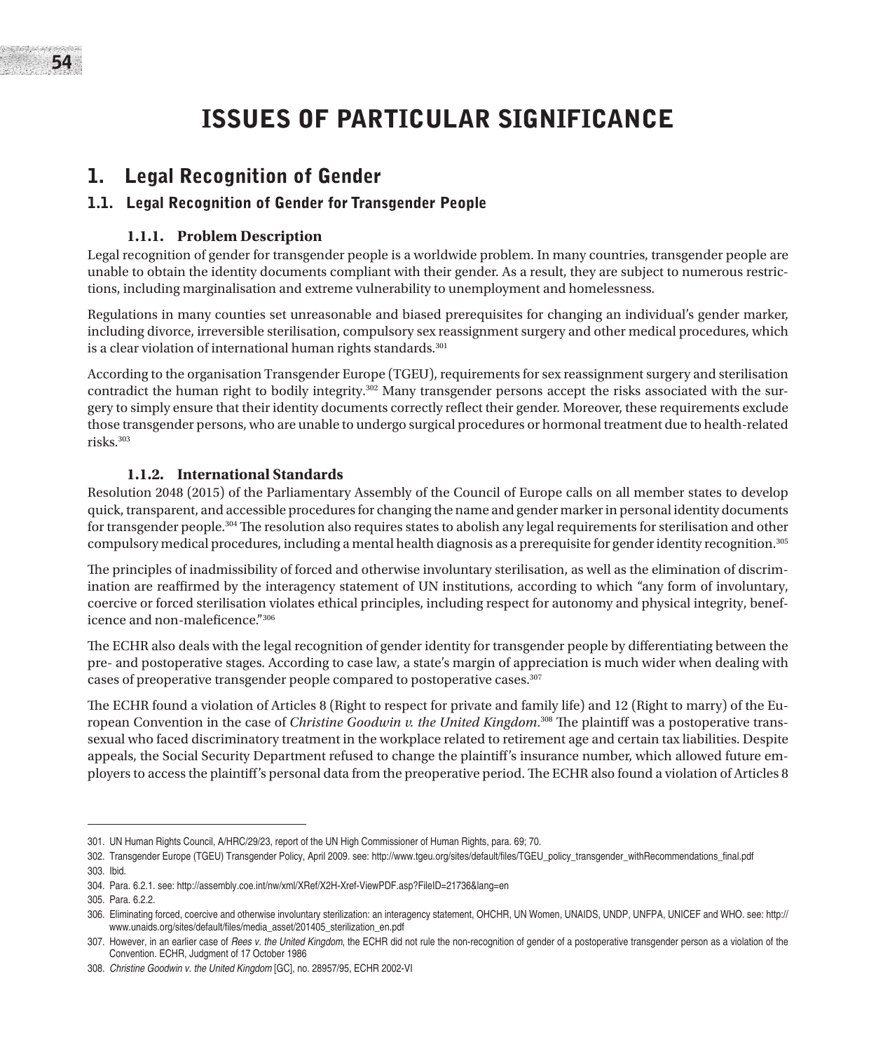# ISSUES OF PARTICULAR SIGNIFICANCE

## 1. Legal Recognition of Gender

### 1.1. Legal Recognition of Gender for Transgender People

#### 1.1.1. Problem Description

Legal recognition of gender for transgender people is a worldwide problem. In many countries, transgender people are unable to obtain the identity documents compliant with their gender. As a result, they are subject to numerous restrictions, including marginalisation and extreme vulnerability to unemployment and homelessness.

Regulations in many counties set unreasonable and biased prerequisites for changing an individual's gender marker, including divorce, irreversible sterilisation, compulsory sex reassignment surgery and other medical procedures, which is a clear violation of international human rights standards.[301]

According to the organisation Transgender Europe (TGEU), requirements for sex reassignment surgery and sterilisation contradict the human right to bodily integrity.[302] Many transgender persons accept the risks associated with the surgery to simply ensure that their identity documents correctly reflect their gender. Moreover, these requirements exclude those transgender persons, who are unable to undergo surgical procedures or hormonal treatment due to health-related risks.[303]

#### 1.1.2. International Standards

Resolution 2048 (2015) of the Parliamentary Assembly of the Council of Europe calls on all member states to develop quick, transparent, and accessible procedures for changing the name and gender marker in personal identity documents for transgender people.[304] The resolution also requires states to abolish any legal requirements for sterilisation and other compulsory medical procedures, including a mental health diagnosis as a prerequisite for gender identity recognition.[305]

The principles of inadmissibility of forced and otherwise involuntary sterilisation, as well as the elimination of discrimination are reaffirmed by the interagency statement of UN institutions, according to which "any form of involuntary, coercive or forced sterilisation violates ethical principles, including respect for autonomy and physical integrity, beneficence and non-maleficence."[306]

The ECHR also deals with the legal recognition of gender identity for transgender people by differentiating between the pre- and postoperative stages. According to case law, a state's margin of appreciation is much wider when dealing with cases of preoperative transgender people compared to postoperative cases.[307]

The ECHR found a violation of Articles 8 (Right to respect for private and family life) and 12 (Right to marry) of the European Convention in the case of *Christine Goodwin v. the United Kingdom*.[308] The plaintiff was a postoperative transsexual who faced discriminatory treatment in the workplace related to retirement age and certain tax liabilities. Despite appeals, the Social Security Department refused to change the plaintiff's insurance number, which allowed future employers to access the plaintiff's personal data from the preoperative period. The ECHR also found a violation of Articles 8

---

301. UN Human Rights Council, A/HRC/29/23, report of the UN High Commissioner of Human Rights, para. 69; 70.

302. Transgender Europe (TGEU) Transgender Policy, April 2009. see: http://www.tgeu.org/sites/default/files/TGEU_policy_transgender_withRecommendations_final.pdf

303. Ibid.

304. Para. 6.2.1. see: http://assembly.coe.int/nw/xml/XRef/X2H-Xref-ViewPDF.asp?FileID=21736&lang=en

305. Para. 6.2.2.

306. Eliminating forced, coercive and otherwise involuntary sterilization: an interagency statement, OHCHR, UN Women, UNAIDS, UNDP, UNFPA, UNICEF and WHO. see: http://www.unaids.org/sites/default/files/media_asset/201405_sterilization_en.pdf

307. However, in an earlier case of *Rees v. the United Kingdom*, the ECHR did not rule the non-recognition of gender of a postoperative transgender person as a violation of the Convention. ECHR, Judgment of 17 October 1986

308. *Christine Goodwin v. the United Kingdom* [GC], no. 28957/95, ECHR 2002-VI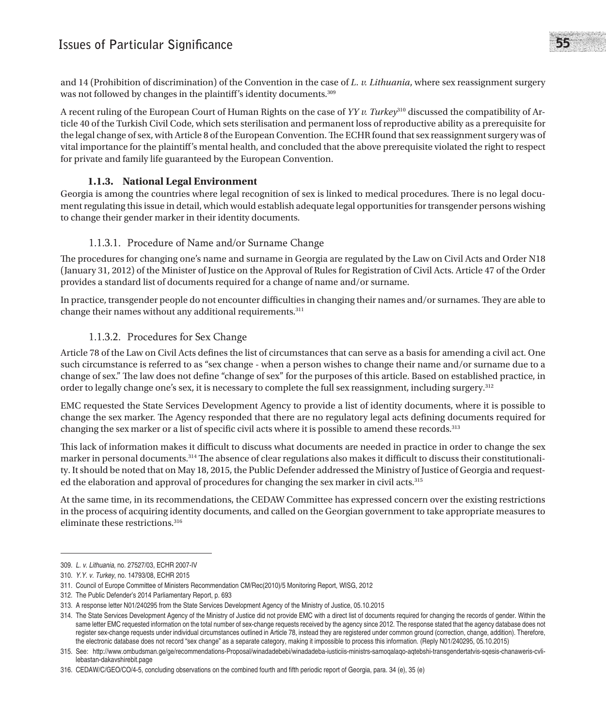and 14 (Prohibition of discrimination) of the Convention in the case of *L. v. Lithuania*, where sex reassignment surgery was not followed by changes in the plaintiff's identity documents.[309]

A recent ruling of the European Court of Human Rights on the case of *YY v. Turkey*[310] discussed the compatibility of Article 40 of the Turkish Civil Code, which sets sterilisation and permanent loss of reproductive ability as a prerequisite for the legal change of sex, with Article 8 of the European Convention. The ECHR found that sex reassignment surgery was of vital importance for the plaintiff's mental health, and concluded that the above prerequisite violated the right to respect for private and family life guaranteed by the European Convention.

### 1.1.3. National Legal Environment

Georgia is among the countries where legal recognition of sex is linked to medical procedures. There is no legal document regulating this issue in detail, which would establish adequate legal opportunities for transgender persons wishing to change their gender marker in their identity documents.

#### 1.1.3.1. Procedure of Name and/or Surname Change

The procedures for changing one's name and surname in Georgia are regulated by the Law on Civil Acts and Order N18 (January 31, 2012) of the Minister of Justice on the Approval of Rules for Registration of Civil Acts. Article 47 of the Order provides a standard list of documents required for a change of name and/or surname.

In practice, transgender people do not encounter difficulties in changing their names and/or surnames. They are able to change their names without any additional requirements.[311]

#### 1.1.3.2. Procedures for Sex Change

Article 78 of the Law on Civil Acts defines the list of circumstances that can serve as a basis for amending a civil act. One such circumstance is referred to as "sex change - when a person wishes to change their name and/or surname due to a change of sex." The law does not define "change of sex" for the purposes of this article. Based on established practice, in order to legally change one's sex, it is necessary to complete the full sex reassignment, including surgery.[312]

EMC requested the State Services Development Agency to provide a list of identity documents, where it is possible to change the sex marker. The Agency responded that there are no regulatory legal acts defining documents required for changing the sex marker or a list of specific civil acts where it is possible to amend these records.[313]

This lack of information makes it difficult to discuss what documents are needed in practice in order to change the sex marker in personal documents.[314] The absence of clear regulations also makes it difficult to discuss their constitutionality. It should be noted that on May 18, 2015, the Public Defender addressed the Ministry of Justice of Georgia and requested the elaboration and approval of procedures for changing the sex marker in civil acts.[315]

At the same time, in its recommendations, the CEDAW Committee has expressed concern over the existing restrictions in the process of acquiring identity documents, and called on the Georgian government to take appropriate measures to eliminate these restrictions.[316]

---

309. *L. v. Lithuania*, no. 27527/03, ECHR 2007-IV

310. *Y.Y. v. Turkey*, no. 14793/08, ECHR 2015

311. Council of Europe Committee of Ministers Recommendation CM/Rec(2010)/5 Monitoring Report, WISG, 2012

312. The Public Defender's 2014 Parliamentary Report, p. 693

313. A response letter N01/240295 from the State Services Development Agency of the Ministry of Justice, 05.10.2015

314. The State Services Development Agency of the Ministry of Justice did not provide EMC with a direct list of documents required for changing the records of gender. Within the same letter EMC requested information on the total number of sex-change requests received by the agency since 2012. The response stated that the agency database does not register sex-change requests under individual circumstances outlined in Article 78, instead they are registered under common ground (correction, change, addition). Therefore, the electronic database does not record "sex change" as a separate category, making it impossible to process this information. (Reply N01/240295, 05.10.2015)

315. See: http://www.ombudsman.ge/ge/recommendations-Proposal/winadadebebi/winadadeba-iusticiis-ministrs-samoqalaqo-aqtebshi-transgendertatvis-sqesis-chanaweris-cvlilebastan-dakavshirebit.page

316. CEDAW/C/GEO/CO/4-5, concluding observations on the combined fourth and fifth periodic report of Georgia, para. 34 (e), 35 (e)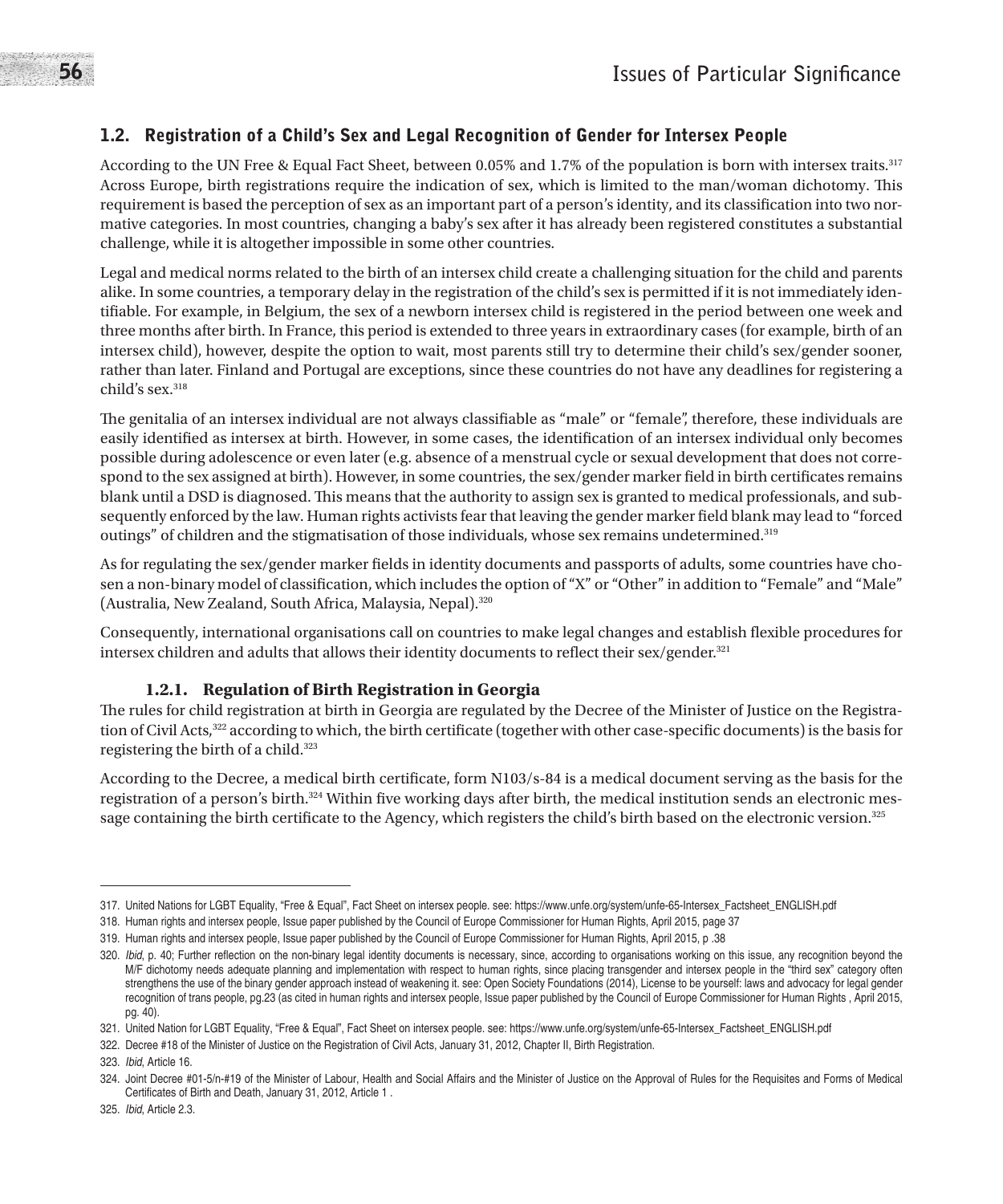## 1.2. Registration of a Child's Sex and Legal Recognition of Gender for Intersex People

According to the UN Free & Equal Fact Sheet, between 0.05% and 1.7% of the population is born with intersex traits.[317] Across Europe, birth registrations require the indication of sex, which is limited to the man/woman dichotomy. This requirement is based the perception of sex as an important part of a person's identity, and its classification into two normative categories. In most countries, changing a baby's sex after it has already been registered constitutes a substantial challenge, while it is altogether impossible in some other countries.

Legal and medical norms related to the birth of an intersex child create a challenging situation for the child and parents alike. In some countries, a temporary delay in the registration of the child's sex is permitted if it is not immediately identifiable. For example, in Belgium, the sex of a newborn intersex child is registered in the period between one week and three months after birth. In France, this period is extended to three years in extraordinary cases (for example, birth of an intersex child), however, despite the option to wait, most parents still try to determine their child's sex/gender sooner, rather than later. Finland and Portugal are exceptions, since these countries do not have any deadlines for registering a child's sex.[318]

The genitalia of an intersex individual are not always classifiable as "male" or "female", therefore, these individuals are easily identified as intersex at birth. However, in some cases, the identification of an intersex individual only becomes possible during adolescence or even later (e.g. absence of a menstrual cycle or sexual development that does not correspond to the sex assigned at birth). However, in some countries, the sex/gender marker field in birth certificates remains blank until a DSD is diagnosed. This means that the authority to assign sex is granted to medical professionals, and subsequently enforced by the law. Human rights activists fear that leaving the gender marker field blank may lead to "forced outings" of children and the stigmatisation of those individuals, whose sex remains undetermined.[319]

As for regulating the sex/gender marker fields in identity documents and passports of adults, some countries have chosen a non-binary model of classification, which includes the option of "X" or "Other" in addition to "Female" and "Male" (Australia, New Zealand, South Africa, Malaysia, Nepal).[320]

Consequently, international organisations call on countries to make legal changes and establish flexible procedures for intersex children and adults that allows their identity documents to reflect their sex/gender.[321]

### 1.2.1. Regulation of Birth Registration in Georgia

The rules for child registration at birth in Georgia are regulated by the Decree of the Minister of Justice on the Registration of Civil Acts,[322] according to which, the birth certificate (together with other case-specific documents) is the basis for registering the birth of a child.[323]

According to the Decree, a medical birth certificate, form N103/s-84 is a medical document serving as the basis for the registration of a person's birth.[324] Within five working days after birth, the medical institution sends an electronic message containing the birth certificate to the Agency, which registers the child's birth based on the electronic version.[325]

---

317. United Nations for LGBT Equality, "Free & Equal", Fact Sheet on intersex people. see: https://www.unfe.org/system/unfe-65-Intersex_Factsheet_ENGLISH.pdf

318. Human rights and intersex people, Issue paper published by the Council of Europe Commissioner for Human Rights, April 2015, page 37

319. Human rights and intersex people, Issue paper published by the Council of Europe Commissioner for Human Rights, April 2015, p .38

320. *Ibid*, p. 40; Further reflection on the non-binary legal identity documents is necessary, since, according to organisations working on this issue, any recognition beyond the M/F dichotomy needs adequate planning and implementation with respect to human rights, since placing transgender and intersex people in the "third sex" category often strengthens the use of the binary gender approach instead of weakening it. see: Open Society Foundations (2014), License to be yourself: laws and advocacy for legal gender recognition of trans people, pg.23 (as cited in human rights and intersex people, Issue paper published by the Council of Europe Commissioner for Human Rights , April 2015, pg. 40).

321. United Nation for LGBT Equality, "Free & Equal", Fact Sheet on intersex people. see: https://www.unfe.org/system/unfe-65-Intersex_Factsheet_ENGLISH.pdf

322. Decree #18 of the Minister of Justice on the Registration of Civil Acts, January 31, 2012, Chapter II, Birth Registration.

323. *Ibid*, Article 16.

324. Joint Decree #01-5/n-#19 of the Minister of Labour, Health and Social Affairs and the Minister of Justice on the Approval of Rules for the Requisites and Forms of Medical Certificates of Birth and Death, January 31, 2012, Article 1 .

325. *Ibid*, Article 2.3.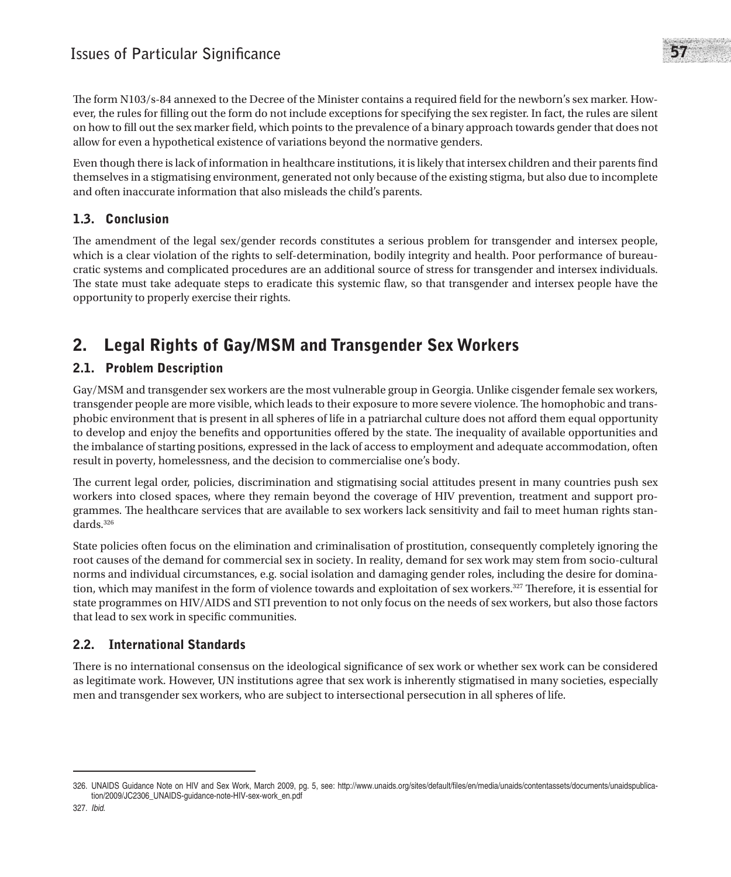The form N103/s-84 annexed to the Decree of the Minister contains a required field for the newborn's sex marker. However, the rules for filling out the form do not include exceptions for specifying the sex register. In fact, the rules are silent on how to fill out the sex marker field, which points to the prevalence of a binary approach towards gender that does not allow for even a hypothetical existence of variations beyond the normative genders.

Even though there is lack of information in healthcare institutions, it is likely that intersex children and their parents find themselves in a stigmatising environment, generated not only because of the existing stigma, but also due to incomplete and often inaccurate information that also misleads the child's parents.

### 1.3. Conclusion

The amendment of the legal sex/gender records constitutes a serious problem for transgender and intersex people, which is a clear violation of the rights to self-determination, bodily integrity and health. Poor performance of bureaucratic systems and complicated procedures are an additional source of stress for transgender and intersex individuals. The state must take adequate steps to eradicate this systemic flaw, so that transgender and intersex people have the opportunity to properly exercise their rights.

## 2. Legal Rights of Gay/MSM and Transgender Sex Workers

### 2.1. Problem Description

Gay/MSM and transgender sex workers are the most vulnerable group in Georgia. Unlike cisgender female sex workers, transgender people are more visible, which leads to their exposure to more severe violence. The homophobic and transphobic environment that is present in all spheres of life in a patriarchal culture does not afford them equal opportunity to develop and enjoy the benefits and opportunities offered by the state. The inequality of available opportunities and the imbalance of starting positions, expressed in the lack of access to employment and adequate accommodation, often result in poverty, homelessness, and the decision to commercialise one's body.

The current legal order, policies, discrimination and stigmatising social attitudes present in many countries push sex workers into closed spaces, where they remain beyond the coverage of HIV prevention, treatment and support programmes. The healthcare services that are available to sex workers lack sensitivity and fail to meet human rights standards.[326]

State policies often focus on the elimination and criminalisation of prostitution, consequently completely ignoring the root causes of the demand for commercial sex in society. In reality, demand for sex work may stem from socio-cultural norms and individual circumstances, e.g. social isolation and damaging gender roles, including the desire for domination, which may manifest in the form of violence towards and exploitation of sex workers.[327] Therefore, it is essential for state programmes on HIV/AIDS and STI prevention to not only focus on the needs of sex workers, but also those factors that lead to sex work in specific communities.

### 2.2. International Standards

There is no international consensus on the ideological significance of sex work or whether sex work can be considered as legitimate work. However, UN institutions agree that sex work is inherently stigmatised in many societies, especially men and transgender sex workers, who are subject to intersectional persecution in all spheres of life.

---

326. UNAIDS Guidance Note on HIV and Sex Work, March 2009, pg. 5, see: http://www.unaids.org/sites/default/files/en/media/unaids/contentassets/documents/unaidspublication/2009/JC2306_UNAIDS-guidance-note-HIV-sex-work_en.pdf

327. *Ibid.*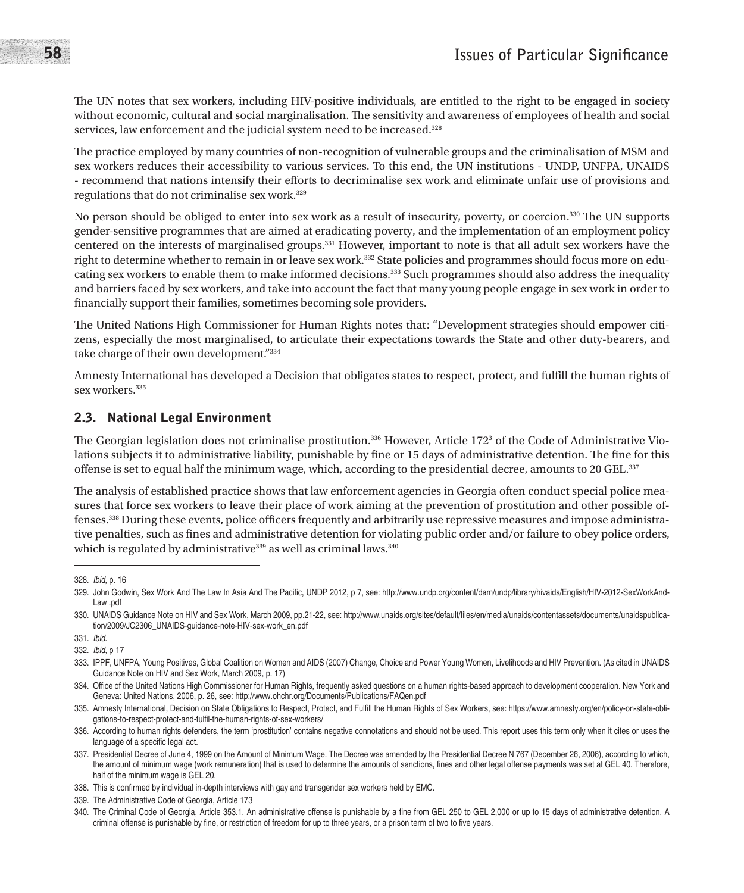The UN notes that sex workers, including HIV-positive individuals, are entitled to the right to be engaged in society without economic, cultural and social marginalisation. The sensitivity and awareness of employees of health and social services, law enforcement and the judicial system need to be increased.[328]

The practice employed by many countries of non-recognition of vulnerable groups and the criminalisation of MSM and sex workers reduces their accessibility to various services. To this end, the UN institutions - UNDP, UNFPA, UNAIDS - recommend that nations intensify their efforts to decriminalise sex work and eliminate unfair use of provisions and regulations that do not criminalise sex work.[329]

No person should be obliged to enter into sex work as a result of insecurity, poverty, or coercion.[330] The UN supports gender-sensitive programmes that are aimed at eradicating poverty, and the implementation of an employment policy centered on the interests of marginalised groups.[331] However, important to note is that all adult sex workers have the right to determine whether to remain in or leave sex work.[332] State policies and programmes should focus more on educating sex workers to enable them to make informed decisions.[333] Such programmes should also address the inequality and barriers faced by sex workers, and take into account the fact that many young people engage in sex work in order to financially support their families, sometimes becoming sole providers.

The United Nations High Commissioner for Human Rights notes that: "Development strategies should empower citizens, especially the most marginalised, to articulate their expectations towards the State and other duty-bearers, and take charge of their own development."[334]

Amnesty International has developed a Decision that obligates states to respect, protect, and fulfill the human rights of sex workers.[335]

## 2.3. National Legal Environment

The Georgian legislation does not criminalise prostitution.[336] However, Article 172[3] of the Code of Administrative Violations subjects it to administrative liability, punishable by fine or 15 days of administrative detention. The fine for this offense is set to equal half the minimum wage, which, according to the presidential decree, amounts to 20 GEL.[337]

The analysis of established practice shows that law enforcement agencies in Georgia often conduct special police measures that force sex workers to leave their place of work aiming at the prevention of prostitution and other possible offenses.[338] During these events, police officers frequently and arbitrarily use repressive measures and impose administrative penalties, such as fines and administrative detention for violating public order and/or failure to obey police orders, which is regulated by administrative[339] as well as criminal laws.[340]

---

328. *Ibid*, p. 16

329. John Godwin, Sex Work And The Law In Asia And The Pacific, UNDP 2012, p 7, see: http://www.undp.org/content/dam/undp/library/hivaids/English/HIV-2012-SexWorkAnd-Law .pdf

330. UNAIDS Guidance Note on HIV and Sex Work, March 2009, pp.21-22, see: http://www.unaids.org/sites/default/files/en/media/unaids/contentassets/documents/unaidspublication/2009/JC2306_UNAIDS-guidance-note-HIV-sex-work_en.pdf

331. *Ibid.*

332. *Ibid*, p 17

333. IPPF, UNFPA, Young Positives, Global Coalition on Women and AIDS (2007) Change, Choice and Power Young Women, Livelihoods and HIV Prevention. (As cited in UNAIDS Guidance Note on HIV and Sex Work, March 2009, p. 17)

334. Office of the United Nations High Commissioner for Human Rights, frequently asked questions on a human rights-based approach to development cooperation. New York and Geneva: United Nations, 2006, p. 26, see: http://www.ohchr.org/Documents/Publications/FAQen.pdf

335. Amnesty International, Decision on State Obligations to Respect, Protect, and Fulfill the Human Rights of Sex Workers, see: https://www.amnesty.org/en/policy-on-state-obligations-to-respect-protect-and-fulfil-the-human-rights-of-sex-workers/

336. According to human rights defenders, the term 'prostitution' contains negative connotations and should not be used. This report uses this term only when it cites or uses the language of a specific legal act.

337. Presidential Decree of June 4, 1999 on the Amount of Minimum Wage. The Decree was amended by the Presidential Decree N 767 (December 26, 2006), according to which, the amount of minimum wage (work remuneration) that is used to determine the amounts of sanctions, fines and other legal offense payments was set at GEL 40. Therefore, half of the minimum wage is GEL 20.

338. This is confirmed by individual in-depth interviews with gay and transgender sex workers held by EMC.

339. The Administrative Code of Georgia, Article 173

340. The Criminal Code of Georgia, Article 353.1. An administrative offense is punishable by a fine from GEL 250 to GEL 2,000 or up to 15 days of administrative detention. A criminal offense is punishable by fine, or restriction of freedom for up to three years, or a prison term of two to five years.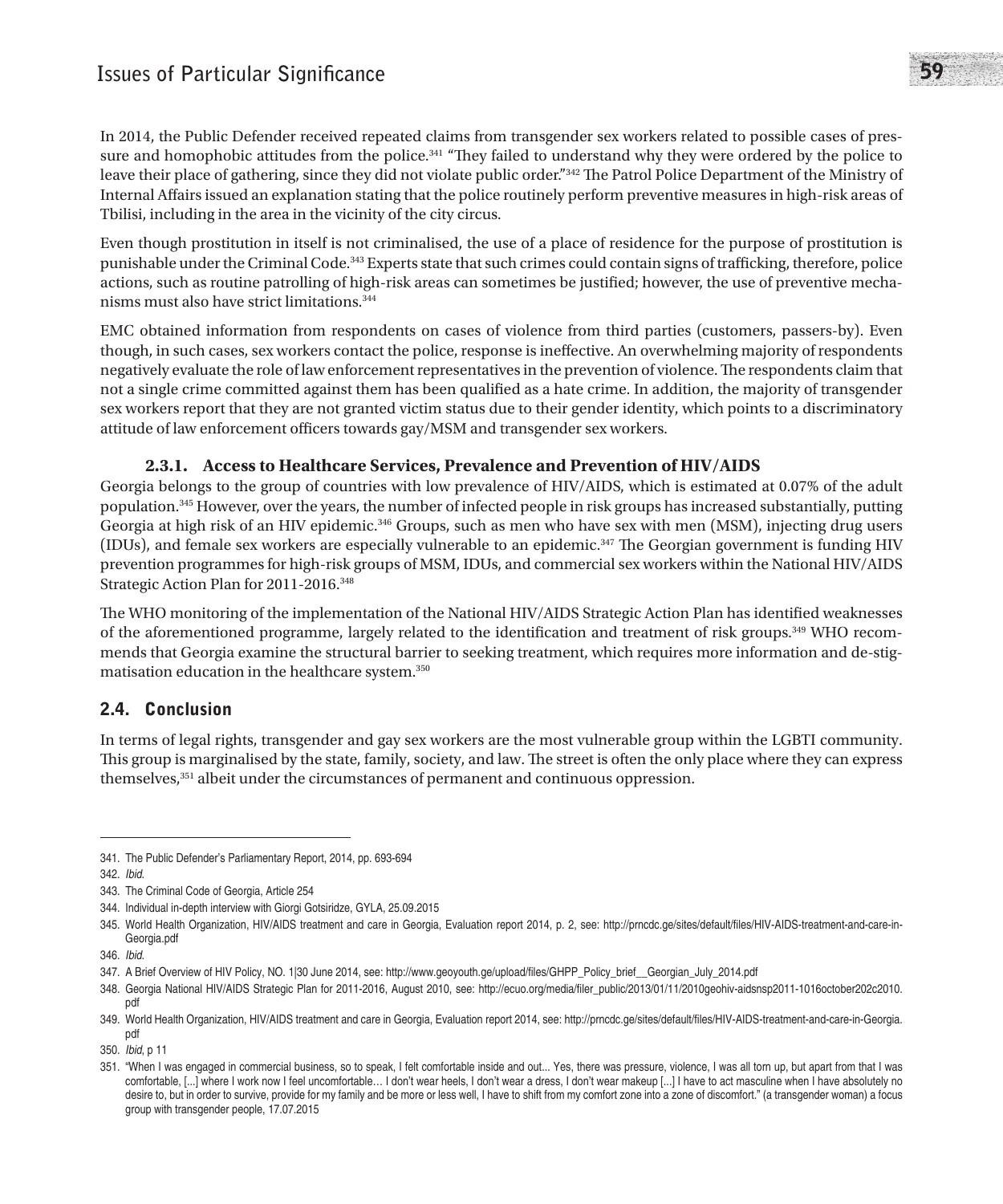In 2014, the Public Defender received repeated claims from transgender sex workers related to possible cases of pressure and homophobic attitudes from the police.[341] "They failed to understand why they were ordered by the police to leave their place of gathering, since they did not violate public order."[342] The Patrol Police Department of the Ministry of Internal Affairs issued an explanation stating that the police routinely perform preventive measures in high-risk areas of Tbilisi, including in the area in the vicinity of the city circus.

Even though prostitution in itself is not criminalised, the use of a place of residence for the purpose of prostitution is punishable under the Criminal Code.[343] Experts state that such crimes could contain signs of trafficking, therefore, police actions, such as routine patrolling of high-risk areas can sometimes be justified; however, the use of preventive mechanisms must also have strict limitations.[344]

EMC obtained information from respondents on cases of violence from third parties (customers, passers-by). Even though, in such cases, sex workers contact the police, response is ineffective. An overwhelming majority of respondents negatively evaluate the role of law enforcement representatives in the prevention of violence. The respondents claim that not a single crime committed against them has been qualified as a hate crime. In addition, the majority of transgender sex workers report that they are not granted victim status due to their gender identity, which points to a discriminatory attitude of law enforcement officers towards gay/MSM and transgender sex workers.

### 2.3.1. Access to Healthcare Services, Prevalence and Prevention of HIV/AIDS

Georgia belongs to the group of countries with low prevalence of HIV/AIDS, which is estimated at 0.07% of the adult population.[345] However, over the years, the number of infected people in risk groups has increased substantially, putting Georgia at high risk of an HIV epidemic.[346] Groups, such as men who have sex with men (MSM), injecting drug users (IDUs), and female sex workers are especially vulnerable to an epidemic.[347] The Georgian government is funding HIV prevention programmes for high-risk groups of MSM, IDUs, and commercial sex workers within the National HIV/AIDS Strategic Action Plan for 2011-2016.[348]

The WHO monitoring of the implementation of the National HIV/AIDS Strategic Action Plan has identified weaknesses of the aforementioned programme, largely related to the identification and treatment of risk groups.[349] WHO recommends that Georgia examine the structural barrier to seeking treatment, which requires more information and de-stigmatisation education in the healthcare system.[350]

## 2.4. Conclusion

In terms of legal rights, transgender and gay sex workers are the most vulnerable group within the LGBTI community. This group is marginalised by the state, family, society, and law. The street is often the only place where they can express themselves,[351] albeit under the circumstances of permanent and continuous oppression.

---

341. The Public Defender's Parliamentary Report, 2014, pp. 693-694
342. *Ibid.*
343. The Criminal Code of Georgia, Article 254
344. Individual in-depth interview with Giorgi Gotsiridze, GYLA, 25.09.2015
345. World Health Organization, HIV/AIDS treatment and care in Georgia, Evaluation report 2014, p. 2, see: http://prncdc.ge/sites/default/files/HIV-AIDS-treatment-and-care-in-Georgia.pdf
346. *Ibid.*
347. A Brief Overview of HIV Policy, NO. 1|30 June 2014, see: http://www.geoyouth.ge/upload/files/GHPP_Policy_brief__Georgian_July_2014.pdf
348. Georgia National HIV/AIDS Strategic Plan for 2011-2016, August 2010, see: http://ecuo.org/media/filer_public/2013/01/11/2010geohiv-aidsnsp2011-1016october202c2010.pdf
349. World Health Organization, HIV/AIDS treatment and care in Georgia, Evaluation report 2014, see: http://prncdc.ge/sites/default/files/HIV-AIDS-treatment-and-care-in-Georgia.pdf
350. *Ibid*, p 11
351. "When I was engaged in commercial business, so to speak, I felt comfortable inside and out... Yes, there was pressure, violence, I was all torn up, but apart from that I was comfortable, [...] where I work now I feel uncomfortable… I don't wear heels, I don't wear a dress, I don't wear makeup [...] I have to act masculine when I have absolutely no desire to, but in order to survive, provide for my family and be more or less well, I have to shift from my comfort zone into a zone of discomfort." (a transgender woman) a focus group with transgender people, 17.07.2015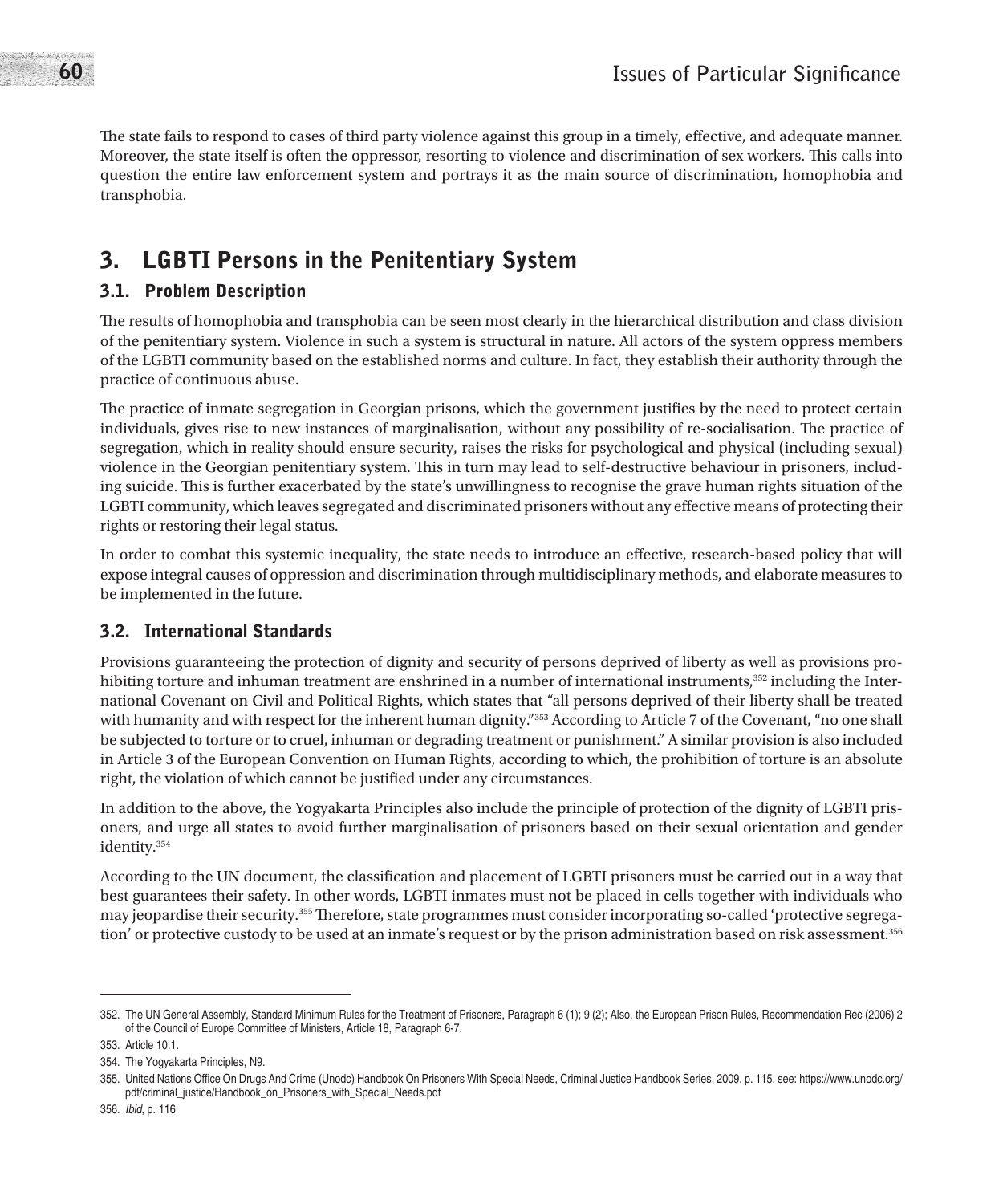The state fails to respond to cases of third party violence against this group in a timely, effective, and adequate manner. Moreover, the state itself is often the oppressor, resorting to violence and discrimination of sex workers. This calls into question the entire law enforcement system and portrays it as the main source of discrimination, homophobia and transphobia.

## 3. LGBTI Persons in the Penitentiary System

### 3.1. Problem Description

The results of homophobia and transphobia can be seen most clearly in the hierarchical distribution and class division of the penitentiary system. Violence in such a system is structural in nature. All actors of the system oppress members of the LGBTI community based on the established norms and culture. In fact, they establish their authority through the practice of continuous abuse.

The practice of inmate segregation in Georgian prisons, which the government justifies by the need to protect certain individuals, gives rise to new instances of marginalisation, without any possibility of re-socialisation. The practice of segregation, which in reality should ensure security, raises the risks for psychological and physical (including sexual) violence in the Georgian penitentiary system. This in turn may lead to self-destructive behaviour in prisoners, including suicide. This is further exacerbated by the state's unwillingness to recognise the grave human rights situation of the LGBTI community, which leaves segregated and discriminated prisoners without any effective means of protecting their rights or restoring their legal status.

In order to combat this systemic inequality, the state needs to introduce an effective, research-based policy that will expose integral causes of oppression and discrimination through multidisciplinary methods, and elaborate measures to be implemented in the future.

### 3.2. International Standards

Provisions guaranteeing the protection of dignity and security of persons deprived of liberty as well as provisions prohibiting torture and inhuman treatment are enshrined in a number of international instruments,[352] including the International Covenant on Civil and Political Rights, which states that "all persons deprived of their liberty shall be treated with humanity and with respect for the inherent human dignity."[353] According to Article 7 of the Covenant, "no one shall be subjected to torture or to cruel, inhuman or degrading treatment or punishment." A similar provision is also included in Article 3 of the European Convention on Human Rights, according to which, the prohibition of torture is an absolute right, the violation of which cannot be justified under any circumstances.

In addition to the above, the Yogyakarta Principles also include the principle of protection of the dignity of LGBTI prisoners, and urge all states to avoid further marginalisation of prisoners based on their sexual orientation and gender identity.[354]

According to the UN document, the classification and placement of LGBTI prisoners must be carried out in a way that best guarantees their safety. In other words, LGBTI inmates must not be placed in cells together with individuals who may jeopardise their security.[355] Therefore, state programmes must consider incorporating so-called 'protective segregation' or protective custody to be used at an inmate's request or by the prison administration based on risk assessment.[356]

---

352. The UN General Assembly, Standard Minimum Rules for the Treatment of Prisoners, Paragraph 6 (1); 9 (2); Also, the European Prison Rules, Recommendation Rec (2006) 2 of the Council of Europe Committee of Ministers, Article 18, Paragraph 6-7.

353. Article 10.1.

354. The Yogyakarta Principles, N9.

355. United Nations Office On Drugs And Crime (Unodc) Handbook On Prisoners With Special Needs, Criminal Justice Handbook Series, 2009. p. 115, see: https://www.unodc.org/pdf/criminal_justice/Handbook_on_Prisoners_with_Special_Needs.pdf

356. *Ibid*, p. 116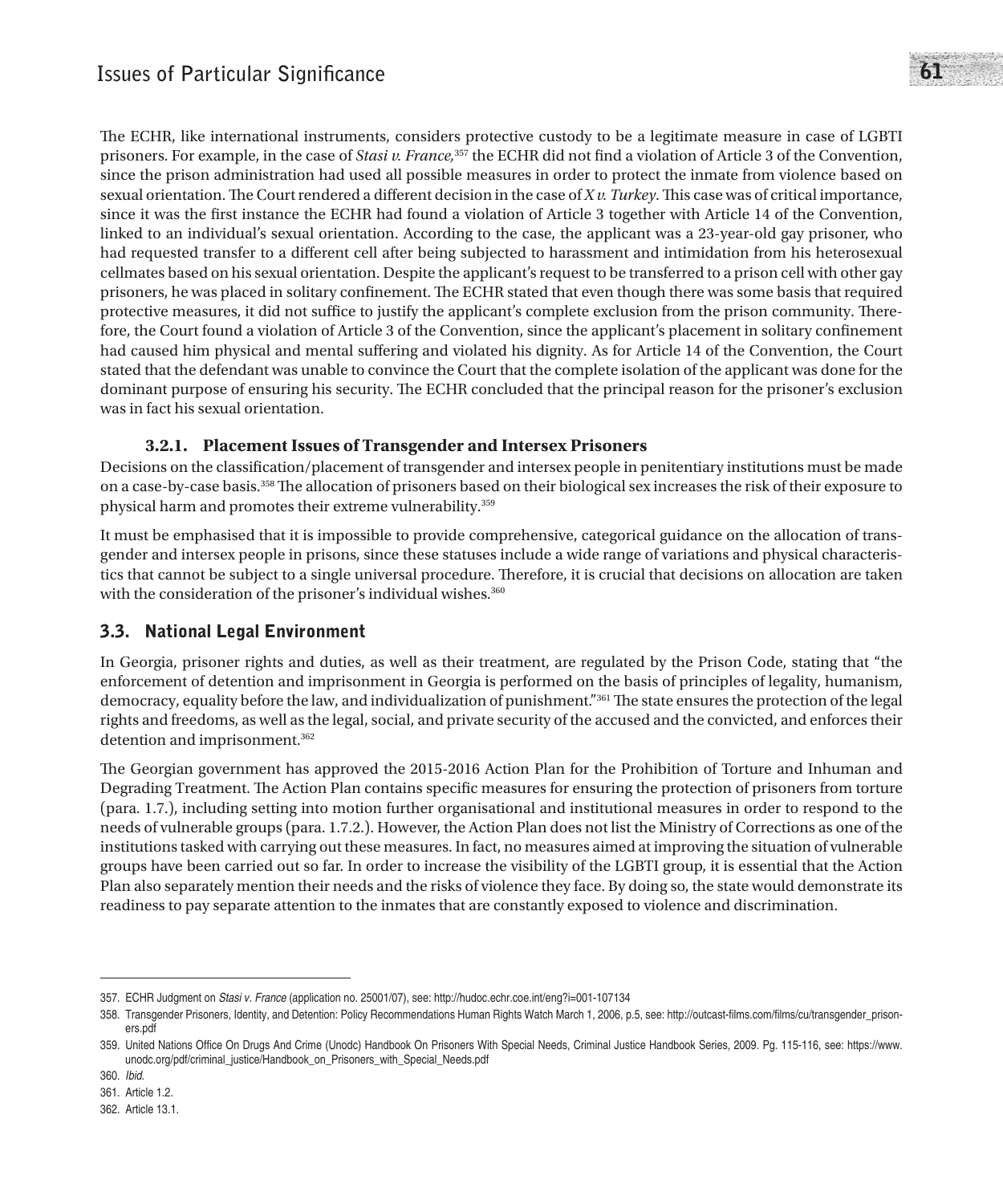The ECHR, like international instruments, considers protective custody to be a legitimate measure in case of LGBTI prisoners. For example, in the case of *Stasi v. France,*[357] the ECHR did not find a violation of Article 3 of the Convention, since the prison administration had used all possible measures in order to protect the inmate from violence based on sexual orientation. The Court rendered a different decision in the case of *X v. Turkey*. This case was of critical importance, since it was the first instance the ECHR had found a violation of Article 3 together with Article 14 of the Convention, linked to an individual's sexual orientation. According to the case, the applicant was a 23-year-old gay prisoner, who had requested transfer to a different cell after being subjected to harassment and intimidation from his heterosexual cellmates based on his sexual orientation. Despite the applicant's request to be transferred to a prison cell with other gay prisoners, he was placed in solitary confinement. The ECHR stated that even though there was some basis that required protective measures, it did not suffice to justify the applicant's complete exclusion from the prison community. Therefore, the Court found a violation of Article 3 of the Convention, since the applicant's placement in solitary confinement had caused him physical and mental suffering and violated his dignity. As for Article 14 of the Convention, the Court stated that the defendant was unable to convince the Court that the complete isolation of the applicant was done for the dominant purpose of ensuring his security. The ECHR concluded that the principal reason for the prisoner's exclusion was in fact his sexual orientation.

### 3.2.1. Placement Issues of Transgender and Intersex Prisoners

Decisions on the classification/placement of transgender and intersex people in penitentiary institutions must be made on a case-by-case basis.[358] The allocation of prisoners based on their biological sex increases the risk of their exposure to physical harm and promotes their extreme vulnerability.[359]

It must be emphasised that it is impossible to provide comprehensive, categorical guidance on the allocation of transgender and intersex people in prisons, since these statuses include a wide range of variations and physical characteristics that cannot be subject to a single universal procedure. Therefore, it is crucial that decisions on allocation are taken with the consideration of the prisoner's individual wishes.[360]

## 3.3. National Legal Environment

In Georgia, prisoner rights and duties, as well as their treatment, are regulated by the Prison Code, stating that "the enforcement of detention and imprisonment in Georgia is performed on the basis of principles of legality, humanism, democracy, equality before the law, and individualization of punishment."[361] The state ensures the protection of the legal rights and freedoms, as well as the legal, social, and private security of the accused and the convicted, and enforces their detention and imprisonment.[362]

The Georgian government has approved the 2015-2016 Action Plan for the Prohibition of Torture and Inhuman and Degrading Treatment. The Action Plan contains specific measures for ensuring the protection of prisoners from torture (para. 1.7.), including setting into motion further organisational and institutional measures in order to respond to the needs of vulnerable groups (para. 1.7.2.). However, the Action Plan does not list the Ministry of Corrections as one of the institutions tasked with carrying out these measures. In fact, no measures aimed at improving the situation of vulnerable groups have been carried out so far. In order to increase the visibility of the LGBTI group, it is essential that the Action Plan also separately mention their needs and the risks of violence they face. By doing so, the state would demonstrate its readiness to pay separate attention to the inmates that are constantly exposed to violence and discrimination.

---

357. ECHR Judgment on *Stasi v. France* (application no. 25001/07), see: http://hudoc.echr.coe.int/eng?i=001-107134

358. Transgender Prisoners, Identity, and Detention: Policy Recommendations Human Rights Watch March 1, 2006, p.5, see: http://outcast-films.com/films/cu/transgender_prisoners.pdf

359. United Nations Office On Drugs And Crime (Unodc) Handbook On Prisoners With Special Needs, Criminal Justice Handbook Series, 2009. Pg. 115-116, see: https://www.unodc.org/pdf/criminal_justice/Handbook_on_Prisoners_with_Special_Needs.pdf

360. *Ibid.*

361. Article 1.2.

362. Article 13.1.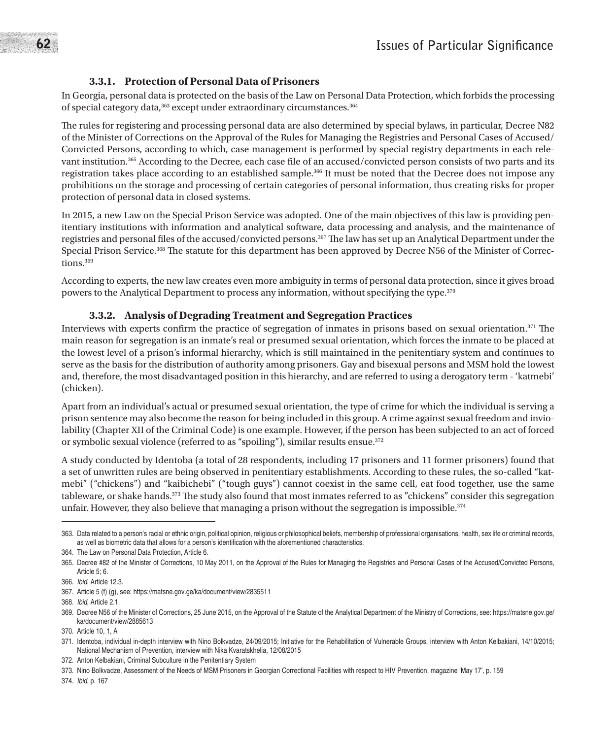### 3.3.1. Protection of Personal Data of Prisoners

In Georgia, personal data is protected on the basis of the Law on Personal Data Protection, which forbids the processing of special category data,[363] except under extraordinary circumstances.[364]

The rules for registering and processing personal data are also determined by special bylaws, in particular, Decree N82 of the Minister of Corrections on the Approval of the Rules for Managing the Registries and Personal Cases of Accused/Convicted Persons, according to which, case management is performed by special registry departments in each relevant institution.[365] According to the Decree, each case file of an accused/convicted person consists of two parts and its registration takes place according to an established sample.[366] It must be noted that the Decree does not impose any prohibitions on the storage and processing of certain categories of personal information, thus creating risks for proper protection of personal data in closed systems.

In 2015, a new Law on the Special Prison Service was adopted. One of the main objectives of this law is providing penitentiary institutions with information and analytical software, data processing and analysis, and the maintenance of registries and personal files of the accused/convicted persons.[367] The law has set up an Analytical Department under the Special Prison Service.[368] The statute for this department has been approved by Decree N56 of the Minister of Corrections.[369]

According to experts, the new law creates even more ambiguity in terms of personal data protection, since it gives broad powers to the Analytical Department to process any information, without specifying the type.[370]

### 3.3.2. Analysis of Degrading Treatment and Segregation Practices

Interviews with experts confirm the practice of segregation of inmates in prisons based on sexual orientation.[371] The main reason for segregation is an inmate's real or presumed sexual orientation, which forces the inmate to be placed at the lowest level of a prison's informal hierarchy, which is still maintained in the penitentiary system and continues to serve as the basis for the distribution of authority among prisoners. Gay and bisexual persons and MSM hold the lowest and, therefore, the most disadvantaged position in this hierarchy, and are referred to using a derogatory term - 'katmebi' (chicken).

Apart from an individual's actual or presumed sexual orientation, the type of crime for which the individual is serving a prison sentence may also become the reason for being included in this group. A crime against sexual freedom and inviolability (Chapter XII of the Criminal Code) is one example. However, if the person has been subjected to an act of forced or symbolic sexual violence (referred to as "spoiling"), similar results ensue.[372]

A study conducted by Identoba (a total of 28 respondents, including 17 prisoners and 11 former prisoners) found that a set of unwritten rules are being observed in penitentiary establishments. According to these rules, the so-called "katmebi" ("chickens") and "kaibichebi" ("tough guys") cannot coexist in the same cell, eat food together, use the same tableware, or shake hands.[373] The study also found that most inmates referred to as "chickens" consider this segregation unfair. However, they also believe that managing a prison without the segregation is impossible.[374]

---

363. Data related to a person's racial or ethnic origin, political opinion, religious or philosophical beliefs, membership of professional organisations, health, sex life or criminal records, as well as biometric data that allows for a person's identification with the aforementioned characteristics.

364. The Law on Personal Data Protection, Article 6.

365. Decree #82 of the Minister of Corrections, 10 May 2011, on the Approval of the Rules for Managing the Registries and Personal Cases of the Accused/Convicted Persons, Article 5; 6.

366. *Ibid*, Article 12.3.

367. Article 5 (f) (g), see: https://matsne.gov.ge/ka/document/view/2835511

368. *Ibid*, Article 2.1.

369. Decree N56 of the Minister of Corrections, 25 June 2015, on the Approval of the Statute of the Analytical Department of the Ministry of Corrections, see: https://matsne.gov.ge/ka/document/view/2885613

370. Article 10, 1, A

371. Identoba, individual in-depth interview with Nino Bolkvadze, 24/09/2015; Initiative for the Rehabilitation of Vulnerable Groups, interview with Anton Kelbakiani, 14/10/2015; National Mechanism of Prevention, interview with Nika Kvaratskhelia, 12/08/2015

372. Anton Kelbakiani, Criminal Subculture in the Penitentiary System

373. Nino Bolkvadze, Assessment of the Needs of MSM Prisoners in Georgian Correctional Facilities with respect to HIV Prevention, magazine 'May 17', p. 159

374. *Ibid*, p. 167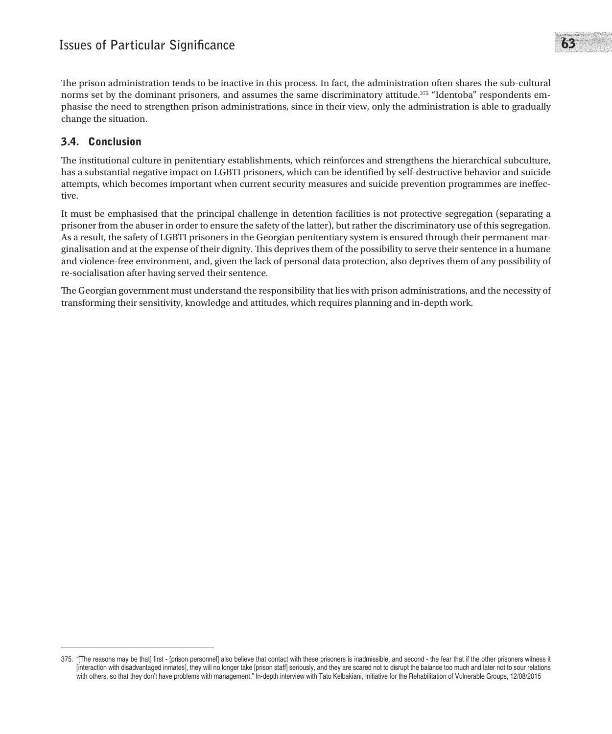The prison administration tends to be inactive in this process. In fact, the administration often shares the sub-cultural norms set by the dominant prisoners, and assumes the same discriminatory attitude.[375] "Identoba" respondents emphasise the need to strengthen prison administrations, since in their view, only the administration is able to gradually change the situation.

## 3.4. Conclusion

The institutional culture in penitentiary establishments, which reinforces and strengthens the hierarchical subculture, has a substantial negative impact on LGBTI prisoners, which can be identified by self-destructive behavior and suicide attempts, which becomes important when current security measures and suicide prevention programmes are ineffective.

It must be emphasised that the principal challenge in detention facilities is not protective segregation (separating a prisoner from the abuser in order to ensure the safety of the latter), but rather the discriminatory use of this segregation. As a result, the safety of LGBTI prisoners in the Georgian penitentiary system is ensured through their permanent marginalisation and at the expense of their dignity. This deprives them of the possibility to serve their sentence in a humane and violence-free environment, and, given the lack of personal data protection, also deprives them of any possibility of re-socialisation after having served their sentence.

The Georgian government must understand the responsibility that lies with prison administrations, and the necessity of transforming their sensitivity, knowledge and attitudes, which requires planning and in-depth work.

---

375. "[The reasons may be that] first - [prison personnel] also believe that contact with these prisoners is inadmissible, and second - the fear that if the other prisoners witness it [interaction with disadvantaged inmates], they will no longer take [prison staff] seriously, and they are scared not to disrupt the balance too much and later not to sour relations with others, so that they don't have problems with management." In-depth interview with Tato Kelbakiani, Initiative for the Rehabilitation of Vulnerable Groups, 12/08/2015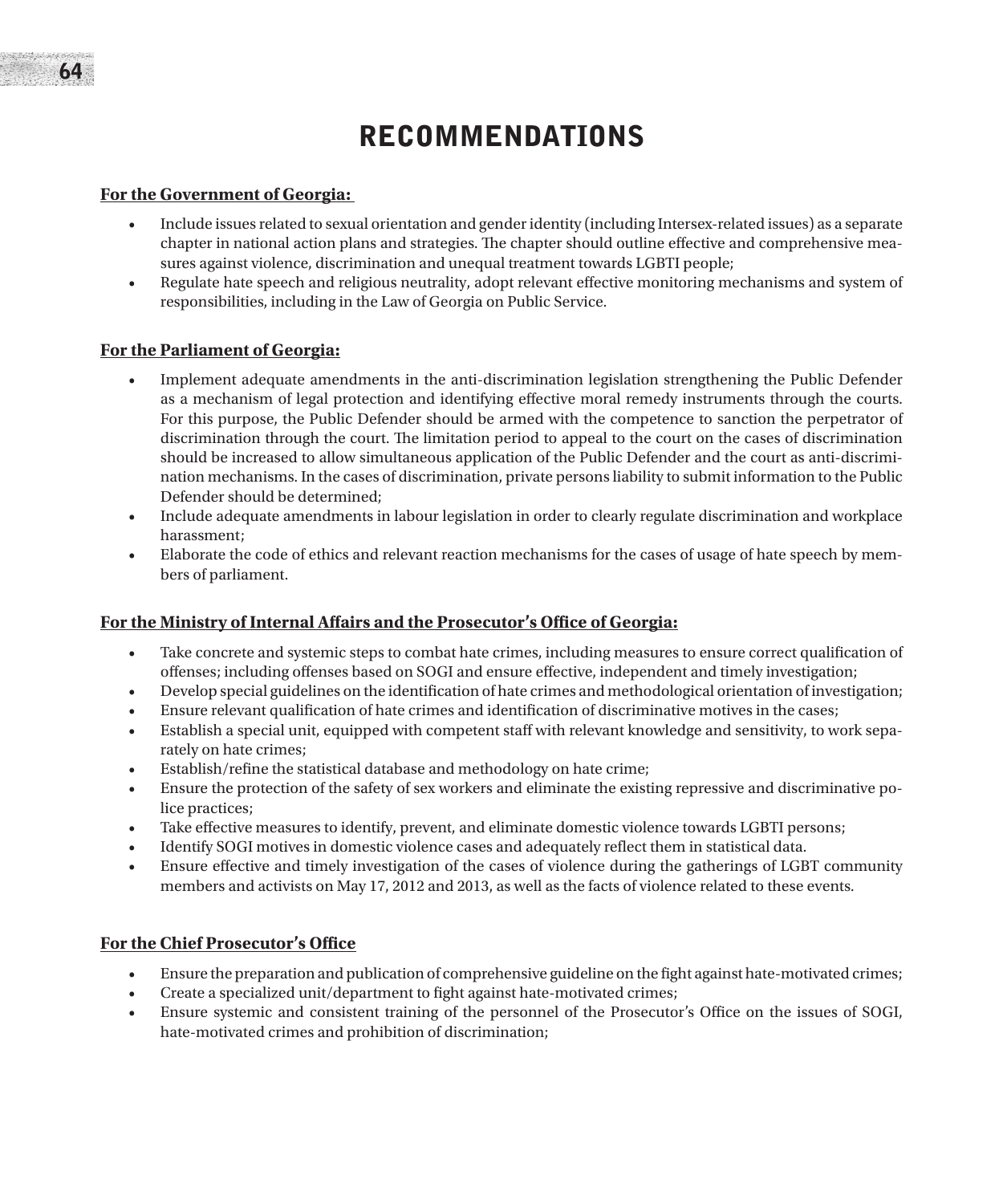# RECOMMENDATIONS

**For the Government of Georgia:**

- Include issues related to sexual orientation and gender identity (including Intersex-related issues) as a separate chapter in national action plans and strategies. The chapter should outline effective and comprehensive measures against violence, discrimination and unequal treatment towards LGBTI people;
- Regulate hate speech and religious neutrality, adopt relevant effective monitoring mechanisms and system of responsibilities, including in the Law of Georgia on Public Service.

**For the Parliament of Georgia:**

- Implement adequate amendments in the anti-discrimination legislation strengthening the Public Defender as a mechanism of legal protection and identifying effective moral remedy instruments through the courts. For this purpose, the Public Defender should be armed with the competence to sanction the perpetrator of discrimination through the court. The limitation period to appeal to the court on the cases of discrimination should be increased to allow simultaneous application of the Public Defender and the court as anti-discrimination mechanisms. In the cases of discrimination, private persons liability to submit information to the Public Defender should be determined;
- Include adequate amendments in labour legislation in order to clearly regulate discrimination and workplace harassment;
- Elaborate the code of ethics and relevant reaction mechanisms for the cases of usage of hate speech by members of parliament.

**For the Ministry of Internal Affairs and the Prosecutor's Office of Georgia:**

- Take concrete and systemic steps to combat hate crimes, including measures to ensure correct qualification of offenses; including offenses based on SOGI and ensure effective, independent and timely investigation;
- Develop special guidelines on the identification of hate crimes and methodological orientation of investigation;
- Ensure relevant qualification of hate crimes and identification of discriminative motives in the cases;
- Establish a special unit, equipped with competent staff with relevant knowledge and sensitivity, to work separately on hate crimes;
- Establish/refine the statistical database and methodology on hate crime;
- Ensure the protection of the safety of sex workers and eliminate the existing repressive and discriminative police practices;
- Take effective measures to identify, prevent, and eliminate domestic violence towards LGBTI persons;
- Identify SOGI motives in domestic violence cases and adequately reflect them in statistical data.
- Ensure effective and timely investigation of the cases of violence during the gatherings of LGBT community members and activists on May 17, 2012 and 2013, as well as the facts of violence related to these events.

**For the Chief Prosecutor's Office**

- Ensure the preparation and publication of comprehensive guideline on the fight against hate-motivated crimes;
- Create a specialized unit/department to fight against hate-motivated crimes;
- Ensure systemic and consistent training of the personnel of the Prosecutor's Office on the issues of SOGI, hate-motivated crimes and prohibition of discrimination;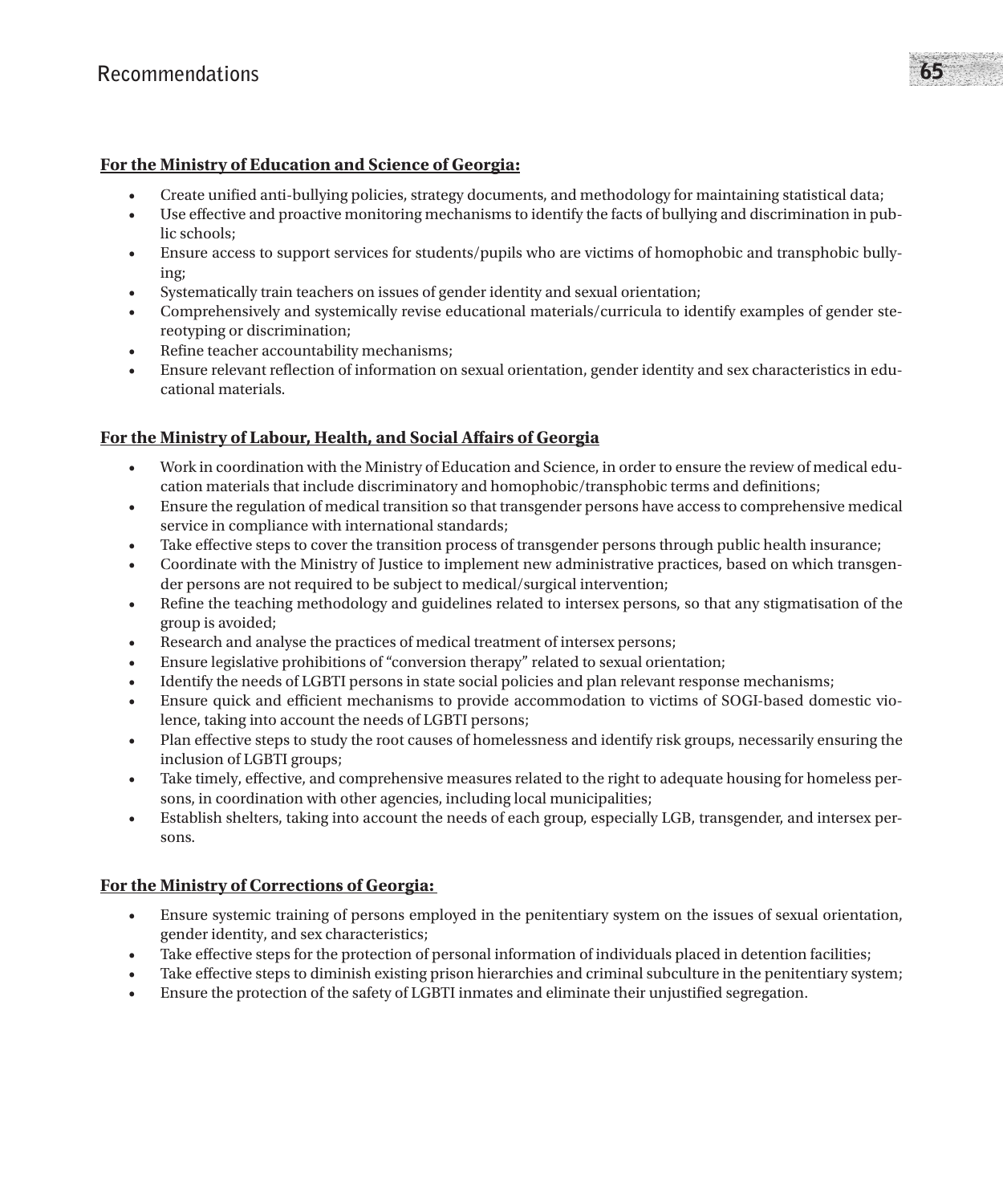**For the Ministry of Education and Science of Georgia:**

- Create unified anti-bullying policies, strategy documents, and methodology for maintaining statistical data;
- Use effective and proactive monitoring mechanisms to identify the facts of bullying and discrimination in public schools;
- Ensure access to support services for students/pupils who are victims of homophobic and transphobic bullying;
- Systematically train teachers on issues of gender identity and sexual orientation;
- Comprehensively and systemically revise educational materials/curricula to identify examples of gender stereotyping or discrimination;
- Refine teacher accountability mechanisms;
- Ensure relevant reflection of information on sexual orientation, gender identity and sex characteristics in educational materials.

**For the Ministry of Labour, Health, and Social Affairs of Georgia**

- Work in coordination with the Ministry of Education and Science, in order to ensure the review of medical education materials that include discriminatory and homophobic/transphobic terms and definitions;
- Ensure the regulation of medical transition so that transgender persons have access to comprehensive medical service in compliance with international standards;
- Take effective steps to cover the transition process of transgender persons through public health insurance;
- Coordinate with the Ministry of Justice to implement new administrative practices, based on which transgender persons are not required to be subject to medical/surgical intervention;
- Refine the teaching methodology and guidelines related to intersex persons, so that any stigmatisation of the group is avoided;
- Research and analyse the practices of medical treatment of intersex persons;
- Ensure legislative prohibitions of "conversion therapy" related to sexual orientation;
- Identify the needs of LGBTI persons in state social policies and plan relevant response mechanisms;
- Ensure quick and efficient mechanisms to provide accommodation to victims of SOGI-based domestic violence, taking into account the needs of LGBTI persons;
- Plan effective steps to study the root causes of homelessness and identify risk groups, necessarily ensuring the inclusion of LGBTI groups;
- Take timely, effective, and comprehensive measures related to the right to adequate housing for homeless persons, in coordination with other agencies, including local municipalities;
- Establish shelters, taking into account the needs of each group, especially LGB, transgender, and intersex persons.

**For the Ministry of Corrections of Georgia:**

- Ensure systemic training of persons employed in the penitentiary system on the issues of sexual orientation, gender identity, and sex characteristics;
- Take effective steps for the protection of personal information of individuals placed in detention facilities;
- Take effective steps to diminish existing prison hierarchies and criminal subculture in the penitentiary system;
- Ensure the protection of the safety of LGBTI inmates and eliminate their unjustified segregation.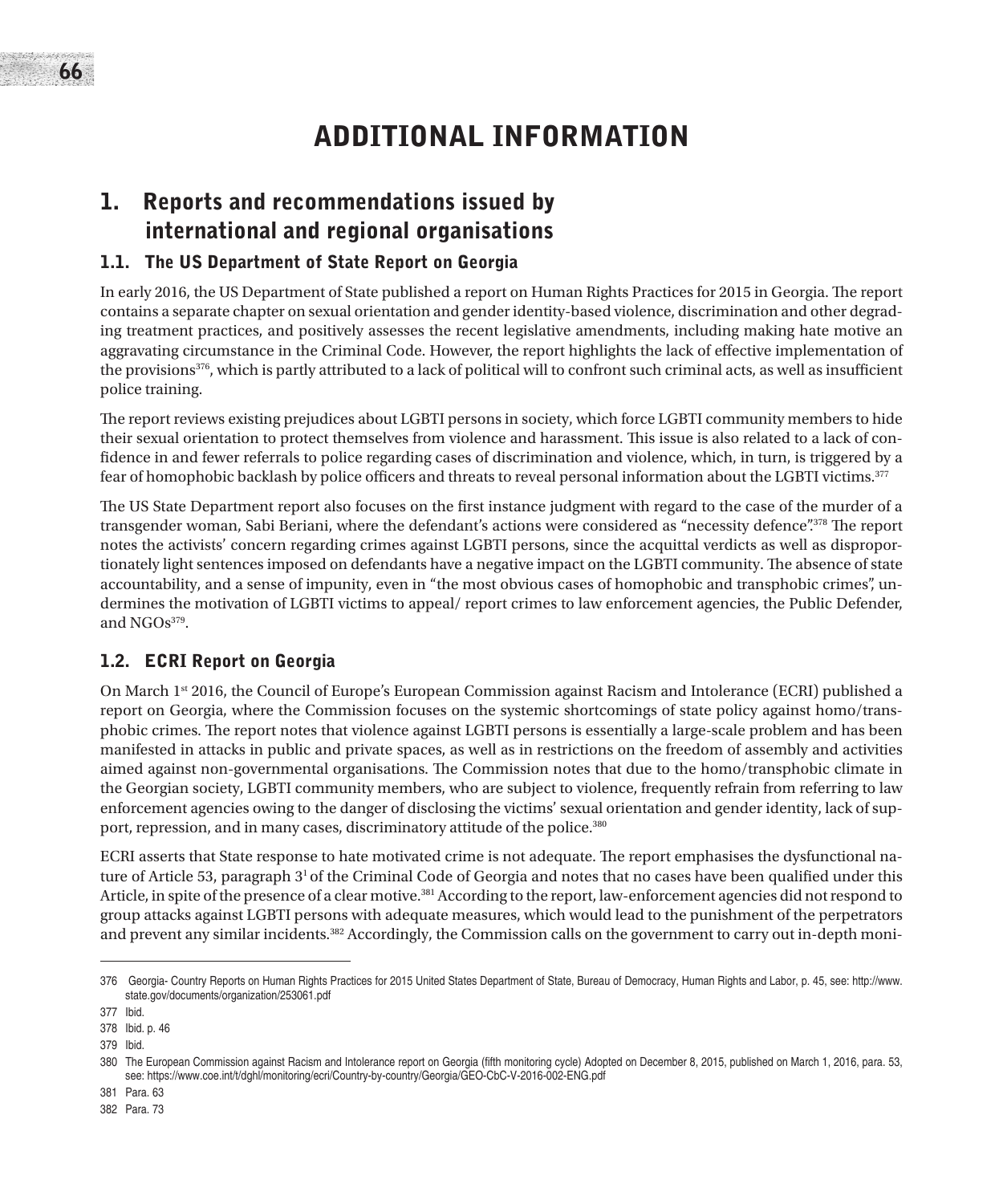# ADDITIONAL INFORMATION

## 1. Reports and recommendations issued by international and regional organisations

### 1.1. The US Department of State Report on Georgia

In early 2016, the US Department of State published a report on Human Rights Practices for 2015 in Georgia. The report contains a separate chapter on sexual orientation and gender identity-based violence, discrimination and other degrading treatment practices, and positively assesses the recent legislative amendments, including making hate motive an aggravating circumstance in the Criminal Code. However, the report highlights the lack of effective implementation of the provisions[376], which is partly attributed to a lack of political will to confront such criminal acts, as well as insufficient police training.

The report reviews existing prejudices about LGBTI persons in society, which force LGBTI community members to hide their sexual orientation to protect themselves from violence and harassment. This issue is also related to a lack of confidence in and fewer referrals to police regarding cases of discrimination and violence, which, in turn, is triggered by a fear of homophobic backlash by police officers and threats to reveal personal information about the LGBTI victims.[377]

The US State Department report also focuses on the first instance judgment with regard to the case of the murder of a transgender woman, Sabi Beriani, where the defendant's actions were considered as "necessity defence".[378] The report notes the activists' concern regarding crimes against LGBTI persons, since the acquittal verdicts as well as disproportionately light sentences imposed on defendants have a negative impact on the LGBTI community. The absence of state accountability, and a sense of impunity, even in "the most obvious cases of homophobic and transphobic crimes", undermines the motivation of LGBTI victims to appeal/ report crimes to law enforcement agencies, the Public Defender, and NGOs[379].

### 1.2. ECRI Report on Georgia

On March 1st 2016, the Council of Europe's European Commission against Racism and Intolerance (ECRI) published a report on Georgia, where the Commission focuses on the systemic shortcomings of state policy against homo/transphobic crimes. The report notes that violence against LGBTI persons is essentially a large-scale problem and has been manifested in attacks in public and private spaces, as well as in restrictions on the freedom of assembly and activities aimed against non-governmental organisations. The Commission notes that due to the homo/transphobic climate in the Georgian society, LGBTI community members, who are subject to violence, frequently refrain from referring to law enforcement agencies owing to the danger of disclosing the victims' sexual orientation and gender identity, lack of support, repression, and in many cases, discriminatory attitude of the police.[380]

ECRI asserts that State response to hate motivated crime is not adequate. The report emphasises the dysfunctional nature of Article 53, paragraph 3[1] of the Criminal Code of Georgia and notes that no cases have been qualified under this Article, in spite of the presence of a clear motive.[381] According to the report, law-enforcement agencies did not respond to group attacks against LGBTI persons with adequate measures, which would lead to the punishment of the perpetrators and prevent any similar incidents.[382] Accordingly, the Commission calls on the government to carry out in-depth moni-

---

376 Georgia- Country Reports on Human Rights Practices for 2015 United States Department of State, Bureau of Democracy, Human Rights and Labor, p. 45, see: http://www.state.gov/documents/organization/253061.pdf

377 Ibid.

378 Ibid. p. 46

379 Ibid.

380 The European Commission against Racism and Intolerance report on Georgia (fifth monitoring cycle) Adopted on December 8, 2015, published on March 1, 2016, para. 53, see: https://www.coe.int/t/dghl/monitoring/ecri/Country-by-country/Georgia/GEO-CbC-V-2016-002-ENG.pdf

381 Para. 63

382 Para. 73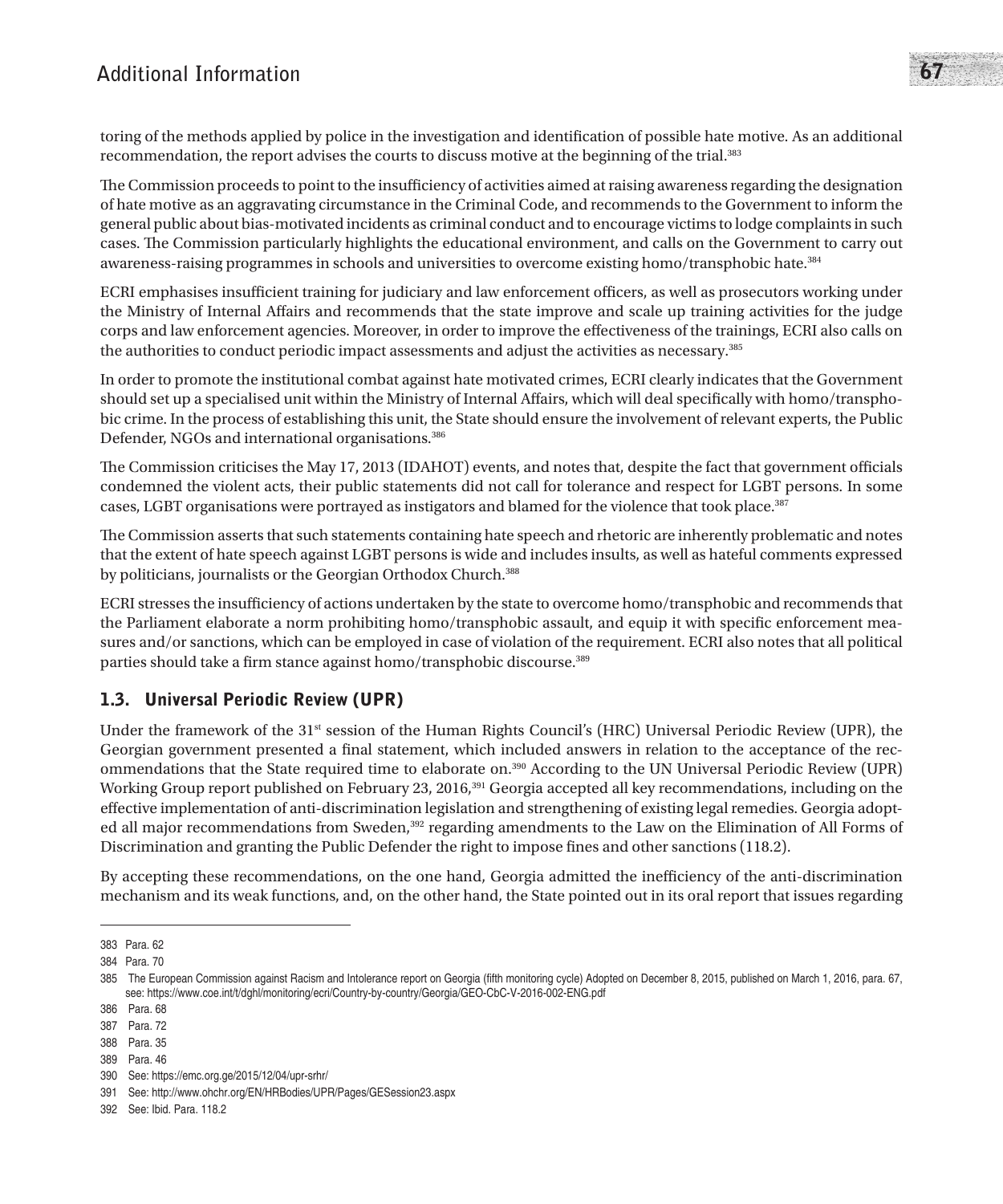toring of the methods applied by police in the investigation and identification of possible hate motive. As an additional recommendation, the report advises the courts to discuss motive at the beginning of the trial.[383]

The Commission proceeds to point to the insufficiency of activities aimed at raising awareness regarding the designation of hate motive as an aggravating circumstance in the Criminal Code, and recommends to the Government to inform the general public about bias-motivated incidents as criminal conduct and to encourage victims to lodge complaints in such cases. The Commission particularly highlights the educational environment, and calls on the Government to carry out awareness-raising programmes in schools and universities to overcome existing homo/transphobic hate.[384]

ECRI emphasises insufficient training for judiciary and law enforcement officers, as well as prosecutors working under the Ministry of Internal Affairs and recommends that the state improve and scale up training activities for the judge corps and law enforcement agencies. Moreover, in order to improve the effectiveness of the trainings, ECRI also calls on the authorities to conduct periodic impact assessments and adjust the activities as necessary.[385]

In order to promote the institutional combat against hate motivated crimes, ECRI clearly indicates that the Government should set up a specialised unit within the Ministry of Internal Affairs, which will deal specifically with homo/transphobic crime. In the process of establishing this unit, the State should ensure the involvement of relevant experts, the Public Defender, NGOs and international organisations.[386]

The Commission criticises the May 17, 2013 (IDAHOT) events, and notes that, despite the fact that government officials condemned the violent acts, their public statements did not call for tolerance and respect for LGBT persons. In some cases, LGBT organisations were portrayed as instigators and blamed for the violence that took place.[387]

The Commission asserts that such statements containing hate speech and rhetoric are inherently problematic and notes that the extent of hate speech against LGBT persons is wide and includes insults, as well as hateful comments expressed by politicians, journalists or the Georgian Orthodox Church.[388]

ECRI stresses the insufficiency of actions undertaken by the state to overcome homo/transphobic and recommends that the Parliament elaborate a norm prohibiting homo/transphobic assault, and equip it with specific enforcement measures and/or sanctions, which can be employed in case of violation of the requirement. ECRI also notes that all political parties should take a firm stance against homo/transphobic discourse.[389]

## 1.3. Universal Periodic Review (UPR)

Under the framework of the 31st session of the Human Rights Council's (HRC) Universal Periodic Review (UPR), the Georgian government presented a final statement, which included answers in relation to the acceptance of the recommendations that the State required time to elaborate on.[390] According to the UN Universal Periodic Review (UPR) Working Group report published on February 23, 2016,[391] Georgia accepted all key recommendations, including on the effective implementation of anti-discrimination legislation and strengthening of existing legal remedies. Georgia adopted all major recommendations from Sweden,[392] regarding amendments to the Law on the Elimination of All Forms of Discrimination and granting the Public Defender the right to impose fines and other sanctions (118.2).

By accepting these recommendations, on the one hand, Georgia admitted the inefficiency of the anti-discrimination mechanism and its weak functions, and, on the other hand, the State pointed out in its oral report that issues regarding

---

383 Para. 62

384 Para. 70

385 The European Commission against Racism and Intolerance report on Georgia (fifth monitoring cycle) Adopted on December 8, 2015, published on March 1, 2016, para. 67, see: https://www.coe.int/t/dghl/monitoring/ecri/Country-by-country/Georgia/GEO-CbC-V-2016-002-ENG.pdf

386 Para. 68

387 Para. 72

388 Para. 35

389 Para. 46

390 See: https://emc.org.ge/2015/12/04/upr-srhr/

391 See: http://www.ohchr.org/EN/HRBodies/UPR/Pages/GESession23.aspx

392 See: Ibid. Para. 118.2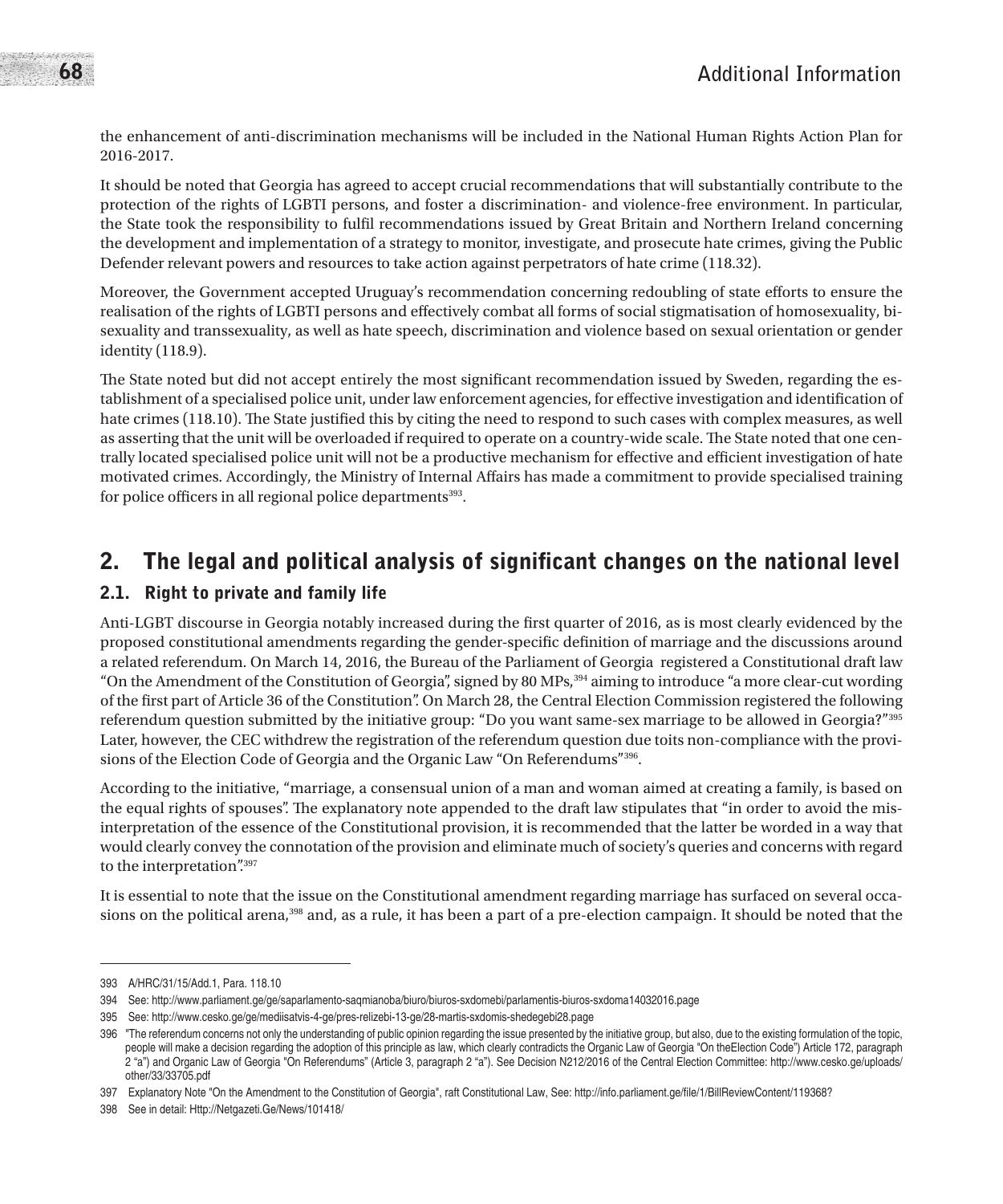the enhancement of anti-discrimination mechanisms will be included in the National Human Rights Action Plan for 2016-2017.

It should be noted that Georgia has agreed to accept crucial recommendations that will substantially contribute to the protection of the rights of LGBTI persons, and foster a discrimination- and violence-free environment. In particular, the State took the responsibility to fulfil recommendations issued by Great Britain and Northern Ireland concerning the development and implementation of a strategy to monitor, investigate, and prosecute hate crimes, giving the Public Defender relevant powers and resources to take action against perpetrators of hate crime (118.32).

Moreover, the Government accepted Uruguay's recommendation concerning redoubling of state efforts to ensure the realisation of the rights of LGBTI persons and effectively combat all forms of social stigmatisation of homosexuality, bisexuality and transsexuality, as well as hate speech, discrimination and violence based on sexual orientation or gender identity (118.9).

The State noted but did not accept entirely the most significant recommendation issued by Sweden, regarding the establishment of a specialised police unit, under law enforcement agencies, for effective investigation and identification of hate crimes (118.10). The State justified this by citing the need to respond to such cases with complex measures, as well as asserting that the unit will be overloaded if required to operate on a country-wide scale. The State noted that one centrally located specialised police unit will not be a productive mechanism for effective and efficient investigation of hate motivated crimes. Accordingly, the Ministry of Internal Affairs has made a commitment to provide specialised training for police officers in all regional police departments[393].

## 2. The legal and political analysis of significant changes on the national level

### 2.1. Right to private and family life

Anti-LGBT discourse in Georgia notably increased during the first quarter of 2016, as is most clearly evidenced by the proposed constitutional amendments regarding the gender-specific definition of marriage and the discussions around a related referendum. On March 14, 2016, the Bureau of the Parliament of Georgia registered a Constitutional draft law "On the Amendment of the Constitution of Georgia", signed by 80 MPs,[394] aiming to introduce "a more clear-cut wording of the first part of Article 36 of the Constitution". On March 28, the Central Election Commission registered the following referendum question submitted by the initiative group: "Do you want same-sex marriage to be allowed in Georgia?"[395] Later, however, the CEC withdrew the registration of the referendum question due toits non-compliance with the provisions of the Election Code of Georgia and the Organic Law "On Referendums"[396].

According to the initiative, "marriage, a consensual union of a man and woman aimed at creating a family, is based on the equal rights of spouses". The explanatory note appended to the draft law stipulates that "in order to avoid the misinterpretation of the essence of the Constitutional provision, it is recommended that the latter be worded in a way that would clearly convey the connotation of the provision and eliminate much of society's queries and concerns with regard to the interpretation".[397]

It is essential to note that the issue on the Constitutional amendment regarding marriage has surfaced on several occasions on the political arena,[398] and, as a rule, it has been a part of a pre-election campaign. It should be noted that the

---

393 A/HRC/31/15/Add.1, Para. 118.10

394 See: http://www.parliament.ge/ge/saparlamento-saqmianoba/biuro/biuros-sxdomebi/parlamentis-biuros-sxdoma14032016.page

395 See: http://www.cesko.ge/ge/mediisatvis-4-ge/pres-relizebi-13-ge/28-martis-sxdomis-shedegebi28.page

396 "The referendum concerns not only the understanding of public opinion regarding the issue presented by the initiative group, but also, due to the existing formulation of the topic, people will make a decision regarding the adoption of this principle as law, which clearly contradicts the Organic Law of Georgia "On theElection Code") Article 172, paragraph 2 "a") and Organic Law of Georgia "On Referendums" (Article 3, paragraph 2 "a"). See Decision N212/2016 of the Central Election Committee: http://www.cesko.ge/uploads/other/33/33705.pdf

397 Explanatory Note "On the Amendment to the Constitution of Georgia", raft Constitutional Law, See: http://info.parliament.ge/file/1/BillReviewContent/119368?

398 See in detail: Http://Netgazeti.Ge/News/101418/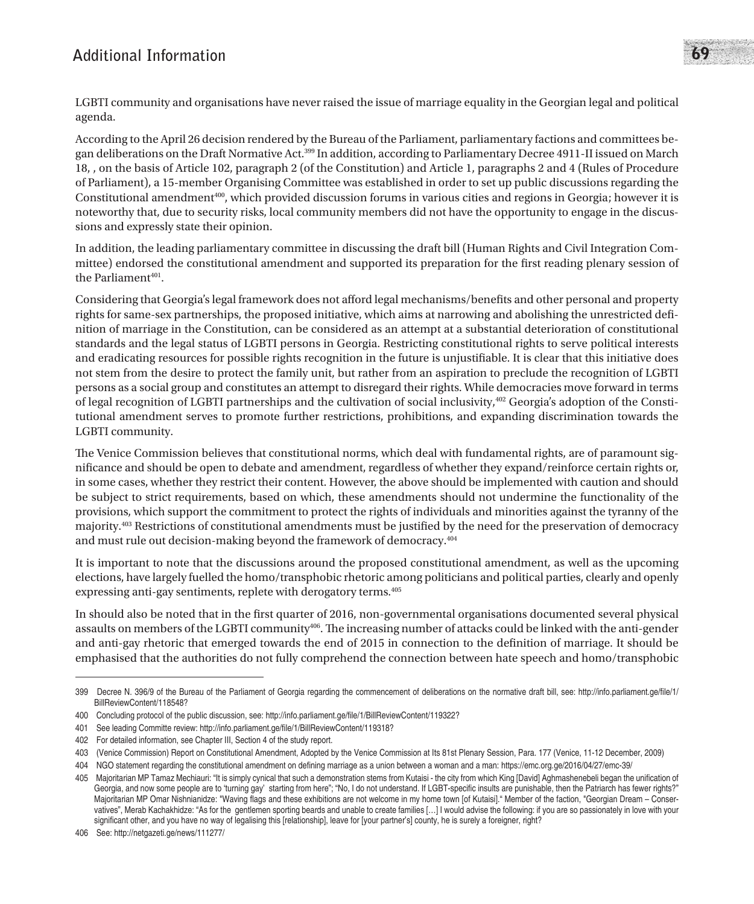LGBTI community and organisations have never raised the issue of marriage equality in the Georgian legal and political agenda.

According to the April 26 decision rendered by the Bureau of the Parliament, parliamentary factions and committees began deliberations on the Draft Normative Act.[399] In addition, according to Parliamentary Decree 4911-II issued on March 18, , on the basis of Article 102, paragraph 2 (of the Constitution) and Article 1, paragraphs 2 and 4 (Rules of Procedure of Parliament), a 15-member Organising Committee was established in order to set up public discussions regarding the Constitutional amendment[400], which provided discussion forums in various cities and regions in Georgia; however it is noteworthy that, due to security risks, local community members did not have the opportunity to engage in the discussions and expressly state their opinion.

In addition, the leading parliamentary committee in discussing the draft bill (Human Rights and Civil Integration Committee) endorsed the constitutional amendment and supported its preparation for the first reading plenary session of the Parliament[401].

Considering that Georgia's legal framework does not afford legal mechanisms/benefits and other personal and property rights for same-sex partnerships, the proposed initiative, which aims at narrowing and abolishing the unrestricted definition of marriage in the Constitution, can be considered as an attempt at a substantial deterioration of constitutional standards and the legal status of LGBTI persons in Georgia. Restricting constitutional rights to serve political interests and eradicating resources for possible rights recognition in the future is unjustifiable. It is clear that this initiative does not stem from the desire to protect the family unit, but rather from an aspiration to preclude the recognition of LGBTI persons as a social group and constitutes an attempt to disregard their rights. While democracies move forward in terms of legal recognition of LGBTI partnerships and the cultivation of social inclusivity,[402] Georgia's adoption of the Constitutional amendment serves to promote further restrictions, prohibitions, and expanding discrimination towards the LGBTI community.

The Venice Commission believes that constitutional norms, which deal with fundamental rights, are of paramount significance and should be open to debate and amendment, regardless of whether they expand/reinforce certain rights or, in some cases, whether they restrict their content. However, the above should be implemented with caution and should be subject to strict requirements, based on which, these amendments should not undermine the functionality of the provisions, which support the commitment to protect the rights of individuals and minorities against the tyranny of the majority.[403] Restrictions of constitutional amendments must be justified by the need for the preservation of democracy and must rule out decision-making beyond the framework of democracy.[404]

It is important to note that the discussions around the proposed constitutional amendment, as well as the upcoming elections, have largely fuelled the homo/transphobic rhetoric among politicians and political parties, clearly and openly expressing anti-gay sentiments, replete with derogatory terms.[405]

In should also be noted that in the first quarter of 2016, non-governmental organisations documented several physical assaults on members of the LGBTI community[406]. The increasing number of attacks could be linked with the anti-gender and anti-gay rhetoric that emerged towards the end of 2015 in connection to the definition of marriage. It should be emphasised that the authorities do not fully comprehend the connection between hate speech and homo/transphobic

---

399 Decree N. 396/9 of the Bureau of the Parliament of Georgia regarding the commencement of deliberations on the normative draft bill, see: http://info.parliament.ge/file/1/BillReviewContent/118548?

400 Concluding protocol of the public discussion, see: http://info.parliament.ge/file/1/BillReviewContent/119322?

401 See leading Committe review: http://info.parliament.ge/file/1/BillReviewContent/119318?

402 For detailed information, see Chapter III, Section 4 of the study report.

403 (Venice Commission) Report on Constitutional Amendment, Adopted by the Venice Commission at Its 81st Plenary Session, Para. 177 (Venice, 11-12 December, 2009)

404 NGO statement regarding the constitutional amendment on defining marriage as a union between a woman and a man: https://emc.org.ge/2016/04/27/emc-39/

405 Majoritarian MP Tamaz Mechiauri: "It is simply cynical that such a demonstration stems from Kutaisi - the city from which King [David] Aghmashenebeli began the unification of Georgia, and now some people are to 'turning gay' starting from here"; "No, I do not understand. If LGBT-specific insults are punishable, then the Patriarch has fewer rights?" Majoritarian MP Omar Nishnianidze: "Waving flags and these exhibitions are not welcome in my home town [of Kutaisi]." Member of the faction, "Georgian Dream – Conservatives", Merab Kachakhidze: "As for the gentlemen sporting beards and unable to create families […] I would advise the following: if you are so passionately in love with your significant other, and you have no way of legalising this [relationship], leave for [your partner's] county, he is surely a foreigner, right?

406 See: http://netgazeti.ge/news/111277/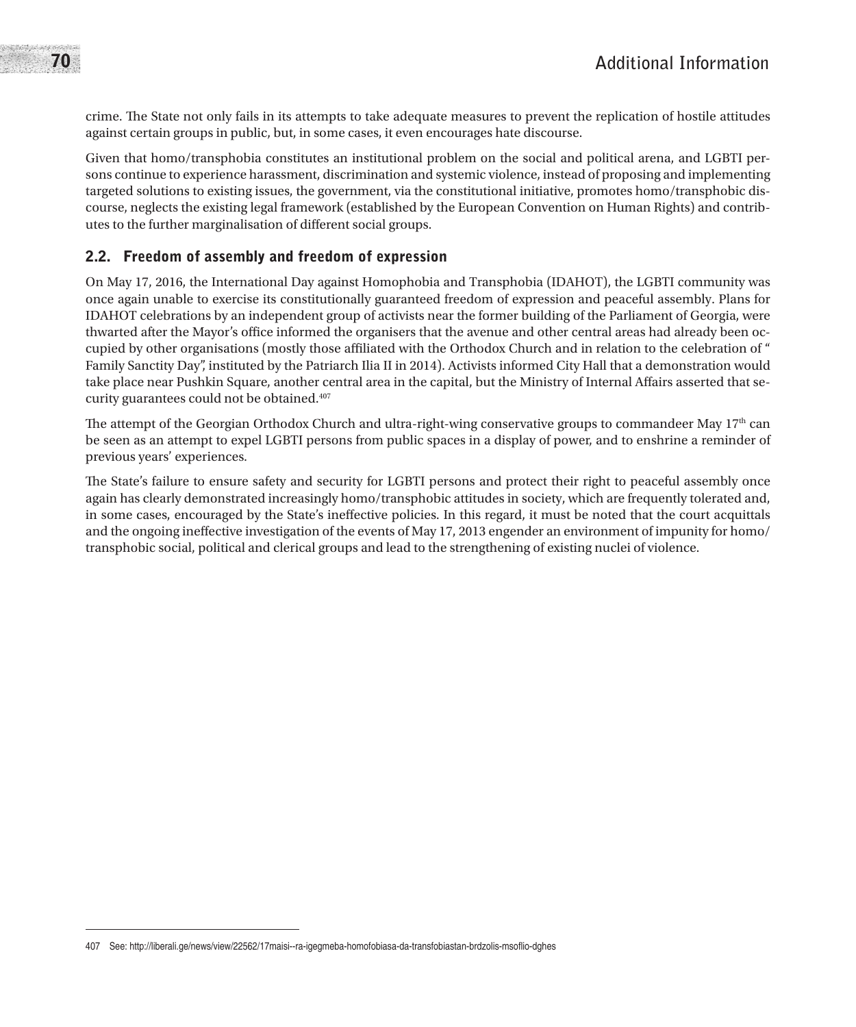crime. The State not only fails in its attempts to take adequate measures to prevent the replication of hostile attitudes against certain groups in public, but, in some cases, it even encourages hate discourse.

Given that homo/transphobia constitutes an institutional problem on the social and political arena, and LGBTI persons continue to experience harassment, discrimination and systemic violence, instead of proposing and implementing targeted solutions to existing issues, the government, via the constitutional initiative, promotes homo/transphobic discourse, neglects the existing legal framework (established by the European Convention on Human Rights) and contributes to the further marginalisation of different social groups.

## 2.2. Freedom of assembly and freedom of expression

On May 17, 2016, the International Day against Homophobia and Transphobia (IDAHOT), the LGBTI community was once again unable to exercise its constitutionally guaranteed freedom of expression and peaceful assembly. Plans for IDAHOT celebrations by an independent group of activists near the former building of the Parliament of Georgia, were thwarted after the Mayor's office informed the organisers that the avenue and other central areas had already been occupied by other organisations (mostly those affiliated with the Orthodox Church and in relation to the celebration of " Family Sanctity Day", instituted by the Patriarch Ilia II in 2014). Activists informed City Hall that a demonstration would take place near Pushkin Square, another central area in the capital, but the Ministry of Internal Affairs asserted that security guarantees could not be obtained.[407]

The attempt of the Georgian Orthodox Church and ultra-right-wing conservative groups to commandeer May 17th can be seen as an attempt to expel LGBTI persons from public spaces in a display of power, and to enshrine a reminder of previous years' experiences.

The State's failure to ensure safety and security for LGBTI persons and protect their right to peaceful assembly once again has clearly demonstrated increasingly homo/transphobic attitudes in society, which are frequently tolerated and, in some cases, encouraged by the State's ineffective policies. In this regard, it must be noted that the court acquittals and the ongoing ineffective investigation of the events of May 17, 2013 engender an environment of impunity for homo/transphobic social, political and clerical groups and lead to the strengthening of existing nuclei of violence.

---

407 See: http://liberali.ge/news/view/22562/17maisi--ra-igegmeba-homofobiasa-da-transfobiastan-brdzolis-msoflio-dghes